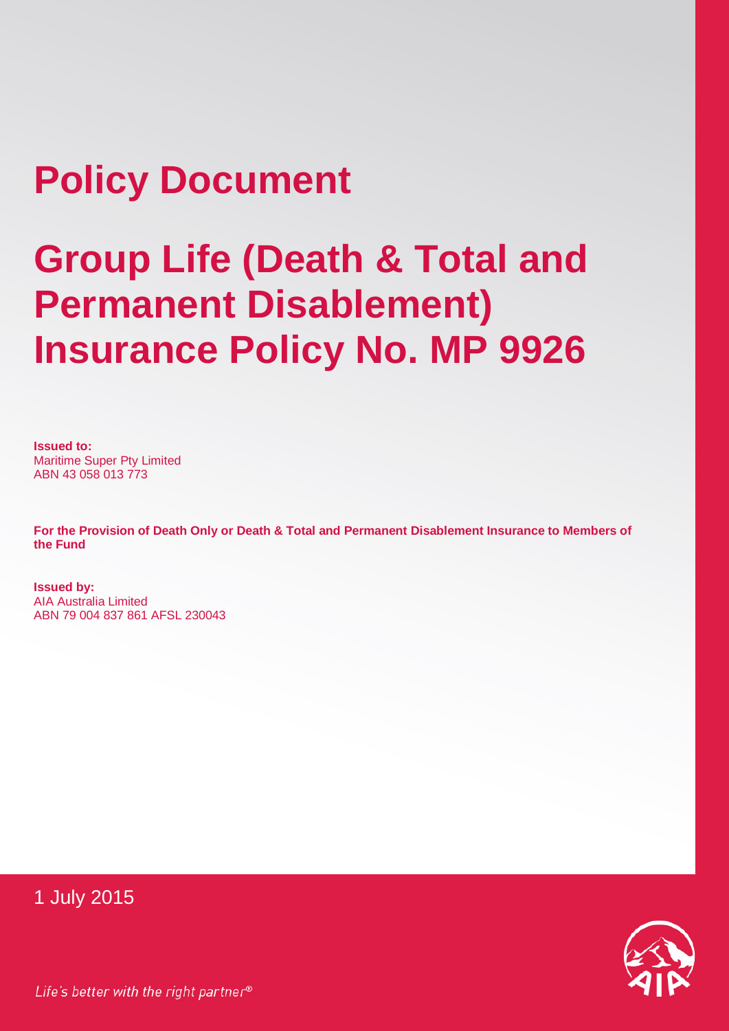# Policy Document

# Group Life (Death & Total and Permanent Disablement) Insurance Policy No. MP 9926

**Issued to:**
Maritime Super Pty Limited
ABN 43 058 013 773

**For the Provision of Death Only or Death & Total and Permanent Disablement Insurance to Members of the Fund**

**Issued by:**
AIA Australia Limited
ABN 79 004 837 861 AFSL 230043

1 July 2015

*Life's better with the right partner®*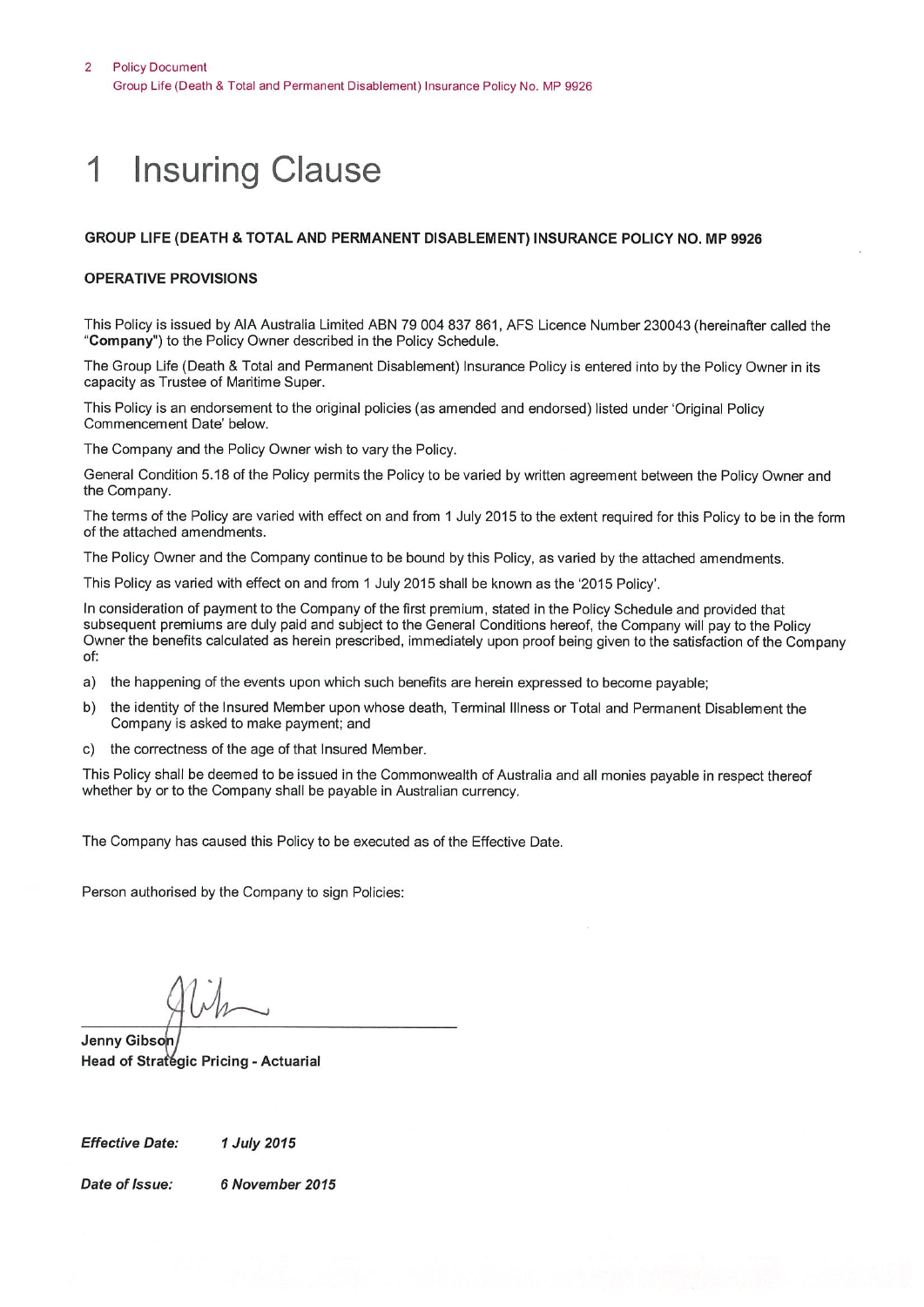# 1 Insuring Clause

**GROUP LIFE (DEATH & TOTAL AND PERMANENT DISABLEMENT) INSURANCE POLICY NO. MP 9926**

**OPERATIVE PROVISIONS**

This Policy is issued by AIA Australia Limited ABN 79 004 837 861, AFS Licence Number 230043 (hereinafter called the "**Company**") to the Policy Owner described in the Policy Schedule.

The Group Life (Death & Total and Permanent Disablement) Insurance Policy is entered into by the Policy Owner in its capacity as Trustee of Maritime Super.

This Policy is an endorsement to the original policies (as amended and endorsed) listed under 'Original Policy Commencement Date' below.

The Company and the Policy Owner wish to vary the Policy.

General Condition 5.18 of the Policy permits the Policy to be varied by written agreement between the Policy Owner and the Company.

The terms of the Policy are varied with effect on and from 1 July 2015 to the extent required for this Policy to be in the form of the attached amendments.

The Policy Owner and the Company continue to be bound by this Policy, as varied by the attached amendments.

This Policy as varied with effect on and from 1 July 2015 shall be known as the '2015 Policy'.

In consideration of payment to the Company of the first premium, stated in the Policy Schedule and provided that subsequent premiums are duly paid and subject to the General Conditions hereof, the Company will pay to the Policy Owner the benefits calculated as herein prescribed, immediately upon proof being given to the satisfaction of the Company of:

a) the happening of the events upon which such benefits are herein expressed to become payable;
b) the identity of the Insured Member upon whose death, Terminal Illness or Total and Permanent Disablement the Company is asked to make payment; and
c) the correctness of the age of that Insured Member.

This Policy shall be deemed to be issued in the Commonwealth of Australia and all monies payable in respect thereof whether by or to the Company shall be payable in Australian currency.

The Company has caused this Policy to be executed as of the Effective Date.

Person authorised by the Company to sign Policies:

**Jenny Gibson**
**Head of Strategic Pricing - Actuarial**

***Effective Date:*** ***1 July 2015***

***Date of Issue:*** ***6 November 2015***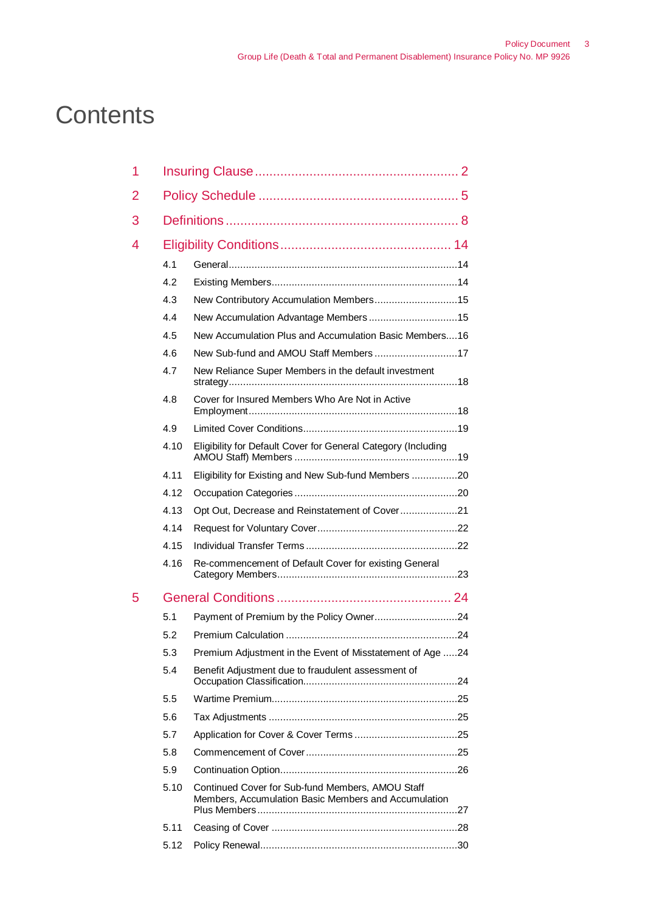# Contents

1 Insuring Clause ........................................................ 2

2 Policy Schedule ....................................................... 5

3 Definitions ................................................................ 8

4 Eligibility Conditions ............................................... 14

- 4.1 General ................................................................................ 14
- 4.2 Existing Members ................................................................ 14
- 4.3 New Contributory Accumulation Members ............................ 15
- 4.4 New Accumulation Advantage Members ............................... 15
- 4.5 New Accumulation Plus and Accumulation Basic Members .... 16
- 4.6 New Sub-fund and AMOU Staff Members ............................. 17
- 4.7 New Reliance Super Members in the default investment strategy ................................................................................ 18
- 4.8 Cover for Insured Members Who Are Not in Active Employment ........................................................................ 18
- 4.9 Limited Cover Conditions ..................................................... 19
- 4.10 Eligibility for Default Cover for General Category (Including AMOU Staff) Members ......................................................... 19
- 4.11 Eligibility for Existing and New Sub-fund Members ................ 20
- 4.12 Occupation Categories ........................................................ 20
- 4.13 Opt Out, Decrease and Reinstatement of Cover .................... 21
- 4.14 Request for Voluntary Cover ................................................ 22
- 4.15 Individual Transfer Terms .................................................... 22
- 4.16 Re-commencement of Default Cover for existing General Category Members .............................................................. 23

5 General Conditions ................................................. 24

- 5.1 Payment of Premium by the Policy Owner ............................. 24
- 5.2 Premium Calculation ............................................................ 24
- 5.3 Premium Adjustment in the Event of Misstatement of Age ..... 24
- 5.4 Benefit Adjustment due to fraudulent assessment of Occupation Classification ...................................................... 24
- 5.5 Wartime Premium ................................................................ 25
- 5.6 Tax Adjustments ................................................................. 25
- 5.7 Application for Cover & Cover Terms .................................... 25
- 5.8 Commencement of Cover ..................................................... 25
- 5.9 Continuation Option ............................................................. 26
- 5.10 Continued Cover for Sub-fund Members, AMOU Staff Members, Accumulation Basic Members and Accumulation Plus Members ..................................................................... 27
- 5.11 Ceasing of Cover ................................................................ 28
- 5.12 Policy Renewal .................................................................... 30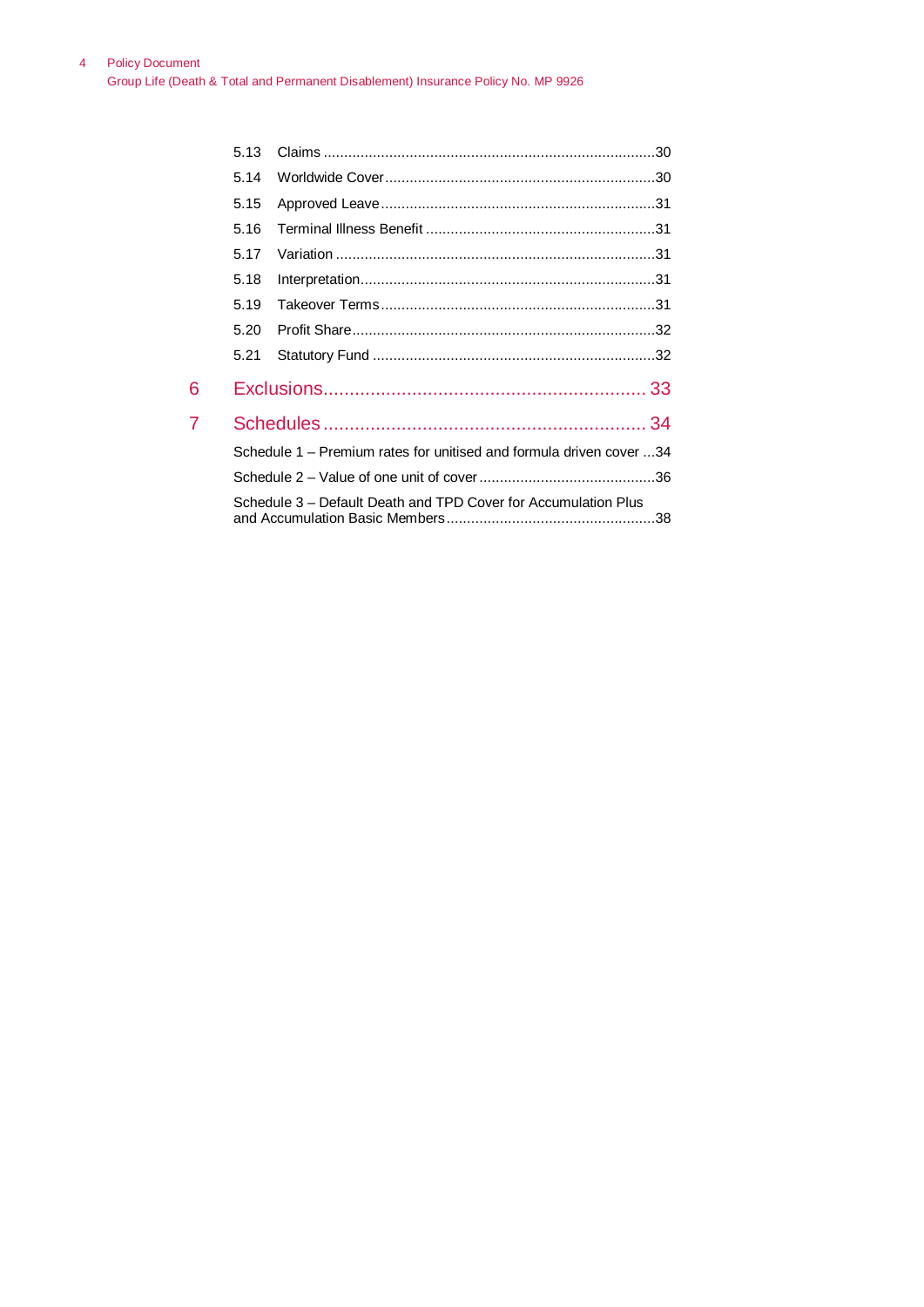5.13 Claims ................................................................................30

5.14 Worldwide Cover ..................................................................30

5.15 Approved Leave ....................................................................31

5.16 Terminal Illness Benefit ........................................................31

5.17 Variation ..............................................................................31

5.18 Interpretation........................................................................31

5.19 Takeover Terms ....................................................................31

5.20 Profit Share ..........................................................................32

5.21 Statutory Fund .....................................................................32

6 Exclusions............................................................... 33

7 Schedules ............................................................... 34

Schedule 1 – Premium rates for unitised and formula driven cover ...34

Schedule 2 – Value of one unit of cover ...........................................36

Schedule 3 – Default Death and TPD Cover for Accumulation Plus and Accumulation Basic Members ...................................................38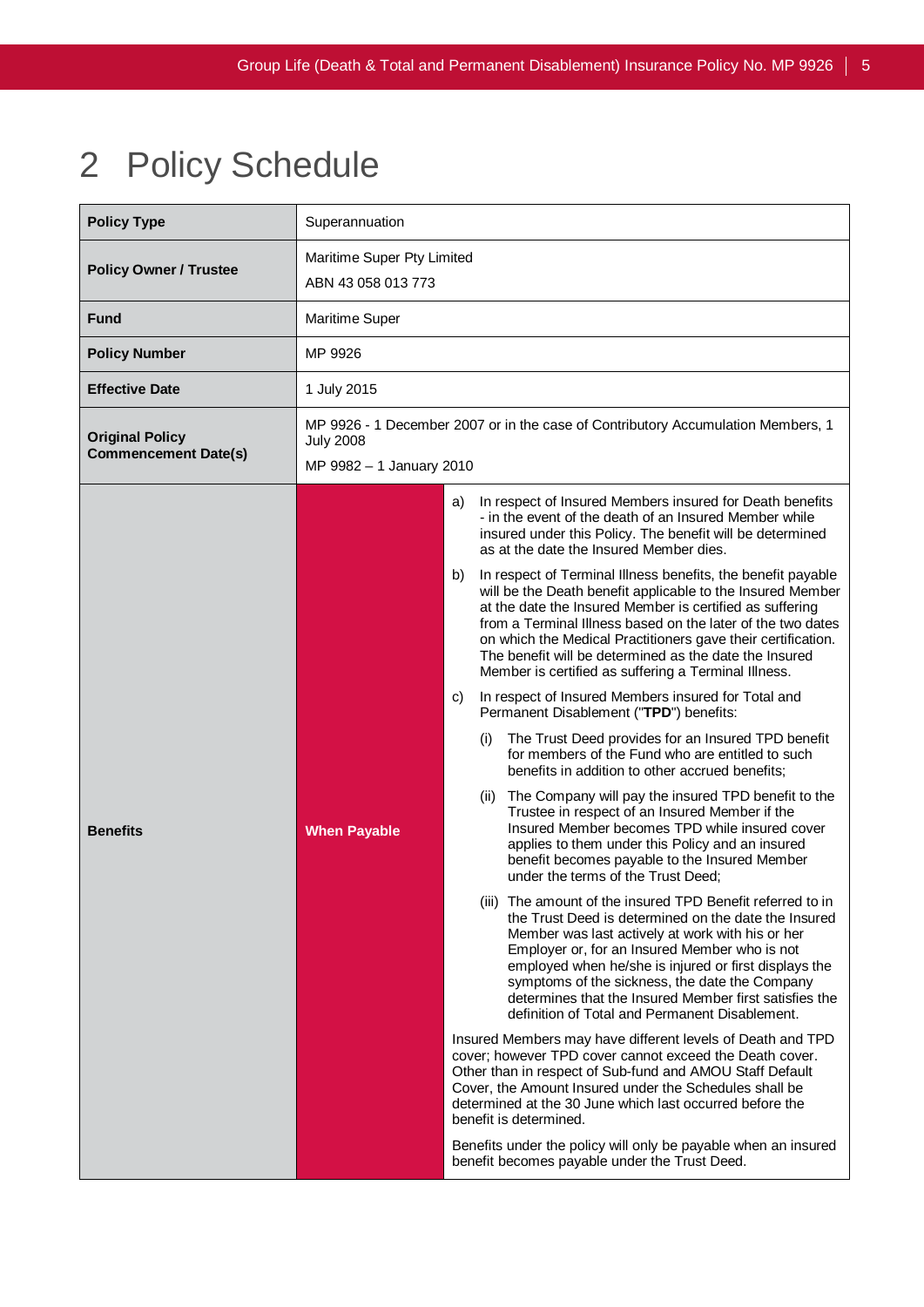# 2 Policy Schedule

| | | |
|---|---|---|
| **Policy Type** | Superannuation | |
| **Policy Owner / Trustee** | Maritime Super Pty Limited<br>ABN 43 058 013 773 | |
| **Fund** | Maritime Super | |
| **Policy Number** | MP 9926 | |
| **Effective Date** | 1 July 2015 | |
| **Original Policy Commencement Date(s)** | MP 9926 - 1 December 2007 or in the case of Contributory Accumulation Members, 1 July 2008<br>MP 9982 – 1 January 2010 | |
| **Benefits** | **When Payable** | a) In respect of Insured Members insured for Death benefits - in the event of the death of an Insured Member while insured under this Policy. The benefit will be determined as at the date the Insured Member dies.<br>b) In respect of Terminal Illness benefits, the benefit payable will be the Death benefit applicable to the Insured Member at the date the Insured Member is certified as suffering from a Terminal Illness based on the later of the two dates on which the Medical Practitioners gave their certification. The benefit will be determined as the date the Insured Member is certified as suffering a Terminal Illness.<br>c) In respect of Insured Members insured for Total and Permanent Disablement ("**TPD**") benefits:<br>(i) The Trust Deed provides for an Insured TPD benefit for members of the Fund who are entitled to such benefits in addition to other accrued benefits;<br>(ii) The Company will pay the insured TPD benefit to the Trustee in respect of an Insured Member if the Insured Member becomes TPD while insured cover applies to them under this Policy and an insured benefit becomes payable to the Insured Member under the terms of the Trust Deed;<br>(iii) The amount of the insured TPD Benefit referred to in the Trust Deed is determined on the date the Insured Member was last actively at work with his or her Employer or, for an Insured Member who is not employed when he/she is injured or first displays the symptoms of the sickness, the date the Company determines that the Insured Member first satisfies the definition of Total and Permanent Disablement.<br>Insured Members may have different levels of Death and TPD cover; however TPD cover cannot exceed the Death cover. Other than in respect of Sub-fund and AMOU Staff Default Cover, the Amount Insured under the Schedules shall be determined at the 30 June which last occurred before the benefit is determined.<br>Benefits under the policy will only be payable when an insured benefit becomes payable under the Trust Deed. |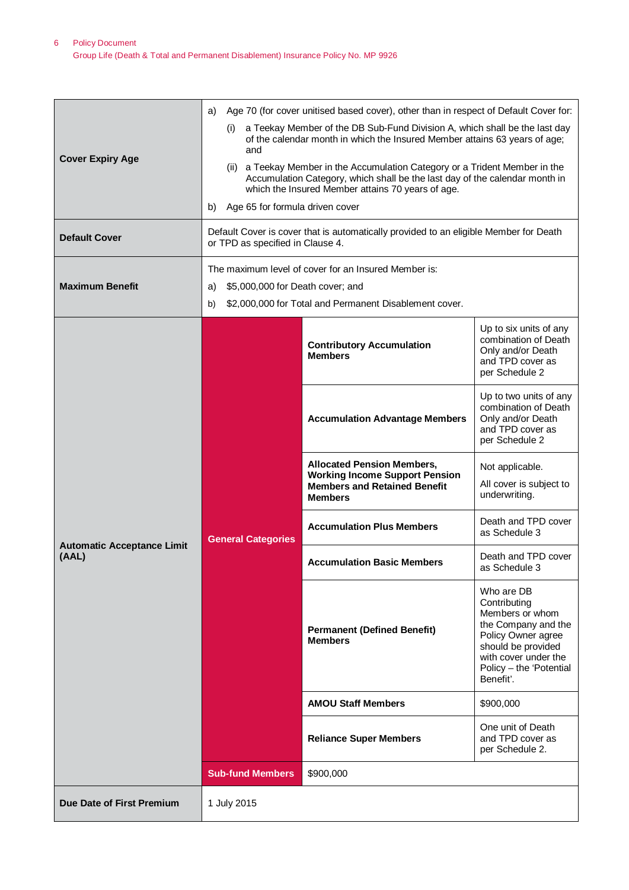| | | | |
|---|---|---|---|
| **Cover Expiry Age** | a) Age 70 (for cover unitised based cover), other than in respect of Default Cover for:<br>(i) a Teekay Member of the DB Sub-Fund Division A, which shall be the last day of the calendar month in which the Insured Member attains 63 years of age; and<br>(ii) a Teekay Member in the Accumulation Category or a Trident Member in the Accumulation Category, which shall be the last day of the calendar month in which the Insured Member attains 70 years of age.<br>b) Age 65 for formula driven cover | | |
| **Default Cover** | Default Cover is cover that is automatically provided to an eligible Member for Death or TPD as specified in Clause 4. | | |
| **Maximum Benefit** | The maximum level of cover for an Insured Member is:<br>a) $5,000,000 for Death cover; and<br>b) $2,000,000 for Total and Permanent Disablement cover. | | |
| **Automatic Acceptance Limit (AAL)** | **General Categories** | **Contributory Accumulation Members** | Up to six units of any combination of Death Only and/or Death and TPD cover as per Schedule 2 |
| | | **Accumulation Advantage Members** | Up to two units of any combination of Death Only and/or Death and TPD cover as per Schedule 2 |
| | | **Allocated Pension Members, Working Income Support Pension Members and Retained Benefit Members** | Not applicable.<br>All cover is subject to underwriting. |
| | | **Accumulation Plus Members** | Death and TPD cover as Schedule 3 |
| | | **Accumulation Basic Members** | Death and TPD cover as Schedule 3 |
| | | **Permanent (Defined Benefit) Members** | Who are DB Contributing Members or whom the Company and the Policy Owner agree should be provided with cover under the Policy – the 'Potential Benefit'. |
| | | **AMOU Staff Members** | $900,000 |
| | | **Reliance Super Members** | One unit of Death and TPD cover as per Schedule 2. |
| | **Sub-fund Members** | $900,000 | |
| **Due Date of First Premium** | 1 July 2015 | | |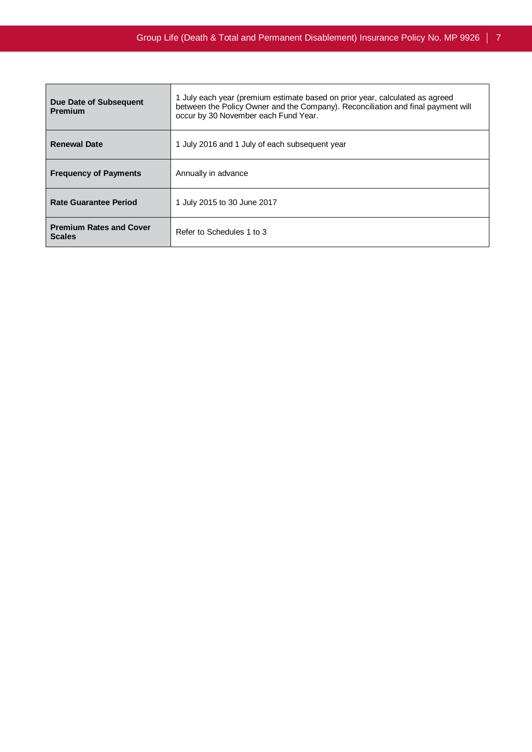| | |
|---|---|
| **Due Date of Subsequent Premium** | 1 July each year (premium estimate based on prior year, calculated as agreed between the Policy Owner and the Company). Reconciliation and final payment will occur by 30 November each Fund Year. |
| **Renewal Date** | 1 July 2016 and 1 July of each subsequent year |
| **Frequency of Payments** | Annually in advance |
| **Rate Guarantee Period** | 1 July 2015 to 30 June 2017 |
| **Premium Rates and Cover Scales** | Refer to Schedules 1 to 3 |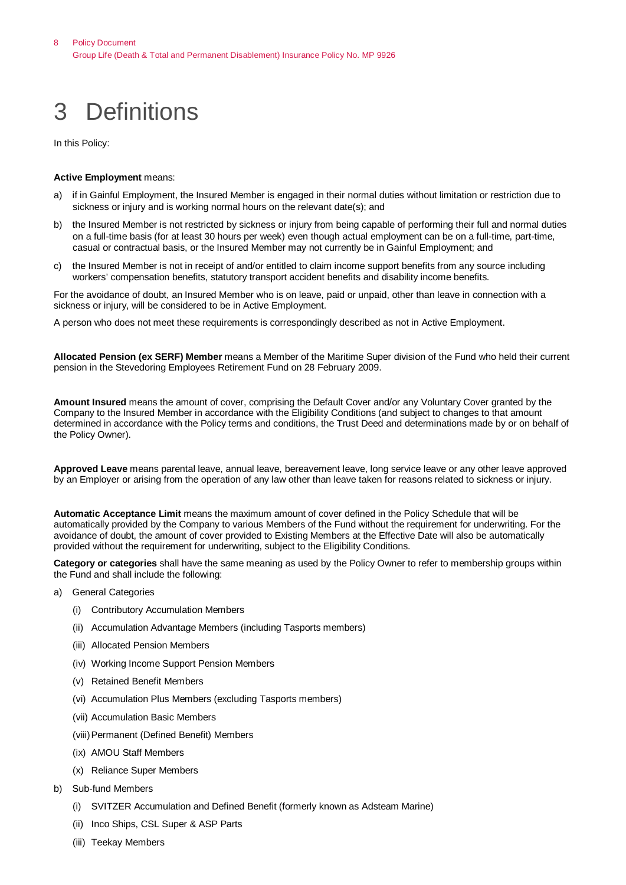# 3 Definitions

In this Policy:

**Active Employment** means:

a) if in Gainful Employment, the Insured Member is engaged in their normal duties without limitation or restriction due to sickness or injury and is working normal hours on the relevant date(s); and

b) the Insured Member is not restricted by sickness or injury from being capable of performing their full and normal duties on a full-time basis (for at least 30 hours per week) even though actual employment can be on a full-time, part-time, casual or contractual basis, or the Insured Member may not currently be in Gainful Employment; and

c) the Insured Member is not in receipt of and/or entitled to claim income support benefits from any source including workers' compensation benefits, statutory transport accident benefits and disability income benefits.

For the avoidance of doubt, an Insured Member who is on leave, paid or unpaid, other than leave in connection with a sickness or injury, will be considered to be in Active Employment.

A person who does not meet these requirements is correspondingly described as not in Active Employment.

**Allocated Pension (ex SERF) Member** means a Member of the Maritime Super division of the Fund who held their current pension in the Stevedoring Employees Retirement Fund on 28 February 2009.

**Amount Insured** means the amount of cover, comprising the Default Cover and/or any Voluntary Cover granted by the Company to the Insured Member in accordance with the Eligibility Conditions (and subject to changes to that amount determined in accordance with the Policy terms and conditions, the Trust Deed and determinations made by or on behalf of the Policy Owner).

**Approved Leave** means parental leave, annual leave, bereavement leave, long service leave or any other leave approved by an Employer or arising from the operation of any law other than leave taken for reasons related to sickness or injury.

**Automatic Acceptance Limit** means the maximum amount of cover defined in the Policy Schedule that will be automatically provided by the Company to various Members of the Fund without the requirement for underwriting. For the avoidance of doubt, the amount of cover provided to Existing Members at the Effective Date will also be automatically provided without the requirement for underwriting, subject to the Eligibility Conditions.

**Category or categories** shall have the same meaning as used by the Policy Owner to refer to membership groups within the Fund and shall include the following:

a) General Categories
   - (i) Contributory Accumulation Members
   - (ii) Accumulation Advantage Members (including Tasports members)
   - (iii) Allocated Pension Members
   - (iv) Working Income Support Pension Members
   - (v) Retained Benefit Members
   - (vi) Accumulation Plus Members (excluding Tasports members)
   - (vii) Accumulation Basic Members
   - (viii) Permanent (Defined Benefit) Members
   - (ix) AMOU Staff Members
   - (x) Reliance Super Members

b) Sub-fund Members
   - (i) SVITZER Accumulation and Defined Benefit (formerly known as Adsteam Marine)
   - (ii) Inco Ships, CSL Super & ASP Parts
   - (iii) Teekay Members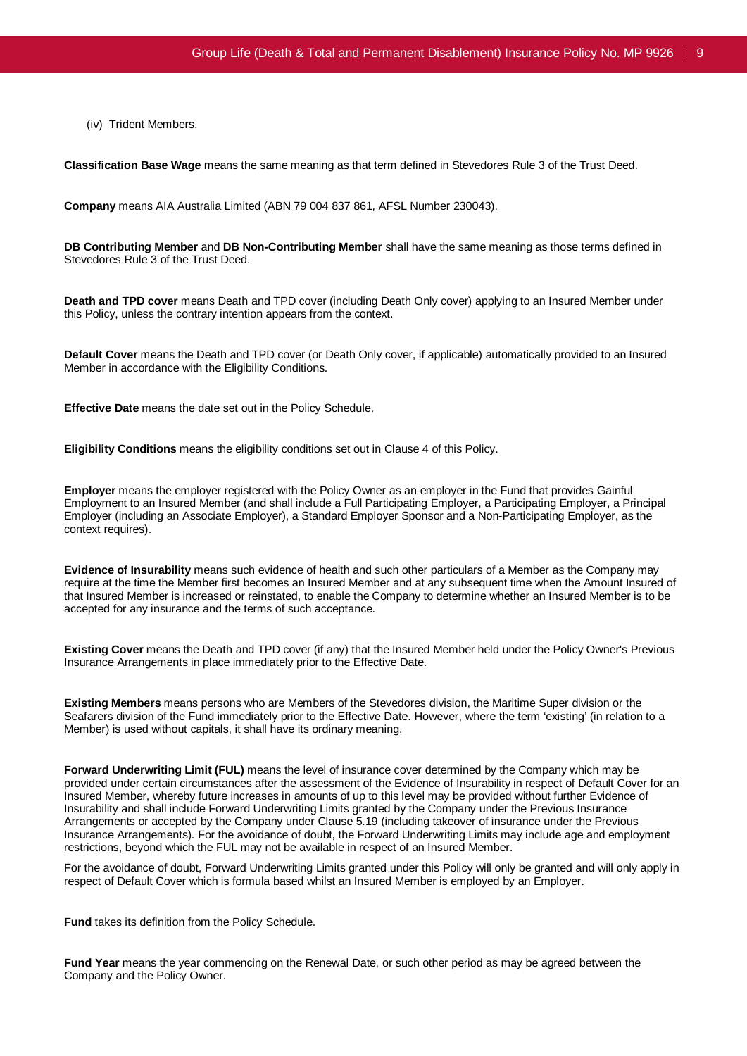(iv) Trident Members.

**Classification Base Wage** means the same meaning as that term defined in Stevedores Rule 3 of the Trust Deed.

**Company** means AIA Australia Limited (ABN 79 004 837 861, AFSL Number 230043).

**DB Contributing Member** and **DB Non-Contributing Member** shall have the same meaning as those terms defined in Stevedores Rule 3 of the Trust Deed.

**Death and TPD cover** means Death and TPD cover (including Death Only cover) applying to an Insured Member under this Policy, unless the contrary intention appears from the context.

**Default Cover** means the Death and TPD cover (or Death Only cover, if applicable) automatically provided to an Insured Member in accordance with the Eligibility Conditions.

**Effective Date** means the date set out in the Policy Schedule.

**Eligibility Conditions** means the eligibility conditions set out in Clause 4 of this Policy.

**Employer** means the employer registered with the Policy Owner as an employer in the Fund that provides Gainful Employment to an Insured Member (and shall include a Full Participating Employer, a Participating Employer, a Principal Employer (including an Associate Employer), a Standard Employer Sponsor and a Non-Participating Employer, as the context requires).

**Evidence of Insurability** means such evidence of health and such other particulars of a Member as the Company may require at the time the Member first becomes an Insured Member and at any subsequent time when the Amount Insured of that Insured Member is increased or reinstated, to enable the Company to determine whether an Insured Member is to be accepted for any insurance and the terms of such acceptance.

**Existing Cover** means the Death and TPD cover (if any) that the Insured Member held under the Policy Owner's Previous Insurance Arrangements in place immediately prior to the Effective Date.

**Existing Members** means persons who are Members of the Stevedores division, the Maritime Super division or the Seafarers division of the Fund immediately prior to the Effective Date. However, where the term 'existing' (in relation to a Member) is used without capitals, it shall have its ordinary meaning.

**Forward Underwriting Limit (FUL)** means the level of insurance cover determined by the Company which may be provided under certain circumstances after the assessment of the Evidence of Insurability in respect of Default Cover for an Insured Member, whereby future increases in amounts of up to this level may be provided without further Evidence of Insurability and shall include Forward Underwriting Limits granted by the Company under the Previous Insurance Arrangements or accepted by the Company under Clause 5.19 (including takeover of insurance under the Previous Insurance Arrangements). For the avoidance of doubt, the Forward Underwriting Limits may include age and employment restrictions, beyond which the FUL may not be available in respect of an Insured Member.

For the avoidance of doubt, Forward Underwriting Limits granted under this Policy will only be granted and will only apply in respect of Default Cover which is formula based whilst an Insured Member is employed by an Employer.

**Fund** takes its definition from the Policy Schedule.

**Fund Year** means the year commencing on the Renewal Date, or such other period as may be agreed between the Company and the Policy Owner.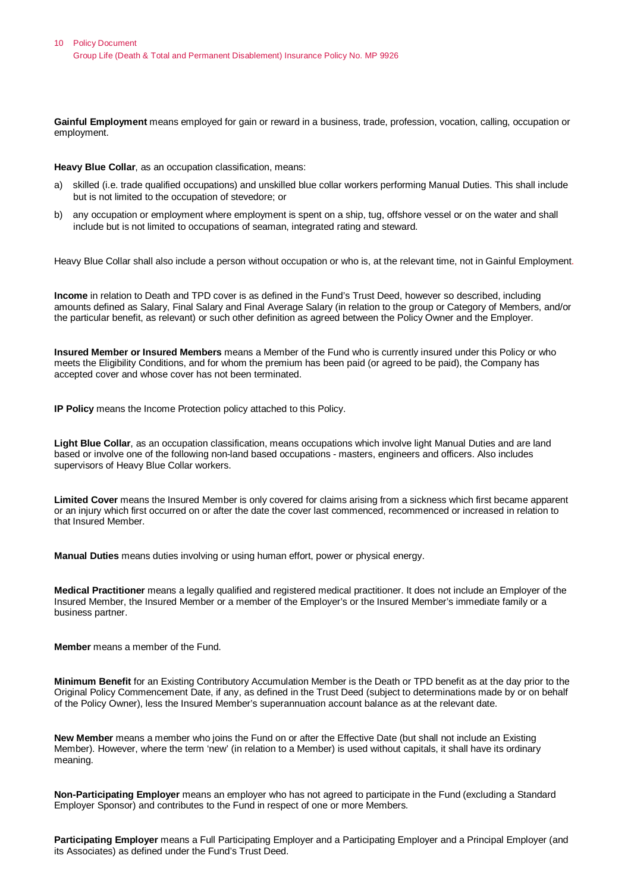**Gainful Employment** means employed for gain or reward in a business, trade, profession, vocation, calling, occupation or employment.

**Heavy Blue Collar**, as an occupation classification, means:

a) skilled (i.e. trade qualified occupations) and unskilled blue collar workers performing Manual Duties. This shall include but is not limited to the occupation of stevedore; or

b) any occupation or employment where employment is spent on a ship, tug, offshore vessel or on the water and shall include but is not limited to occupations of seaman, integrated rating and steward.

Heavy Blue Collar shall also include a person without occupation or who is, at the relevant time, not in Gainful Employment.

**Income** in relation to Death and TPD cover is as defined in the Fund's Trust Deed, however so described, including amounts defined as Salary, Final Salary and Final Average Salary (in relation to the group or Category of Members, and/or the particular benefit, as relevant) or such other definition as agreed between the Policy Owner and the Employer.

**Insured Member or Insured Members** means a Member of the Fund who is currently insured under this Policy or who meets the Eligibility Conditions, and for whom the premium has been paid (or agreed to be paid), the Company has accepted cover and whose cover has not been terminated.

**IP Policy** means the Income Protection policy attached to this Policy.

**Light Blue Collar**, as an occupation classification, means occupations which involve light Manual Duties and are land based or involve one of the following non-land based occupations - masters, engineers and officers. Also includes supervisors of Heavy Blue Collar workers.

**Limited Cover** means the Insured Member is only covered for claims arising from a sickness which first became apparent or an injury which first occurred on or after the date the cover last commenced, recommenced or increased in relation to that Insured Member.

**Manual Duties** means duties involving or using human effort, power or physical energy.

**Medical Practitioner** means a legally qualified and registered medical practitioner. It does not include an Employer of the Insured Member, the Insured Member or a member of the Employer's or the Insured Member's immediate family or a business partner.

**Member** means a member of the Fund.

**Minimum Benefit** for an Existing Contributory Accumulation Member is the Death or TPD benefit as at the day prior to the Original Policy Commencement Date, if any, as defined in the Trust Deed (subject to determinations made by or on behalf of the Policy Owner), less the Insured Member's superannuation account balance as at the relevant date.

**New Member** means a member who joins the Fund on or after the Effective Date (but shall not include an Existing Member). However, where the term 'new' (in relation to a Member) is used without capitals, it shall have its ordinary meaning.

**Non-Participating Employer** means an employer who has not agreed to participate in the Fund (excluding a Standard Employer Sponsor) and contributes to the Fund in respect of one or more Members.

**Participating Employer** means a Full Participating Employer and a Participating Employer and a Principal Employer (and its Associates) as defined under the Fund's Trust Deed.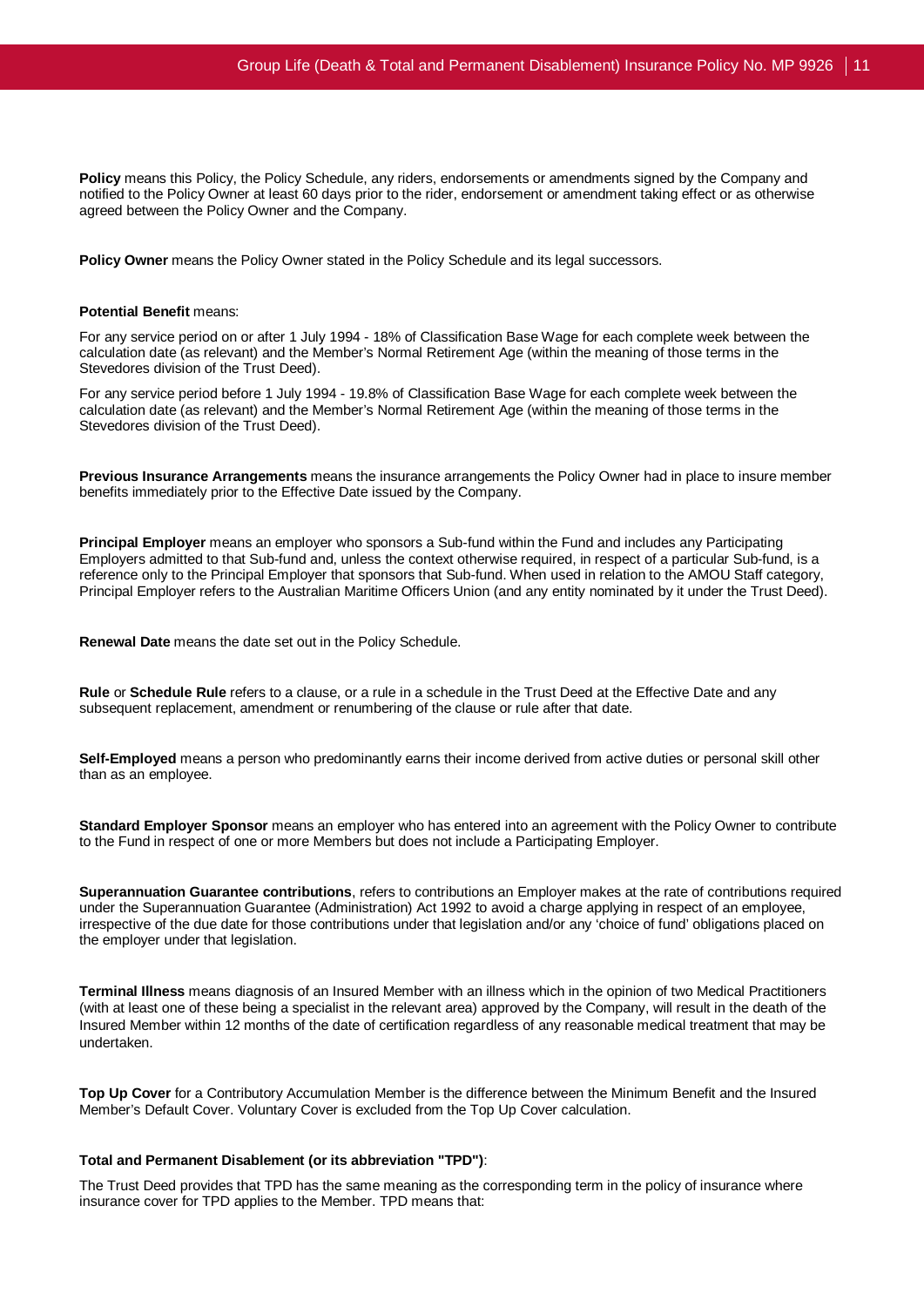**Policy** means this Policy, the Policy Schedule, any riders, endorsements or amendments signed by the Company and notified to the Policy Owner at least 60 days prior to the rider, endorsement or amendment taking effect or as otherwise agreed between the Policy Owner and the Company.

**Policy Owner** means the Policy Owner stated in the Policy Schedule and its legal successors.

**Potential Benefit** means:

For any service period on or after 1 July 1994 - 18% of Classification Base Wage for each complete week between the calculation date (as relevant) and the Member's Normal Retirement Age (within the meaning of those terms in the Stevedores division of the Trust Deed).

For any service period before 1 July 1994 - 19.8% of Classification Base Wage for each complete week between the calculation date (as relevant) and the Member's Normal Retirement Age (within the meaning of those terms in the Stevedores division of the Trust Deed).

**Previous Insurance Arrangements** means the insurance arrangements the Policy Owner had in place to insure member benefits immediately prior to the Effective Date issued by the Company.

**Principal Employer** means an employer who sponsors a Sub-fund within the Fund and includes any Participating Employers admitted to that Sub-fund and, unless the context otherwise required, in respect of a particular Sub-fund, is a reference only to the Principal Employer that sponsors that Sub-fund. When used in relation to the AMOU Staff category, Principal Employer refers to the Australian Maritime Officers Union (and any entity nominated by it under the Trust Deed).

**Renewal Date** means the date set out in the Policy Schedule.

**Rule** or **Schedule Rule** refers to a clause, or a rule in a schedule in the Trust Deed at the Effective Date and any subsequent replacement, amendment or renumbering of the clause or rule after that date.

**Self-Employed** means a person who predominantly earns their income derived from active duties or personal skill other than as an employee.

**Standard Employer Sponsor** means an employer who has entered into an agreement with the Policy Owner to contribute to the Fund in respect of one or more Members but does not include a Participating Employer.

**Superannuation Guarantee contributions**, refers to contributions an Employer makes at the rate of contributions required under the Superannuation Guarantee (Administration) Act 1992 to avoid a charge applying in respect of an employee, irrespective of the due date for those contributions under that legislation and/or any 'choice of fund' obligations placed on the employer under that legislation.

**Terminal Illness** means diagnosis of an Insured Member with an illness which in the opinion of two Medical Practitioners (with at least one of these being a specialist in the relevant area) approved by the Company, will result in the death of the Insured Member within 12 months of the date of certification regardless of any reasonable medical treatment that may be undertaken.

**Top Up Cover** for a Contributory Accumulation Member is the difference between the Minimum Benefit and the Insured Member's Default Cover. Voluntary Cover is excluded from the Top Up Cover calculation.

**Total and Permanent Disablement (or its abbreviation "TPD")**:

The Trust Deed provides that TPD has the same meaning as the corresponding term in the policy of insurance where insurance cover for TPD applies to the Member. TPD means that: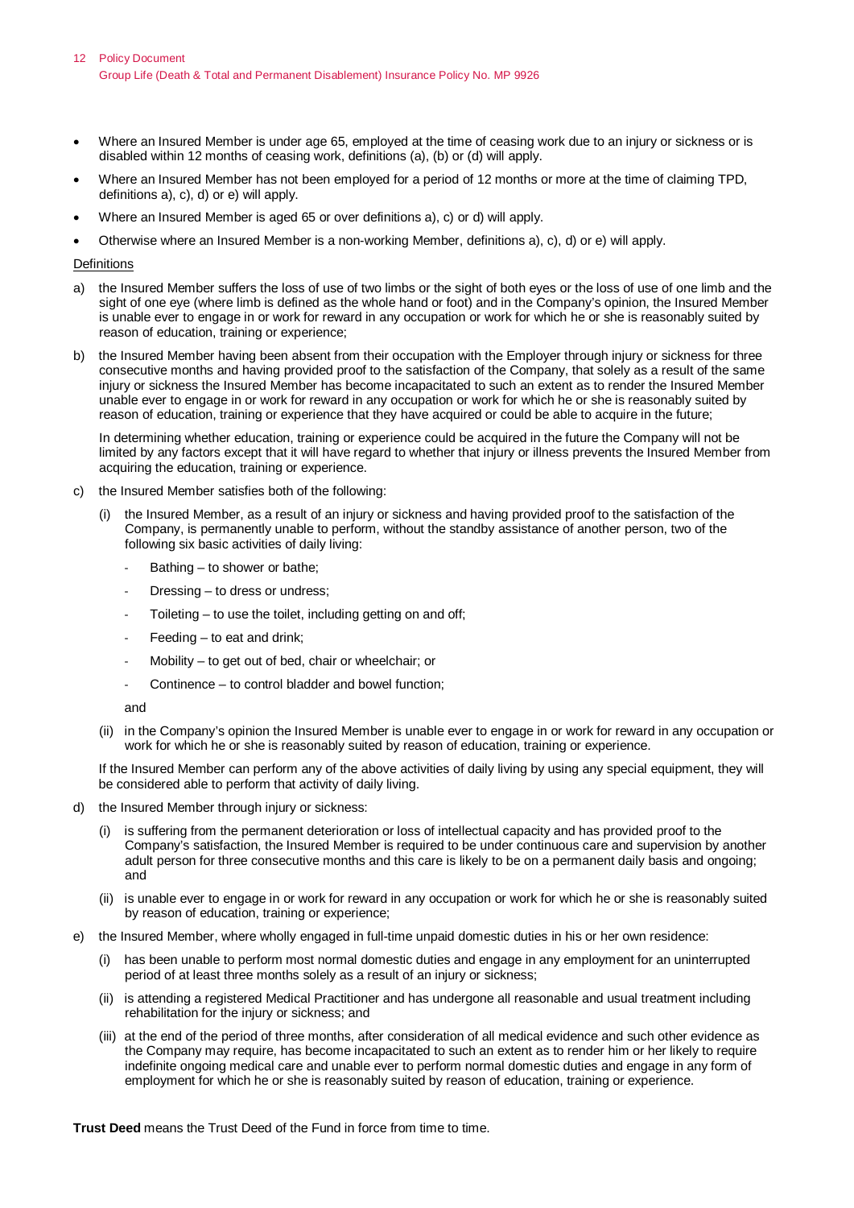- Where an Insured Member is under age 65, employed at the time of ceasing work due to an injury or sickness or is disabled within 12 months of ceasing work, definitions (a), (b) or (d) will apply.
- Where an Insured Member has not been employed for a period of 12 months or more at the time of claiming TPD, definitions a), c), d) or e) will apply.
- Where an Insured Member is aged 65 or over definitions a), c) or d) will apply.
- Otherwise where an Insured Member is a non-working Member, definitions a), c), d) or e) will apply.

Definitions

a) the Insured Member suffers the loss of use of two limbs or the sight of both eyes or the loss of use of one limb and the sight of one eye (where limb is defined as the whole hand or foot) and in the Company's opinion, the Insured Member is unable ever to engage in or work for reward in any occupation or work for which he or she is reasonably suited by reason of education, training or experience;

b) the Insured Member having been absent from their occupation with the Employer through injury or sickness for three consecutive months and having provided proof to the satisfaction of the Company, that solely as a result of the same injury or sickness the Insured Member has become incapacitated to such an extent as to render the Insured Member unable ever to engage in or work for reward in any occupation or work for which he or she is reasonably suited by reason of education, training or experience that they have acquired or could be able to acquire in the future;

   In determining whether education, training or experience could be acquired in the future the Company will not be limited by any factors except that it will have regard to whether that injury or illness prevents the Insured Member from acquiring the education, training or experience.

c) the Insured Member satisfies both of the following:

   (i) the Insured Member, as a result of an injury or sickness and having provided proof to the satisfaction of the Company, is permanently unable to perform, without the standby assistance of another person, two of the following six basic activities of daily living:

   - Bathing – to shower or bathe;
   - Dressing – to dress or undress;
   - Toileting – to use the toilet, including getting on and off;
   - Feeding – to eat and drink;
   - Mobility – to get out of bed, chair or wheelchair; or
   - Continence – to control bladder and bowel function;

   and

   (ii) in the Company's opinion the Insured Member is unable ever to engage in or work for reward in any occupation or work for which he or she is reasonably suited by reason of education, training or experience.

   If the Insured Member can perform any of the above activities of daily living by using any special equipment, they will be considered able to perform that activity of daily living.

d) the Insured Member through injury or sickness:

   (i) is suffering from the permanent deterioration or loss of intellectual capacity and has provided proof to the Company's satisfaction, the Insured Member is required to be under continuous care and supervision by another adult person for three consecutive months and this care is likely to be on a permanent daily basis and ongoing; and

   (ii) is unable ever to engage in or work for reward in any occupation or work for which he or she is reasonably suited by reason of education, training or experience;

e) the Insured Member, where wholly engaged in full-time unpaid domestic duties in his or her own residence:

   (i) has been unable to perform most normal domestic duties and engage in any employment for an uninterrupted period of at least three months solely as a result of an injury or sickness;

   (ii) is attending a registered Medical Practitioner and has undergone all reasonable and usual treatment including rehabilitation for the injury or sickness; and

   (iii) at the end of the period of three months, after consideration of all medical evidence and such other evidence as the Company may require, has become incapacitated to such an extent as to render him or her likely to require indefinite ongoing medical care and unable ever to perform normal domestic duties and engage in any form of employment for which he or she is reasonably suited by reason of education, training or experience.

**Trust Deed** means the Trust Deed of the Fund in force from time to time.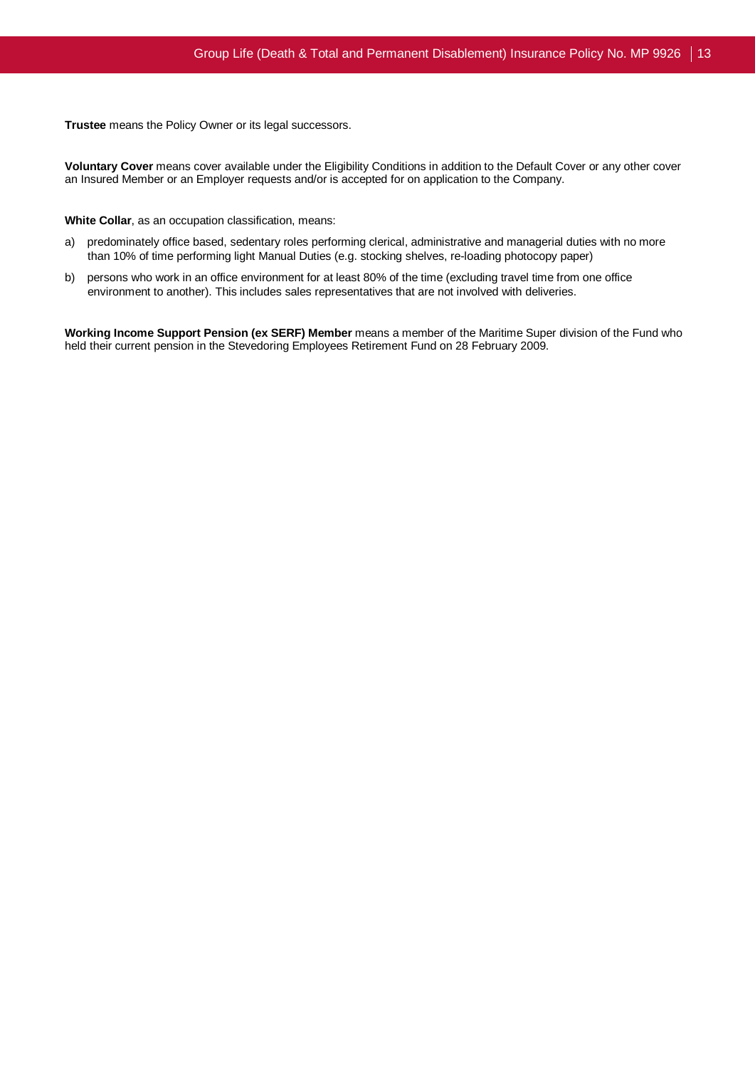**Trustee** means the Policy Owner or its legal successors.

**Voluntary Cover** means cover available under the Eligibility Conditions in addition to the Default Cover or any other cover an Insured Member or an Employer requests and/or is accepted for on application to the Company.

**White Collar**, as an occupation classification, means:

a) predominately office based, sedentary roles performing clerical, administrative and managerial duties with no more than 10% of time performing light Manual Duties (e.g. stocking shelves, re-loading photocopy paper)

b) persons who work in an office environment for at least 80% of the time (excluding travel time from one office environment to another). This includes sales representatives that are not involved with deliveries.

**Working Income Support Pension (ex SERF) Member** means a member of the Maritime Super division of the Fund who held their current pension in the Stevedoring Employees Retirement Fund on 28 February 2009.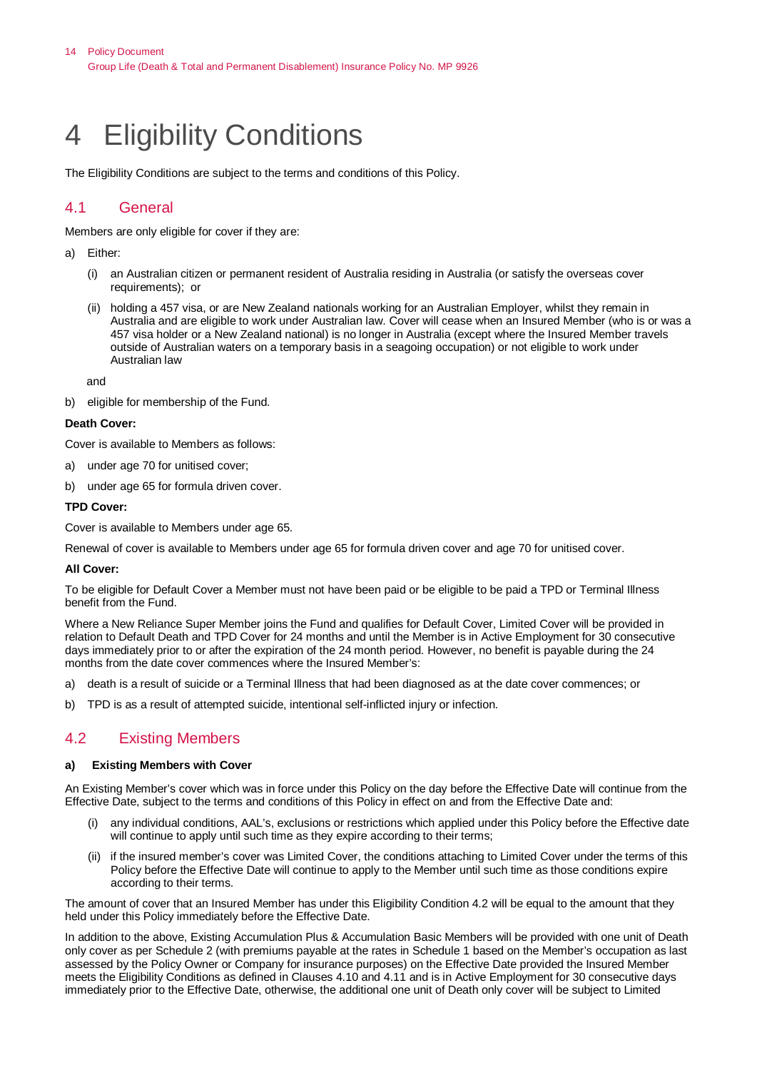# 4 Eligibility Conditions

The Eligibility Conditions are subject to the terms and conditions of this Policy.

## 4.1 General

Members are only eligible for cover if they are:

a) Either:

  (i) an Australian citizen or permanent resident of Australia residing in Australia (or satisfy the overseas cover requirements); or

  (ii) holding a 457 visa, or are New Zealand nationals working for an Australian Employer, whilst they remain in Australia and are eligible to work under Australian law. Cover will cease when an Insured Member (who is or was a 457 visa holder or a New Zealand national) is no longer in Australia (except where the Insured Member travels outside of Australian waters on a temporary basis in a seagoing occupation) or not eligible to work under Australian law

  and

b) eligible for membership of the Fund.

**Death Cover:**

Cover is available to Members as follows:

a) under age 70 for unitised cover;

b) under age 65 for formula driven cover.

**TPD Cover:**

Cover is available to Members under age 65.

Renewal of cover is available to Members under age 65 for formula driven cover and age 70 for unitised cover.

**All Cover:**

To be eligible for Default Cover a Member must not have been paid or be eligible to be paid a TPD or Terminal Illness benefit from the Fund.

Where a New Reliance Super Member joins the Fund and qualifies for Default Cover, Limited Cover will be provided in relation to Default Death and TPD Cover for 24 months and until the Member is in Active Employment for 30 consecutive days immediately prior to or after the expiration of the 24 month period. However, no benefit is payable during the 24 months from the date cover commences where the Insured Member's:

a) death is a result of suicide or a Terminal Illness that had been diagnosed as at the date cover commences; or

b) TPD is as a result of attempted suicide, intentional self-inflicted injury or infection.

## 4.2 Existing Members

**a) Existing Members with Cover**

An Existing Member's cover which was in force under this Policy on the day before the Effective Date will continue from the Effective Date, subject to the terms and conditions of this Policy in effect on and from the Effective Date and:

  (i) any individual conditions, AAL's, exclusions or restrictions which applied under this Policy before the Effective date will continue to apply until such time as they expire according to their terms;

  (ii) if the insured member's cover was Limited Cover, the conditions attaching to Limited Cover under the terms of this Policy before the Effective Date will continue to apply to the Member until such time as those conditions expire according to their terms.

The amount of cover that an Insured Member has under this Eligibility Condition 4.2 will be equal to the amount that they held under this Policy immediately before the Effective Date.

In addition to the above, Existing Accumulation Plus & Accumulation Basic Members will be provided with one unit of Death only cover as per Schedule 2 (with premiums payable at the rates in Schedule 1 based on the Member's occupation as last assessed by the Policy Owner or Company for insurance purposes) on the Effective Date provided the Insured Member meets the Eligibility Conditions as defined in Clauses 4.10 and 4.11 and is in Active Employment for 30 consecutive days immediately prior to the Effective Date, otherwise, the additional one unit of Death only cover will be subject to Limited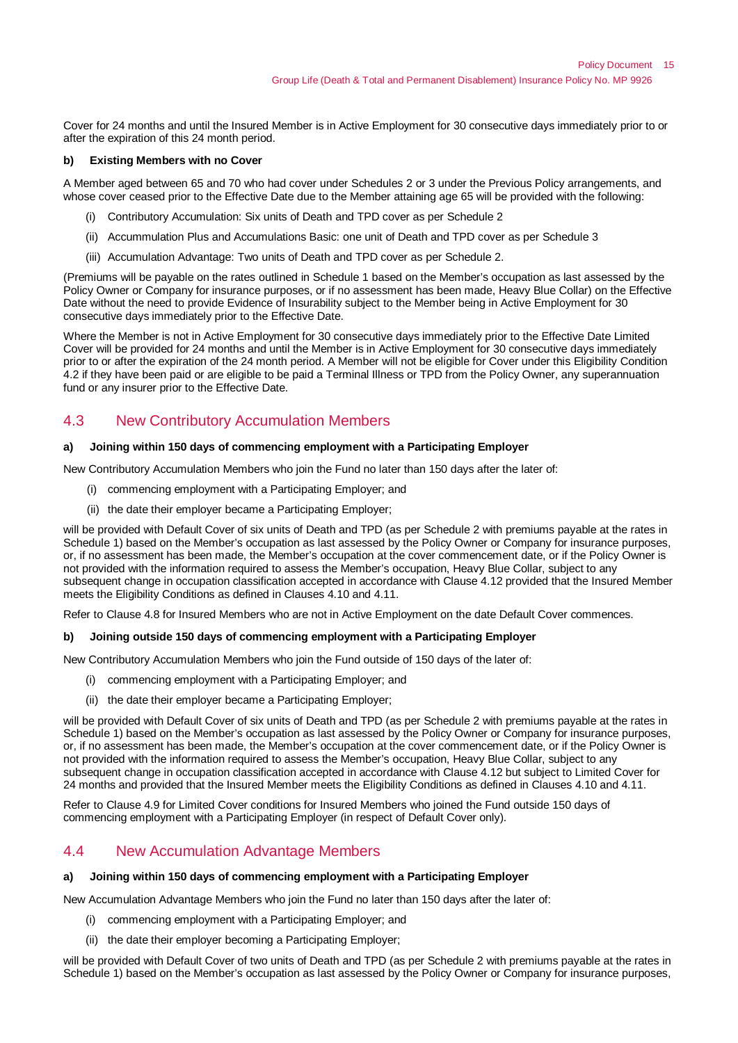Cover for 24 months and until the Insured Member is in Active Employment for 30 consecutive days immediately prior to or after the expiration of this 24 month period.

**b) Existing Members with no Cover**

A Member aged between 65 and 70 who had cover under Schedules 2 or 3 under the Previous Policy arrangements, and whose cover ceased prior to the Effective Date due to the Member attaining age 65 will be provided with the following:

(i) Contributory Accumulation: Six units of Death and TPD cover as per Schedule 2

(ii) Accummulation Plus and Accumulations Basic: one unit of Death and TPD cover as per Schedule 3

(iii) Accumulation Advantage: Two units of Death and TPD cover as per Schedule 2.

(Premiums will be payable on the rates outlined in Schedule 1 based on the Member's occupation as last assessed by the Policy Owner or Company for insurance purposes, or if no assessment has been made, Heavy Blue Collar) on the Effective Date without the need to provide Evidence of Insurability subject to the Member being in Active Employment for 30 consecutive days immediately prior to the Effective Date.

Where the Member is not in Active Employment for 30 consecutive days immediately prior to the Effective Date Limited Cover will be provided for 24 months and until the Member is in Active Employment for 30 consecutive days immediately prior to or after the expiration of the 24 month period. A Member will not be eligible for Cover under this Eligibility Condition 4.2 if they have been paid or are eligible to be paid a Terminal Illness or TPD from the Policy Owner, any superannuation fund or any insurer prior to the Effective Date.

## 4.3 New Contributory Accumulation Members

**a) Joining within 150 days of commencing employment with a Participating Employer**

New Contributory Accumulation Members who join the Fund no later than 150 days after the later of:

(i) commencing employment with a Participating Employer; and

(ii) the date their employer became a Participating Employer;

will be provided with Default Cover of six units of Death and TPD (as per Schedule 2 with premiums payable at the rates in Schedule 1) based on the Member's occupation as last assessed by the Policy Owner or Company for insurance purposes, or, if no assessment has been made, the Member's occupation at the cover commencement date, or if the Policy Owner is not provided with the information required to assess the Member's occupation, Heavy Blue Collar, subject to any subsequent change in occupation classification accepted in accordance with Clause 4.12 provided that the Insured Member meets the Eligibility Conditions as defined in Clauses 4.10 and 4.11.

Refer to Clause 4.8 for Insured Members who are not in Active Employment on the date Default Cover commences.

**b) Joining outside 150 days of commencing employment with a Participating Employer**

New Contributory Accumulation Members who join the Fund outside of 150 days of the later of:

(i) commencing employment with a Participating Employer; and

(ii) the date their employer became a Participating Employer;

will be provided with Default Cover of six units of Death and TPD (as per Schedule 2 with premiums payable at the rates in Schedule 1) based on the Member's occupation as last assessed by the Policy Owner or Company for insurance purposes, or, if no assessment has been made, the Member's occupation at the cover commencement date, or if the Policy Owner is not provided with the information required to assess the Member's occupation, Heavy Blue Collar, subject to any subsequent change in occupation classification accepted in accordance with Clause 4.12 but subject to Limited Cover for 24 months and provided that the Insured Member meets the Eligibility Conditions as defined in Clauses 4.10 and 4.11.

Refer to Clause 4.9 for Limited Cover conditions for Insured Members who joined the Fund outside 150 days of commencing employment with a Participating Employer (in respect of Default Cover only).

## 4.4 New Accumulation Advantage Members

**a) Joining within 150 days of commencing employment with a Participating Employer**

New Accumulation Advantage Members who join the Fund no later than 150 days after the later of:

(i) commencing employment with a Participating Employer; and

(ii) the date their employer becoming a Participating Employer;

will be provided with Default Cover of two units of Death and TPD (as per Schedule 2 with premiums payable at the rates in Schedule 1) based on the Member's occupation as last assessed by the Policy Owner or Company for insurance purposes,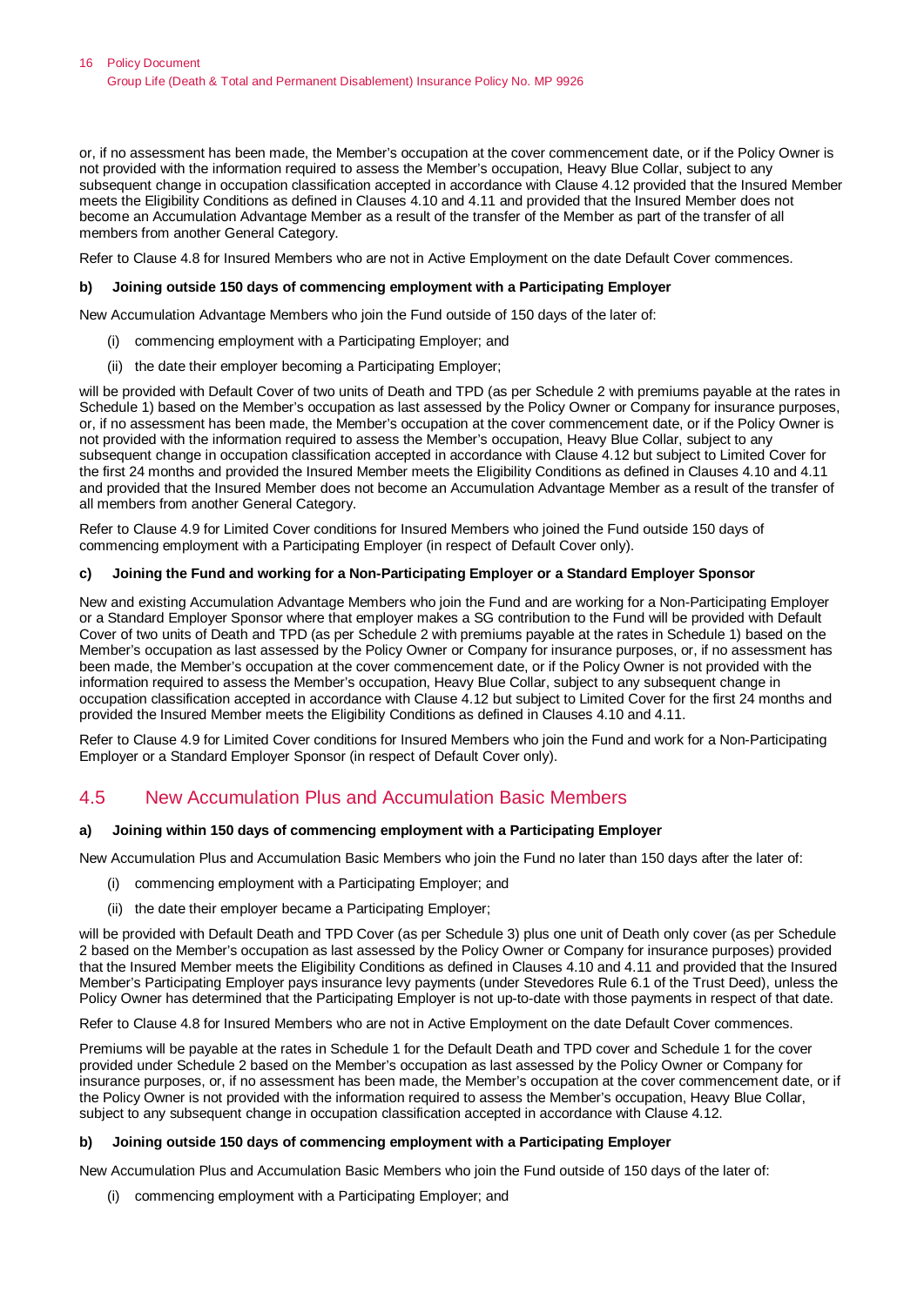or, if no assessment has been made, the Member's occupation at the cover commencement date, or if the Policy Owner is not provided with the information required to assess the Member's occupation, Heavy Blue Collar, subject to any subsequent change in occupation classification accepted in accordance with Clause 4.12 provided that the Insured Member meets the Eligibility Conditions as defined in Clauses 4.10 and 4.11 and provided that the Insured Member does not become an Accumulation Advantage Member as a result of the transfer of the Member as part of the transfer of all members from another General Category.

Refer to Clause 4.8 for Insured Members who are not in Active Employment on the date Default Cover commences.

#### b) Joining outside 150 days of commencing employment with a Participating Employer

New Accumulation Advantage Members who join the Fund outside of 150 days of the later of:

(i) commencing employment with a Participating Employer; and

(ii) the date their employer becoming a Participating Employer;

will be provided with Default Cover of two units of Death and TPD (as per Schedule 2 with premiums payable at the rates in Schedule 1) based on the Member's occupation as last assessed by the Policy Owner or Company for insurance purposes, or, if no assessment has been made, the Member's occupation at the cover commencement date, or if the Policy Owner is not provided with the information required to assess the Member's occupation, Heavy Blue Collar, subject to any subsequent change in occupation classification accepted in accordance with Clause 4.12 but subject to Limited Cover for the first 24 months and provided the Insured Member meets the Eligibility Conditions as defined in Clauses 4.10 and 4.11 and provided that the Insured Member does not become an Accumulation Advantage Member as a result of the transfer of all members from another General Category.

Refer to Clause 4.9 for Limited Cover conditions for Insured Members who joined the Fund outside 150 days of commencing employment with a Participating Employer (in respect of Default Cover only).

#### c) Joining the Fund and working for a Non-Participating Employer or a Standard Employer Sponsor

New and existing Accumulation Advantage Members who join the Fund and are working for a Non-Participating Employer or a Standard Employer Sponsor where that employer makes a SG contribution to the Fund will be provided with Default Cover of two units of Death and TPD (as per Schedule 2 with premiums payable at the rates in Schedule 1) based on the Member's occupation as last assessed by the Policy Owner or Company for insurance purposes, or, if no assessment has been made, the Member's occupation at the cover commencement date, or if the Policy Owner is not provided with the information required to assess the Member's occupation, Heavy Blue Collar, subject to any subsequent change in occupation classification accepted in accordance with Clause 4.12 but subject to Limited Cover for the first 24 months and provided the Insured Member meets the Eligibility Conditions as defined in Clauses 4.10 and 4.11.

Refer to Clause 4.9 for Limited Cover conditions for Insured Members who join the Fund and work for a Non-Participating Employer or a Standard Employer Sponsor (in respect of Default Cover only).

## 4.5 New Accumulation Plus and Accumulation Basic Members

#### a) Joining within 150 days of commencing employment with a Participating Employer

New Accumulation Plus and Accumulation Basic Members who join the Fund no later than 150 days after the later of:

(i) commencing employment with a Participating Employer; and

(ii) the date their employer became a Participating Employer;

will be provided with Default Death and TPD Cover (as per Schedule 3) plus one unit of Death only cover (as per Schedule 2 based on the Member's occupation as last assessed by the Policy Owner or Company for insurance purposes) provided that the Insured Member meets the Eligibility Conditions as defined in Clauses 4.10 and 4.11 and provided that the Insured Member's Participating Employer pays insurance levy payments (under Stevedores Rule 6.1 of the Trust Deed), unless the Policy Owner has determined that the Participating Employer is not up-to-date with those payments in respect of that date.

Refer to Clause 4.8 for Insured Members who are not in Active Employment on the date Default Cover commences.

Premiums will be payable at the rates in Schedule 1 for the Default Death and TPD cover and Schedule 1 for the cover provided under Schedule 2 based on the Member's occupation as last assessed by the Policy Owner or Company for insurance purposes, or, if no assessment has been made, the Member's occupation at the cover commencement date, or if the Policy Owner is not provided with the information required to assess the Member's occupation, Heavy Blue Collar, subject to any subsequent change in occupation classification accepted in accordance with Clause 4.12.

#### b) Joining outside 150 days of commencing employment with a Participating Employer

New Accumulation Plus and Accumulation Basic Members who join the Fund outside of 150 days of the later of:

(i) commencing employment with a Participating Employer; and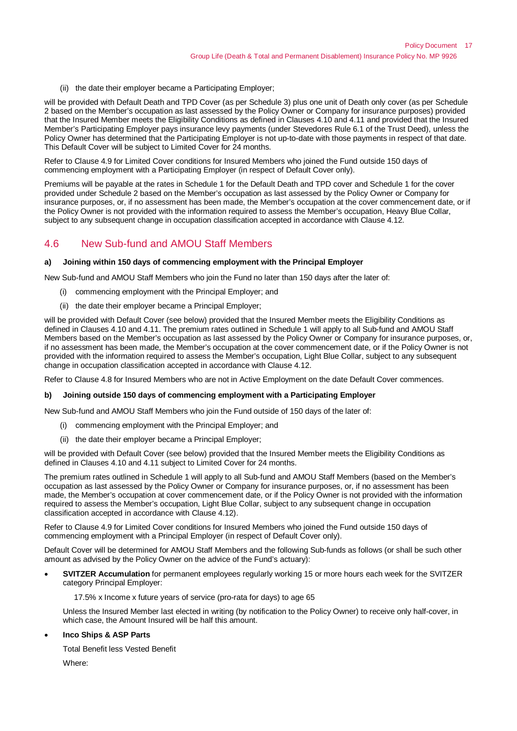(ii) the date their employer became a Participating Employer;

will be provided with Default Death and TPD Cover (as per Schedule 3) plus one unit of Death only cover (as per Schedule 2 based on the Member's occupation as last assessed by the Policy Owner or Company for insurance purposes) provided that the Insured Member meets the Eligibility Conditions as defined in Clauses 4.10 and 4.11 and provided that the Insured Member's Participating Employer pays insurance levy payments (under Stevedores Rule 6.1 of the Trust Deed), unless the Policy Owner has determined that the Participating Employer is not up-to-date with those payments in respect of that date. This Default Cover will be subject to Limited Cover for 24 months.

Refer to Clause 4.9 for Limited Cover conditions for Insured Members who joined the Fund outside 150 days of commencing employment with a Participating Employer (in respect of Default Cover only).

Premiums will be payable at the rates in Schedule 1 for the Default Death and TPD cover and Schedule 1 for the cover provided under Schedule 2 based on the Member's occupation as last assessed by the Policy Owner or Company for insurance purposes, or, if no assessment has been made, the Member's occupation at the cover commencement date, or if the Policy Owner is not provided with the information required to assess the Member's occupation, Heavy Blue Collar, subject to any subsequent change in occupation classification accepted in accordance with Clause 4.12.

## 4.6 New Sub-fund and AMOU Staff Members

**a) Joining within 150 days of commencing employment with the Principal Employer**

New Sub-fund and AMOU Staff Members who join the Fund no later than 150 days after the later of:

(i) commencing employment with the Principal Employer; and

(ii) the date their employer became a Principal Employer;

will be provided with Default Cover (see below) provided that the Insured Member meets the Eligibility Conditions as defined in Clauses 4.10 and 4.11. The premium rates outlined in Schedule 1 will apply to all Sub-fund and AMOU Staff Members based on the Member's occupation as last assessed by the Policy Owner or Company for insurance purposes, or, if no assessment has been made, the Member's occupation at the cover commencement date, or if the Policy Owner is not provided with the information required to assess the Member's occupation, Light Blue Collar, subject to any subsequent change in occupation classification accepted in accordance with Clause 4.12.

Refer to Clause 4.8 for Insured Members who are not in Active Employment on the date Default Cover commences.

**b) Joining outside 150 days of commencing employment with a Participating Employer**

New Sub-fund and AMOU Staff Members who join the Fund outside of 150 days of the later of:

(i) commencing employment with the Principal Employer; and

(ii) the date their employer became a Principal Employer;

will be provided with Default Cover (see below) provided that the Insured Member meets the Eligibility Conditions as defined in Clauses 4.10 and 4.11 subject to Limited Cover for 24 months.

The premium rates outlined in Schedule 1 will apply to all Sub-fund and AMOU Staff Members (based on the Member's occupation as last assessed by the Policy Owner or Company for insurance purposes, or, if no assessment has been made, the Member's occupation at cover commencement date, or if the Policy Owner is not provided with the information required to assess the Member's occupation, Light Blue Collar, subject to any subsequent change in occupation classification accepted in accordance with Clause 4.12).

Refer to Clause 4.9 for Limited Cover conditions for Insured Members who joined the Fund outside 150 days of commencing employment with a Principal Employer (in respect of Default Cover only).

Default Cover will be determined for AMOU Staff Members and the following Sub-funds as follows (or shall be such other amount as advised by the Policy Owner on the advice of the Fund's actuary):

- **SVITZER Accumulation** for permanent employees regularly working 15 or more hours each week for the SVITZER category Principal Employer:

  17.5% x Income x future years of service (pro-rata for days) to age 65

  Unless the Insured Member last elected in writing (by notification to the Policy Owner) to receive only half-cover, in which case, the Amount Insured will be half this amount.

- **Inco Ships & ASP Parts**

  Total Benefit less Vested Benefit

  Where: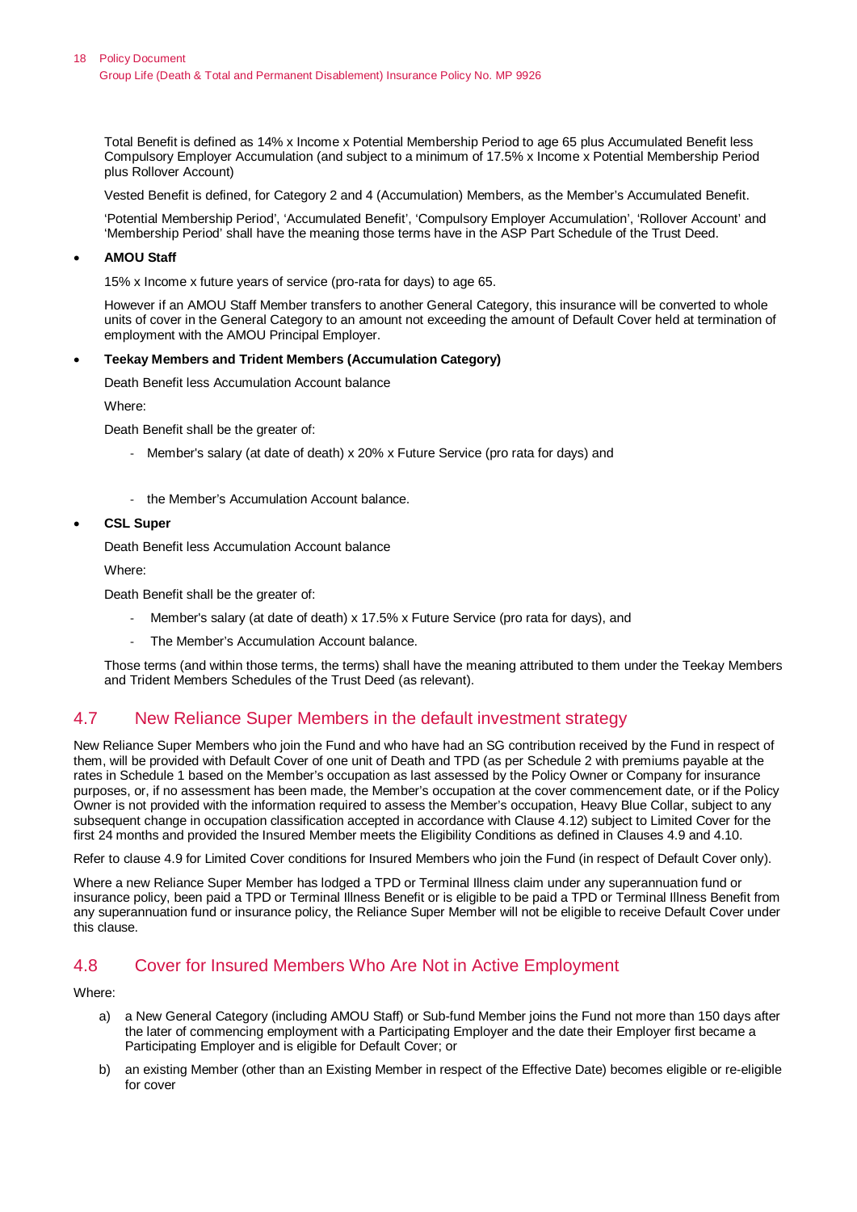Total Benefit is defined as 14% x Income x Potential Membership Period to age 65 plus Accumulated Benefit less Compulsory Employer Accumulation (and subject to a minimum of 17.5% x Income x Potential Membership Period plus Rollover Account)

Vested Benefit is defined, for Category 2 and 4 (Accumulation) Members, as the Member's Accumulated Benefit.

'Potential Membership Period', 'Accumulated Benefit', 'Compulsory Employer Accumulation', 'Rollover Account' and 'Membership Period' shall have the meaning those terms have in the ASP Part Schedule of the Trust Deed.

- **AMOU Staff**

  15% x Income x future years of service (pro-rata for days) to age 65.

  However if an AMOU Staff Member transfers to another General Category, this insurance will be converted to whole units of cover in the General Category to an amount not exceeding the amount of Default Cover held at termination of employment with the AMOU Principal Employer.

- **Teekay Members and Trident Members (Accumulation Category)**

  Death Benefit less Accumulation Account balance

  Where:

  Death Benefit shall be the greater of:

  - Member's salary (at date of death) x 20% x Future Service (pro rata for days) and
  - the Member's Accumulation Account balance.

- **CSL Super**

  Death Benefit less Accumulation Account balance

  Where:

  Death Benefit shall be the greater of:

  - Member's salary (at date of death) x 17.5% x Future Service (pro rata for days), and
  - The Member's Accumulation Account balance.

  Those terms (and within those terms, the terms) shall have the meaning attributed to them under the Teekay Members and Trident Members Schedules of the Trust Deed (as relevant).

## 4.7 New Reliance Super Members in the default investment strategy

New Reliance Super Members who join the Fund and who have had an SG contribution received by the Fund in respect of them, will be provided with Default Cover of one unit of Death and TPD (as per Schedule 2 with premiums payable at the rates in Schedule 1 based on the Member's occupation as last assessed by the Policy Owner or Company for insurance purposes, or, if no assessment has been made, the Member's occupation at the cover commencement date, or if the Policy Owner is not provided with the information required to assess the Member's occupation, Heavy Blue Collar, subject to any subsequent change in occupation classification accepted in accordance with Clause 4.12) subject to Limited Cover for the first 24 months and provided the Insured Member meets the Eligibility Conditions as defined in Clauses 4.9 and 4.10.

Refer to clause 4.9 for Limited Cover conditions for Insured Members who join the Fund (in respect of Default Cover only).

Where a new Reliance Super Member has lodged a TPD or Terminal Illness claim under any superannuation fund or insurance policy, been paid a TPD or Terminal Illness Benefit or is eligible to be paid a TPD or Terminal Illness Benefit from any superannuation fund or insurance policy, the Reliance Super Member will not be eligible to receive Default Cover under this clause.

## 4.8 Cover for Insured Members Who Are Not in Active Employment

Where:

a) a New General Category (including AMOU Staff) or Sub-fund Member joins the Fund not more than 150 days after the later of commencing employment with a Participating Employer and the date their Employer first became a Participating Employer and is eligible for Default Cover; or

b) an existing Member (other than an Existing Member in respect of the Effective Date) becomes eligible or re-eligible for cover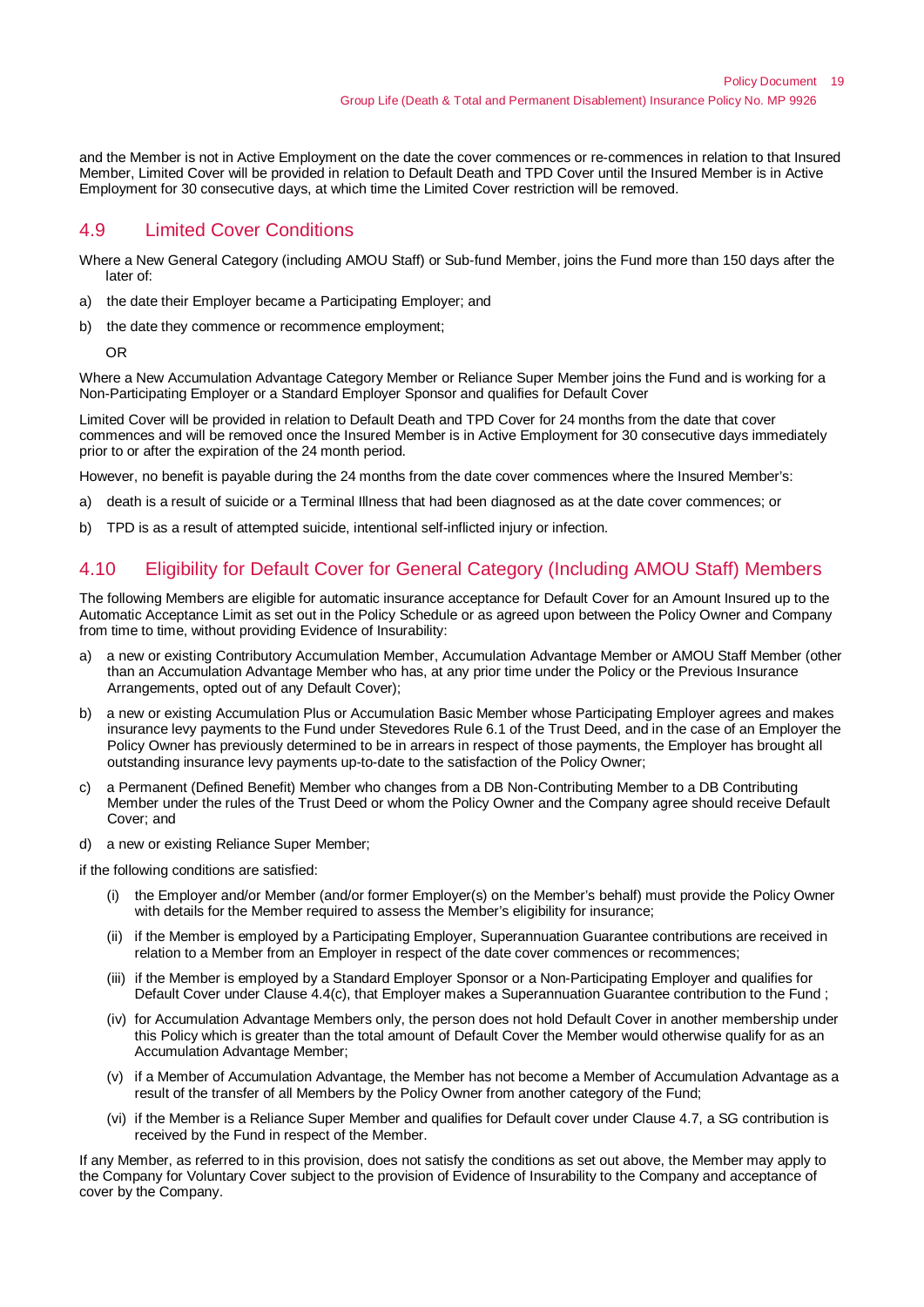and the Member is not in Active Employment on the date the cover commences or re-commences in relation to that Insured Member, Limited Cover will be provided in relation to Default Death and TPD Cover until the Insured Member is in Active Employment for 30 consecutive days, at which time the Limited Cover restriction will be removed.

## 4.9 Limited Cover Conditions

Where a New General Category (including AMOU Staff) or Sub-fund Member, joins the Fund more than 150 days after the later of:

a) the date their Employer became a Participating Employer; and

b) the date they commence or recommence employment;

OR

Where a New Accumulation Advantage Category Member or Reliance Super Member joins the Fund and is working for a Non-Participating Employer or a Standard Employer Sponsor and qualifies for Default Cover

Limited Cover will be provided in relation to Default Death and TPD Cover for 24 months from the date that cover commences and will be removed once the Insured Member is in Active Employment for 30 consecutive days immediately prior to or after the expiration of the 24 month period.

However, no benefit is payable during the 24 months from the date cover commences where the Insured Member's:

a) death is a result of suicide or a Terminal Illness that had been diagnosed as at the date cover commences; or

b) TPD is as a result of attempted suicide, intentional self-inflicted injury or infection.

## 4.10 Eligibility for Default Cover for General Category (Including AMOU Staff) Members

The following Members are eligible for automatic insurance acceptance for Default Cover for an Amount Insured up to the Automatic Acceptance Limit as set out in the Policy Schedule or as agreed upon between the Policy Owner and Company from time to time, without providing Evidence of Insurability:

a) a new or existing Contributory Accumulation Member, Accumulation Advantage Member or AMOU Staff Member (other than an Accumulation Advantage Member who has, at any prior time under the Policy or the Previous Insurance Arrangements, opted out of any Default Cover);

b) a new or existing Accumulation Plus or Accumulation Basic Member whose Participating Employer agrees and makes insurance levy payments to the Fund under Stevedores Rule 6.1 of the Trust Deed, and in the case of an Employer the Policy Owner has previously determined to be in arrears in respect of those payments, the Employer has brought all outstanding insurance levy payments up-to-date to the satisfaction of the Policy Owner;

c) a Permanent (Defined Benefit) Member who changes from a DB Non-Contributing Member to a DB Contributing Member under the rules of the Trust Deed or whom the Policy Owner and the Company agree should receive Default Cover; and

d) a new or existing Reliance Super Member;

if the following conditions are satisfied:

(i) the Employer and/or Member (and/or former Employer(s) on the Member's behalf) must provide the Policy Owner with details for the Member required to assess the Member's eligibility for insurance;

(ii) if the Member is employed by a Participating Employer, Superannuation Guarantee contributions are received in relation to a Member from an Employer in respect of the date cover commences or recommences;

(iii) if the Member is employed by a Standard Employer Sponsor or a Non-Participating Employer and qualifies for Default Cover under Clause 4.4(c), that Employer makes a Superannuation Guarantee contribution to the Fund ;

(iv) for Accumulation Advantage Members only, the person does not hold Default Cover in another membership under this Policy which is greater than the total amount of Default Cover the Member would otherwise qualify for as an Accumulation Advantage Member;

(v) if a Member of Accumulation Advantage, the Member has not become a Member of Accumulation Advantage as a result of the transfer of all Members by the Policy Owner from another category of the Fund;

(vi) if the Member is a Reliance Super Member and qualifies for Default cover under Clause 4.7, a SG contribution is received by the Fund in respect of the Member.

If any Member, as referred to in this provision, does not satisfy the conditions as set out above, the Member may apply to the Company for Voluntary Cover subject to the provision of Evidence of Insurability to the Company and acceptance of cover by the Company.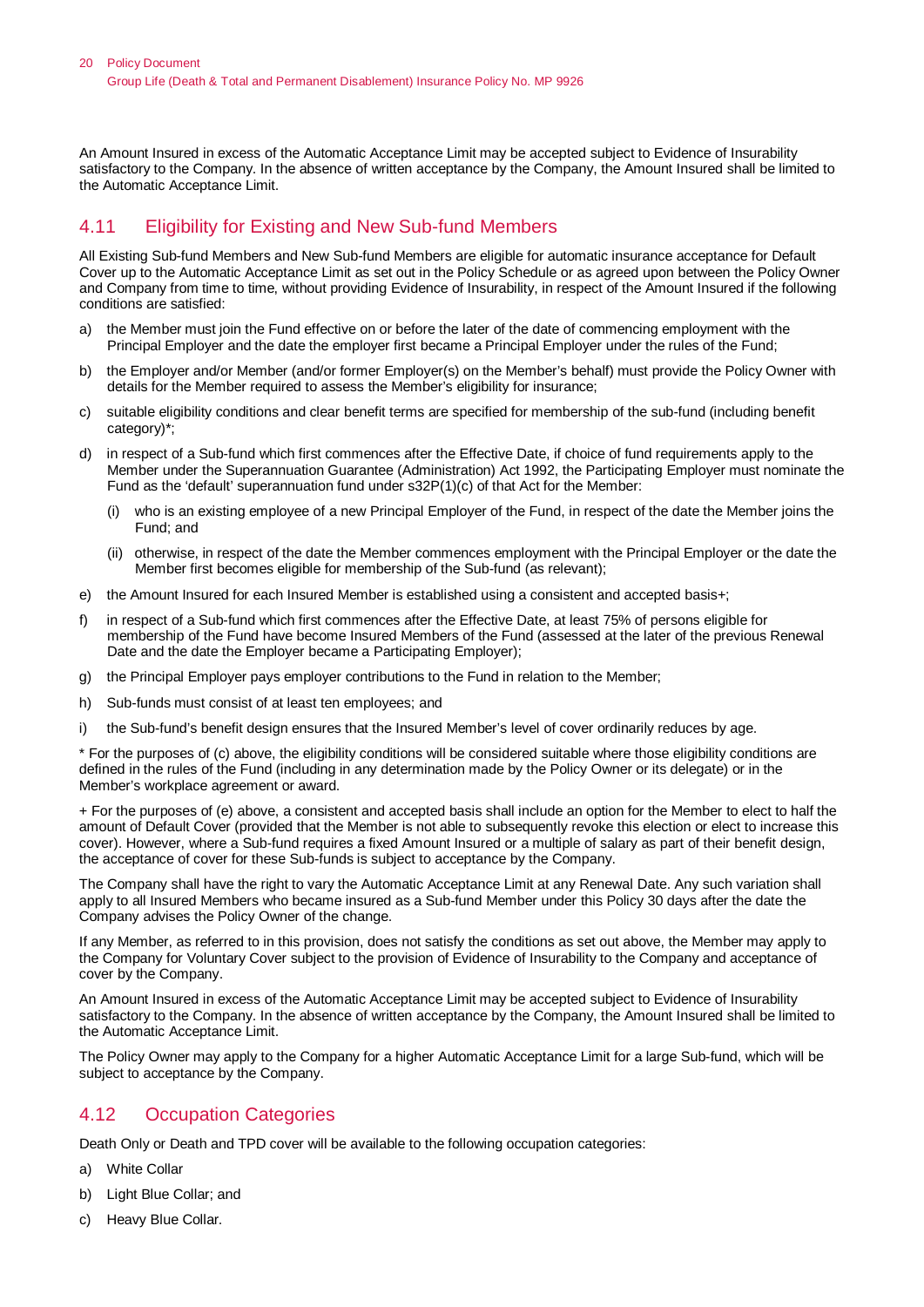An Amount Insured in excess of the Automatic Acceptance Limit may be accepted subject to Evidence of Insurability satisfactory to the Company. In the absence of written acceptance by the Company, the Amount Insured shall be limited to the Automatic Acceptance Limit.

## 4.11 Eligibility for Existing and New Sub-fund Members

All Existing Sub-fund Members and New Sub-fund Members are eligible for automatic insurance acceptance for Default Cover up to the Automatic Acceptance Limit as set out in the Policy Schedule or as agreed upon between the Policy Owner and Company from time to time, without providing Evidence of Insurability, in respect of the Amount Insured if the following conditions are satisfied:

a) the Member must join the Fund effective on or before the later of the date of commencing employment with the Principal Employer and the date the employer first became a Principal Employer under the rules of the Fund;

b) the Employer and/or Member (and/or former Employer(s) on the Member's behalf) must provide the Policy Owner with details for the Member required to assess the Member's eligibility for insurance;

c) suitable eligibility conditions and clear benefit terms are specified for membership of the sub-fund (including benefit category)*;

d) in respect of a Sub-fund which first commences after the Effective Date, if choice of fund requirements apply to the Member under the Superannuation Guarantee (Administration) Act 1992, the Participating Employer must nominate the Fund as the 'default' superannuation fund under s32P(1)(c) of that Act for the Member:

   (i) who is an existing employee of a new Principal Employer of the Fund, in respect of the date the Member joins the Fund; and

   (ii) otherwise, in respect of the date the Member commences employment with the Principal Employer or the date the Member first becomes eligible for membership of the Sub-fund (as relevant);

e) the Amount Insured for each Insured Member is established using a consistent and accepted basis+;

f) in respect of a Sub-fund which first commences after the Effective Date, at least 75% of persons eligible for membership of the Fund have become Insured Members of the Fund (assessed at the later of the previous Renewal Date and the date the Employer became a Participating Employer);

g) the Principal Employer pays employer contributions to the Fund in relation to the Member;

h) Sub-funds must consist of at least ten employees; and

i) the Sub-fund's benefit design ensures that the Insured Member's level of cover ordinarily reduces by age.

* For the purposes of (c) above, the eligibility conditions will be considered suitable where those eligibility conditions are defined in the rules of the Fund (including in any determination made by the Policy Owner or its delegate) or in the Member's workplace agreement or award.

+ For the purposes of (e) above, a consistent and accepted basis shall include an option for the Member to elect to half the amount of Default Cover (provided that the Member is not able to subsequently revoke this election or elect to increase this cover). However, where a Sub-fund requires a fixed Amount Insured or a multiple of salary as part of their benefit design, the acceptance of cover for these Sub-funds is subject to acceptance by the Company.

The Company shall have the right to vary the Automatic Acceptance Limit at any Renewal Date. Any such variation shall apply to all Insured Members who became insured as a Sub-fund Member under this Policy 30 days after the date the Company advises the Policy Owner of the change.

If any Member, as referred to in this provision, does not satisfy the conditions as set out above, the Member may apply to the Company for Voluntary Cover subject to the provision of Evidence of Insurability to the Company and acceptance of cover by the Company.

An Amount Insured in excess of the Automatic Acceptance Limit may be accepted subject to Evidence of Insurability satisfactory to the Company. In the absence of written acceptance by the Company, the Amount Insured shall be limited to the Automatic Acceptance Limit.

The Policy Owner may apply to the Company for a higher Automatic Acceptance Limit for a large Sub-fund, which will be subject to acceptance by the Company.

## 4.12 Occupation Categories

Death Only or Death and TPD cover will be available to the following occupation categories:

a) White Collar

b) Light Blue Collar; and

c) Heavy Blue Collar.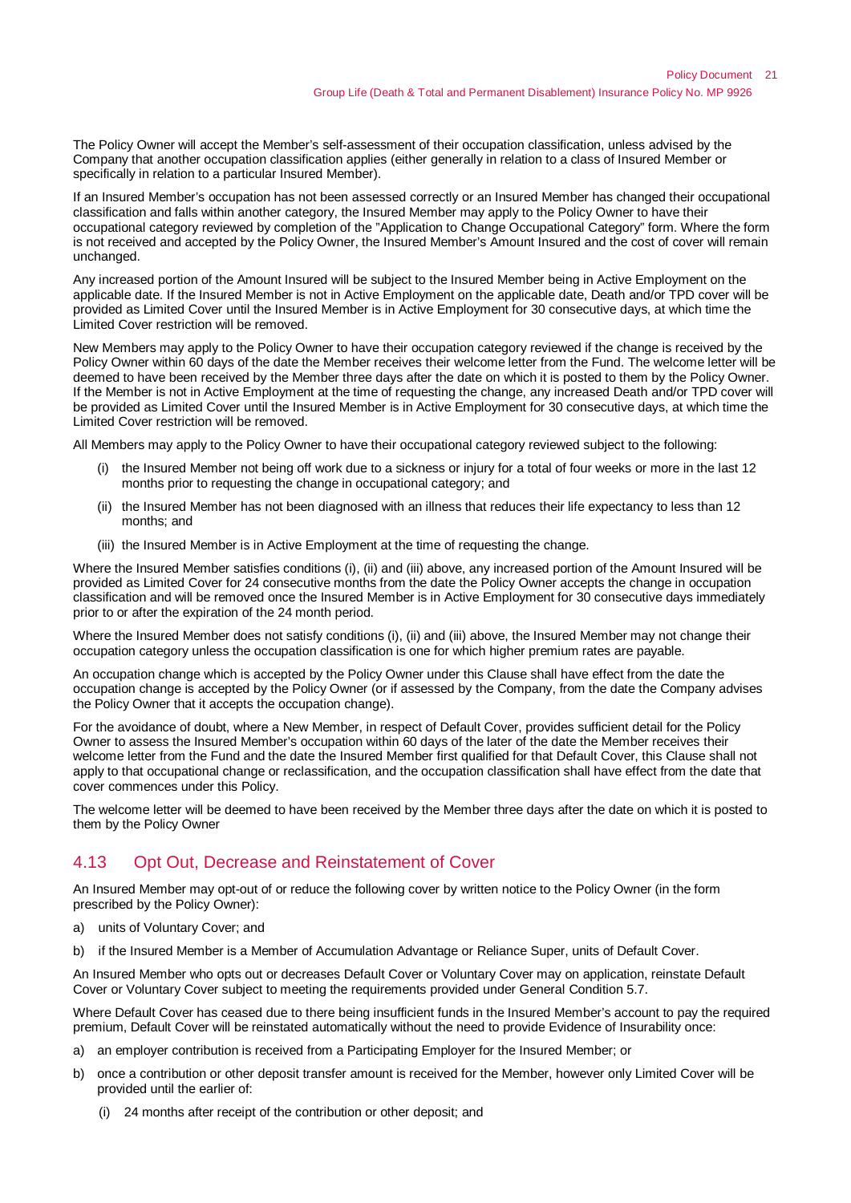The Policy Owner will accept the Member's self-assessment of their occupation classification, unless advised by the Company that another occupation classification applies (either generally in relation to a class of Insured Member or specifically in relation to a particular Insured Member).

If an Insured Member's occupation has not been assessed correctly or an Insured Member has changed their occupational classification and falls within another category, the Insured Member may apply to the Policy Owner to have their occupational category reviewed by completion of the "Application to Change Occupational Category" form. Where the form is not received and accepted by the Policy Owner, the Insured Member's Amount Insured and the cost of cover will remain unchanged.

Any increased portion of the Amount Insured will be subject to the Insured Member being in Active Employment on the applicable date. If the Insured Member is not in Active Employment on the applicable date, Death and/or TPD cover will be provided as Limited Cover until the Insured Member is in Active Employment for 30 consecutive days, at which time the Limited Cover restriction will be removed.

New Members may apply to the Policy Owner to have their occupation category reviewed if the change is received by the Policy Owner within 60 days of the date the Member receives their welcome letter from the Fund. The welcome letter will be deemed to have been received by the Member three days after the date on which it is posted to them by the Policy Owner. If the Member is not in Active Employment at the time of requesting the change, any increased Death and/or TPD cover will be provided as Limited Cover until the Insured Member is in Active Employment for 30 consecutive days, at which time the Limited Cover restriction will be removed.

All Members may apply to the Policy Owner to have their occupational category reviewed subject to the following:

(i) the Insured Member not being off work due to a sickness or injury for a total of four weeks or more in the last 12 months prior to requesting the change in occupational category; and

(ii) the Insured Member has not been diagnosed with an illness that reduces their life expectancy to less than 12 months; and

(iii) the Insured Member is in Active Employment at the time of requesting the change.

Where the Insured Member satisfies conditions (i), (ii) and (iii) above, any increased portion of the Amount Insured will be provided as Limited Cover for 24 consecutive months from the date the Policy Owner accepts the change in occupation classification and will be removed once the Insured Member is in Active Employment for 30 consecutive days immediately prior to or after the expiration of the 24 month period.

Where the Insured Member does not satisfy conditions (i), (ii) and (iii) above, the Insured Member may not change their occupation category unless the occupation classification is one for which higher premium rates are payable.

An occupation change which is accepted by the Policy Owner under this Clause shall have effect from the date the occupation change is accepted by the Policy Owner (or if assessed by the Company, from the date the Company advises the Policy Owner that it accepts the occupation change).

For the avoidance of doubt, where a New Member, in respect of Default Cover, provides sufficient detail for the Policy Owner to assess the Insured Member's occupation within 60 days of the later of the date the Member receives their welcome letter from the Fund and the date the Insured Member first qualified for that Default Cover, this Clause shall not apply to that occupational change or reclassification, and the occupation classification shall have effect from the date that cover commences under this Policy.

The welcome letter will be deemed to have been received by the Member three days after the date on which it is posted to them by the Policy Owner

## 4.13 Opt Out, Decrease and Reinstatement of Cover

An Insured Member may opt-out of or reduce the following cover by written notice to the Policy Owner (in the form prescribed by the Policy Owner):

a) units of Voluntary Cover; and

b) if the Insured Member is a Member of Accumulation Advantage or Reliance Super, units of Default Cover.

An Insured Member who opts out or decreases Default Cover or Voluntary Cover may on application, reinstate Default Cover or Voluntary Cover subject to meeting the requirements provided under General Condition 5.7.

Where Default Cover has ceased due to there being insufficient funds in the Insured Member's account to pay the required premium, Default Cover will be reinstated automatically without the need to provide Evidence of Insurability once:

a) an employer contribution is received from a Participating Employer for the Insured Member; or

b) once a contribution or other deposit transfer amount is received for the Member, however only Limited Cover will be provided until the earlier of:

   (i) 24 months after receipt of the contribution or other deposit; and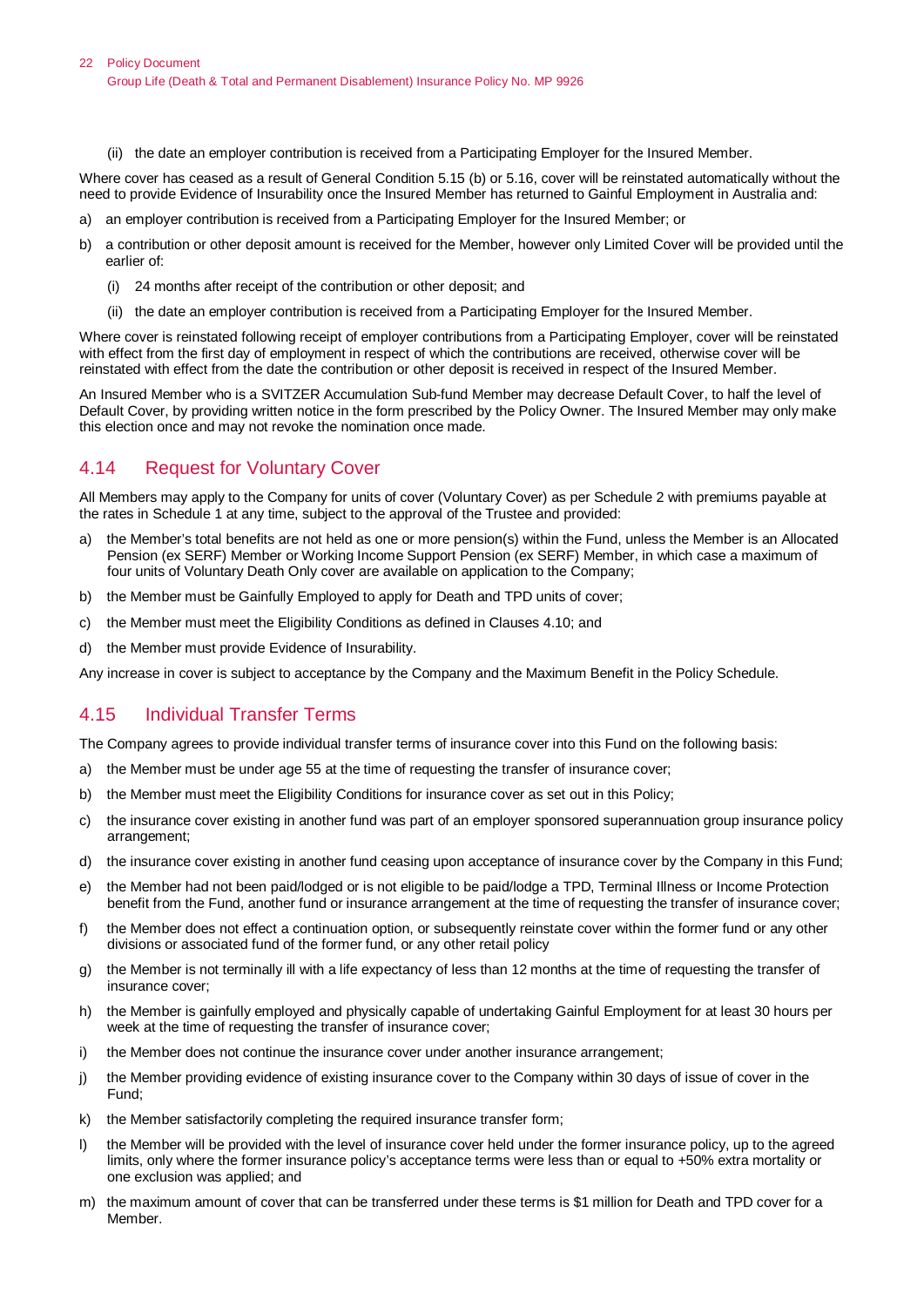(ii) the date an employer contribution is received from a Participating Employer for the Insured Member.

Where cover has ceased as a result of General Condition 5.15 (b) or 5.16, cover will be reinstated automatically without the need to provide Evidence of Insurability once the Insured Member has returned to Gainful Employment in Australia and:

a) an employer contribution is received from a Participating Employer for the Insured Member; or

b) a contribution or other deposit amount is received for the Member, however only Limited Cover will be provided until the earlier of:

   (i) 24 months after receipt of the contribution or other deposit; and

   (ii) the date an employer contribution is received from a Participating Employer for the Insured Member.

Where cover is reinstated following receipt of employer contributions from a Participating Employer, cover will be reinstated with effect from the first day of employment in respect of which the contributions are received, otherwise cover will be reinstated with effect from the date the contribution or other deposit is received in respect of the Insured Member.

An Insured Member who is a SVITZER Accumulation Sub-fund Member may decrease Default Cover, to half the level of Default Cover, by providing written notice in the form prescribed by the Policy Owner. The Insured Member may only make this election once and may not revoke the nomination once made.

## 4.14 Request for Voluntary Cover

All Members may apply to the Company for units of cover (Voluntary Cover) as per Schedule 2 with premiums payable at the rates in Schedule 1 at any time, subject to the approval of the Trustee and provided:

a) the Member's total benefits are not held as one or more pension(s) within the Fund, unless the Member is an Allocated Pension (ex SERF) Member or Working Income Support Pension (ex SERF) Member, in which case a maximum of four units of Voluntary Death Only cover are available on application to the Company;

b) the Member must be Gainfully Employed to apply for Death and TPD units of cover;

c) the Member must meet the Eligibility Conditions as defined in Clauses 4.10; and

d) the Member must provide Evidence of Insurability.

Any increase in cover is subject to acceptance by the Company and the Maximum Benefit in the Policy Schedule.

## 4.15 Individual Transfer Terms

The Company agrees to provide individual transfer terms of insurance cover into this Fund on the following basis:

a) the Member must be under age 55 at the time of requesting the transfer of insurance cover;

b) the Member must meet the Eligibility Conditions for insurance cover as set out in this Policy;

c) the insurance cover existing in another fund was part of an employer sponsored superannuation group insurance policy arrangement;

d) the insurance cover existing in another fund ceasing upon acceptance of insurance cover by the Company in this Fund;

e) the Member had not been paid/lodged or is not eligible to be paid/lodge a TPD, Terminal Illness or Income Protection benefit from the Fund, another fund or insurance arrangement at the time of requesting the transfer of insurance cover;

f) the Member does not effect a continuation option, or subsequently reinstate cover within the former fund or any other divisions or associated fund of the former fund, or any other retail policy

g) the Member is not terminally ill with a life expectancy of less than 12 months at the time of requesting the transfer of insurance cover;

h) the Member is gainfully employed and physically capable of undertaking Gainful Employment for at least 30 hours per week at the time of requesting the transfer of insurance cover;

i) the Member does not continue the insurance cover under another insurance arrangement;

j) the Member providing evidence of existing insurance cover to the Company within 30 days of issue of cover in the Fund;

k) the Member satisfactorily completing the required insurance transfer form;

l) the Member will be provided with the level of insurance cover held under the former insurance policy, up to the agreed limits, only where the former insurance policy's acceptance terms were less than or equal to +50% extra mortality or one exclusion was applied; and

m) the maximum amount of cover that can be transferred under these terms is $1 million for Death and TPD cover for a Member.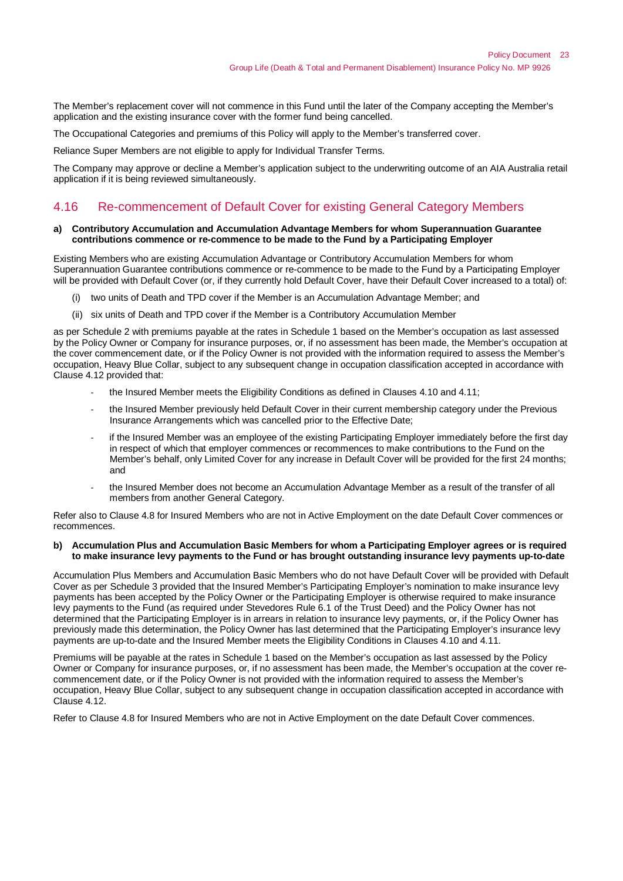The Member's replacement cover will not commence in this Fund until the later of the Company accepting the Member's application and the existing insurance cover with the former fund being cancelled.

The Occupational Categories and premiums of this Policy will apply to the Member's transferred cover.

Reliance Super Members are not eligible to apply for Individual Transfer Terms.

The Company may approve or decline a Member's application subject to the underwriting outcome of an AIA Australia retail application if it is being reviewed simultaneously.

## 4.16 Re-commencement of Default Cover for existing General Category Members

**a) Contributory Accumulation and Accumulation Advantage Members for whom Superannuation Guarantee contributions commence or re-commence to be made to the Fund by a Participating Employer**

Existing Members who are existing Accumulation Advantage or Contributory Accumulation Members for whom Superannuation Guarantee contributions commence or re-commence to be made to the Fund by a Participating Employer will be provided with Default Cover (or, if they currently hold Default Cover, have their Default Cover increased to a total) of:

(i) two units of Death and TPD cover if the Member is an Accumulation Advantage Member; and

(ii) six units of Death and TPD cover if the Member is a Contributory Accumulation Member

as per Schedule 2 with premiums payable at the rates in Schedule 1 based on the Member's occupation as last assessed by the Policy Owner or Company for insurance purposes, or, if no assessment has been made, the Member's occupation at the cover commencement date, or if the Policy Owner is not provided with the information required to assess the Member's occupation, Heavy Blue Collar, subject to any subsequent change in occupation classification accepted in accordance with Clause 4.12 provided that:

- the Insured Member meets the Eligibility Conditions as defined in Clauses 4.10 and 4.11;
- the Insured Member previously held Default Cover in their current membership category under the Previous Insurance Arrangements which was cancelled prior to the Effective Date;
- if the Insured Member was an employee of the existing Participating Employer immediately before the first day in respect of which that employer commences or recommences to make contributions to the Fund on the Member's behalf, only Limited Cover for any increase in Default Cover will be provided for the first 24 months; and
- the Insured Member does not become an Accumulation Advantage Member as a result of the transfer of all members from another General Category.

Refer also to Clause 4.8 for Insured Members who are not in Active Employment on the date Default Cover commences or recommences.

**b) Accumulation Plus and Accumulation Basic Members for whom a Participating Employer agrees or is required to make insurance levy payments to the Fund or has brought outstanding insurance levy payments up-to-date**

Accumulation Plus Members and Accumulation Basic Members who do not have Default Cover will be provided with Default Cover as per Schedule 3 provided that the Insured Member's Participating Employer's nomination to make insurance levy payments has been accepted by the Policy Owner or the Participating Employer is otherwise required to make insurance levy payments to the Fund (as required under Stevedores Rule 6.1 of the Trust Deed) and the Policy Owner has not determined that the Participating Employer is in arrears in relation to insurance levy payments, or, if the Policy Owner has previously made this determination, the Policy Owner has last determined that the Participating Employer's insurance levy payments are up-to-date and the Insured Member meets the Eligibility Conditions in Clauses 4.10 and 4.11.

Premiums will be payable at the rates in Schedule 1 based on the Member's occupation as last assessed by the Policy Owner or Company for insurance purposes, or, if no assessment has been made, the Member's occupation at the cover re-commencement date, or if the Policy Owner is not provided with the information required to assess the Member's occupation, Heavy Blue Collar, subject to any subsequent change in occupation classification accepted in accordance with Clause 4.12.

Refer to Clause 4.8 for Insured Members who are not in Active Employment on the date Default Cover commences.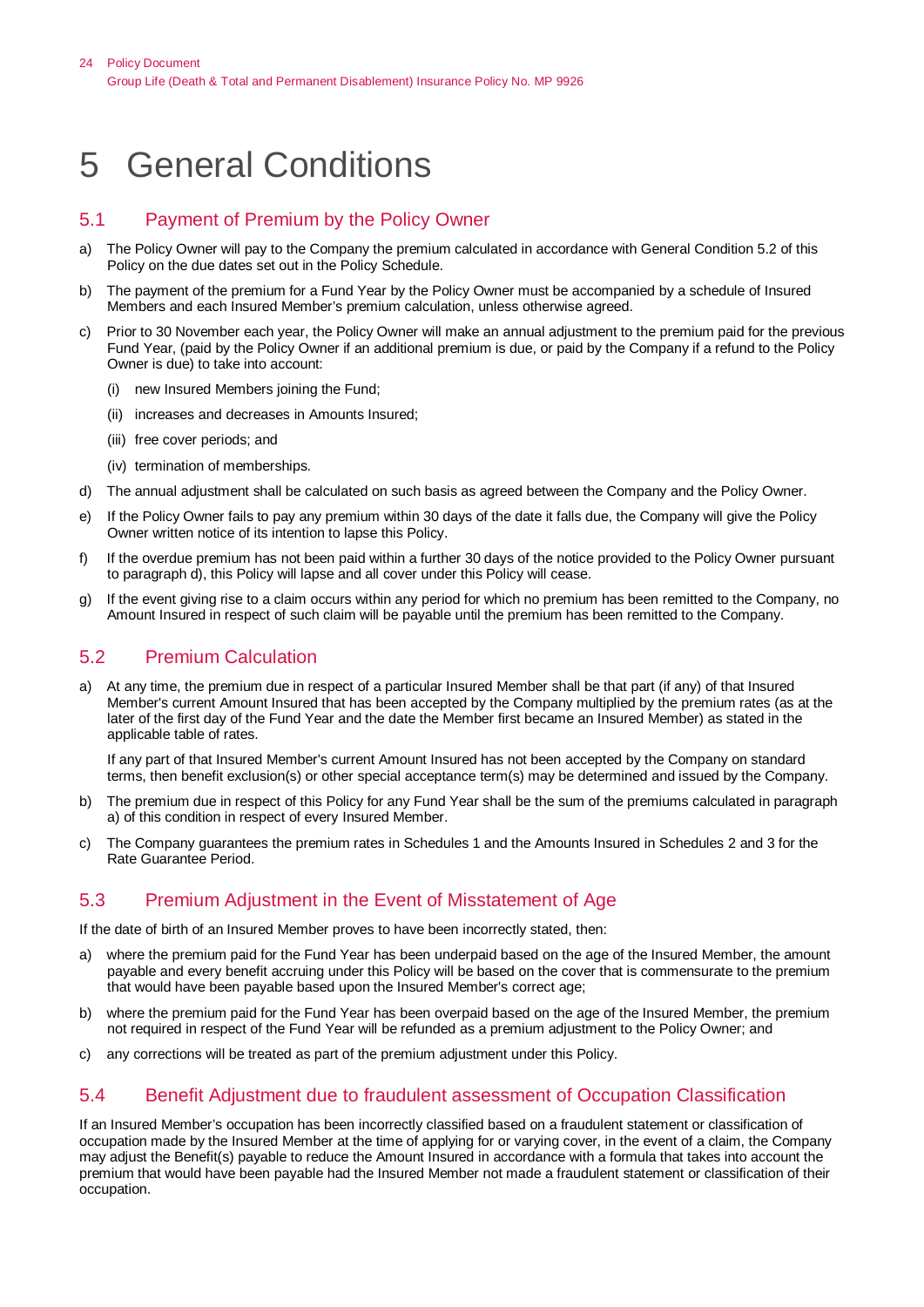# 5 General Conditions

## 5.1 Payment of Premium by the Policy Owner

a) The Policy Owner will pay to the Company the premium calculated in accordance with General Condition 5.2 of this Policy on the due dates set out in the Policy Schedule.

b) The payment of the premium for a Fund Year by the Policy Owner must be accompanied by a schedule of Insured Members and each Insured Member's premium calculation, unless otherwise agreed.

c) Prior to 30 November each year, the Policy Owner will make an annual adjustment to the premium paid for the previous Fund Year, (paid by the Policy Owner if an additional premium is due, or paid by the Company if a refund to the Policy Owner is due) to take into account:

   (i) new Insured Members joining the Fund;

   (ii) increases and decreases in Amounts Insured;

   (iii) free cover periods; and

   (iv) termination of memberships.

d) The annual adjustment shall be calculated on such basis as agreed between the Company and the Policy Owner.

e) If the Policy Owner fails to pay any premium within 30 days of the date it falls due, the Company will give the Policy Owner written notice of its intention to lapse this Policy.

f) If the overdue premium has not been paid within a further 30 days of the notice provided to the Policy Owner pursuant to paragraph d), this Policy will lapse and all cover under this Policy will cease.

g) If the event giving rise to a claim occurs within any period for which no premium has been remitted to the Company, no Amount Insured in respect of such claim will be payable until the premium has been remitted to the Company.

## 5.2 Premium Calculation

a) At any time, the premium due in respect of a particular Insured Member shall be that part (if any) of that Insured Member's current Amount Insured that has been accepted by the Company multiplied by the premium rates (as at the later of the first day of the Fund Year and the date the Member first became an Insured Member) as stated in the applicable table of rates.

   If any part of that Insured Member's current Amount Insured has not been accepted by the Company on standard terms, then benefit exclusion(s) or other special acceptance term(s) may be determined and issued by the Company.

b) The premium due in respect of this Policy for any Fund Year shall be the sum of the premiums calculated in paragraph a) of this condition in respect of every Insured Member.

c) The Company guarantees the premium rates in Schedules 1 and the Amounts Insured in Schedules 2 and 3 for the Rate Guarantee Period.

## 5.3 Premium Adjustment in the Event of Misstatement of Age

If the date of birth of an Insured Member proves to have been incorrectly stated, then:

a) where the premium paid for the Fund Year has been underpaid based on the age of the Insured Member, the amount payable and every benefit accruing under this Policy will be based on the cover that is commensurate to the premium that would have been payable based upon the Insured Member's correct age;

b) where the premium paid for the Fund Year has been overpaid based on the age of the Insured Member, the premium not required in respect of the Fund Year will be refunded as a premium adjustment to the Policy Owner; and

c) any corrections will be treated as part of the premium adjustment under this Policy.

## 5.4 Benefit Adjustment due to fraudulent assessment of Occupation Classification

If an Insured Member's occupation has been incorrectly classified based on a fraudulent statement or classification of occupation made by the Insured Member at the time of applying for or varying cover, in the event of a claim, the Company may adjust the Benefit(s) payable to reduce the Amount Insured in accordance with a formula that takes into account the premium that would have been payable had the Insured Member not made a fraudulent statement or classification of their occupation.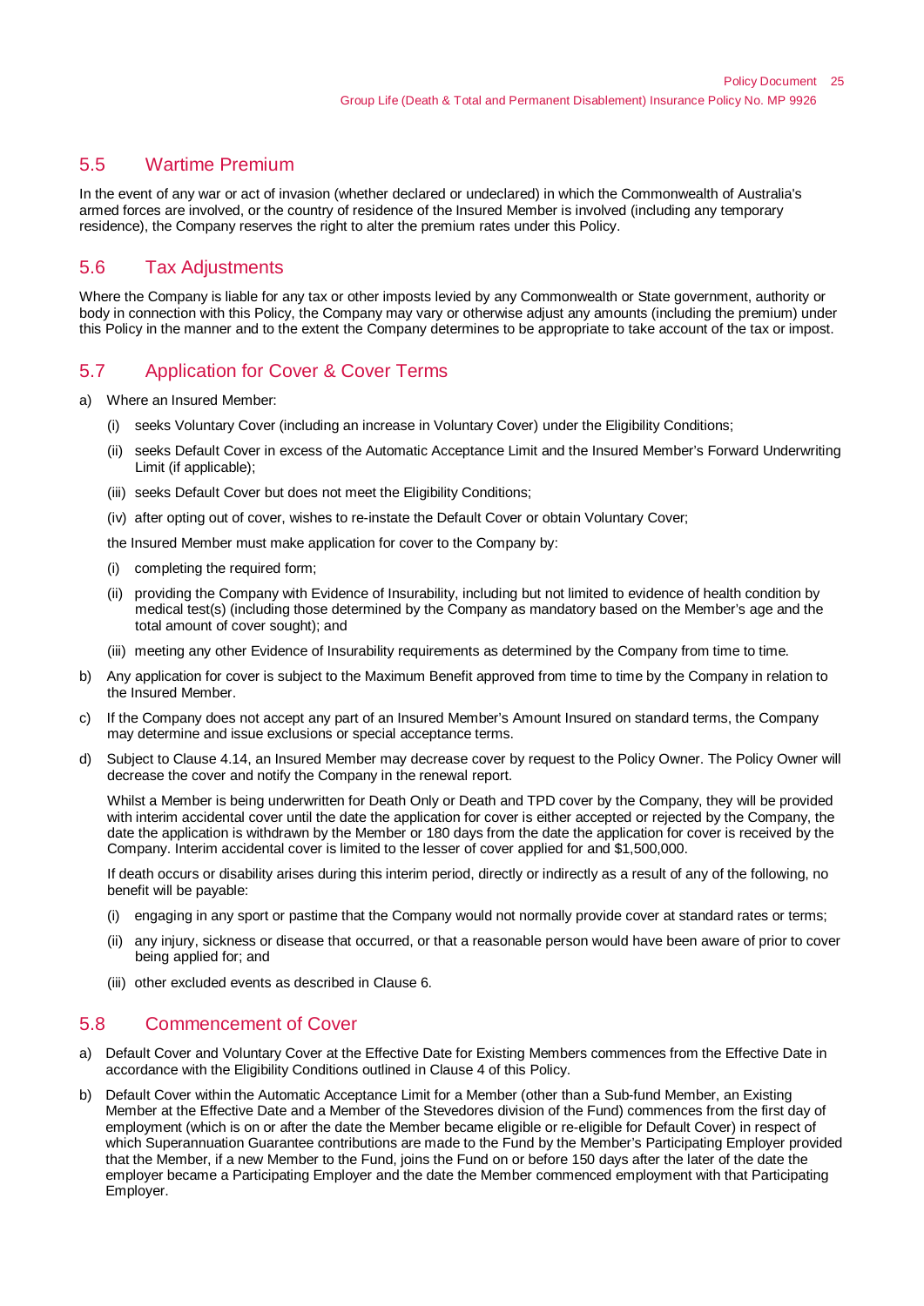## 5.5 Wartime Premium

In the event of any war or act of invasion (whether declared or undeclared) in which the Commonwealth of Australia's armed forces are involved, or the country of residence of the Insured Member is involved (including any temporary residence), the Company reserves the right to alter the premium rates under this Policy.

## 5.6 Tax Adjustments

Where the Company is liable for any tax or other imposts levied by any Commonwealth or State government, authority or body in connection with this Policy, the Company may vary or otherwise adjust any amounts (including the premium) under this Policy in the manner and to the extent the Company determines to be appropriate to take account of the tax or impost.

## 5.7 Application for Cover & Cover Terms

a) Where an Insured Member:

   (i) seeks Voluntary Cover (including an increase in Voluntary Cover) under the Eligibility Conditions;

   (ii) seeks Default Cover in excess of the Automatic Acceptance Limit and the Insured Member's Forward Underwriting Limit (if applicable);

   (iii) seeks Default Cover but does not meet the Eligibility Conditions;

   (iv) after opting out of cover, wishes to re-instate the Default Cover or obtain Voluntary Cover;

   the Insured Member must make application for cover to the Company by:

   (i) completing the required form;

   (ii) providing the Company with Evidence of Insurability, including but not limited to evidence of health condition by medical test(s) (including those determined by the Company as mandatory based on the Member's age and the total amount of cover sought); and

   (iii) meeting any other Evidence of Insurability requirements as determined by the Company from time to time.

b) Any application for cover is subject to the Maximum Benefit approved from time to time by the Company in relation to the Insured Member.

c) If the Company does not accept any part of an Insured Member's Amount Insured on standard terms, the Company may determine and issue exclusions or special acceptance terms.

d) Subject to Clause 4.14, an Insured Member may decrease cover by request to the Policy Owner. The Policy Owner will decrease the cover and notify the Company in the renewal report.

   Whilst a Member is being underwritten for Death Only or Death and TPD cover by the Company, they will be provided with interim accidental cover until the date the application for cover is either accepted or rejected by the Company, the date the application is withdrawn by the Member or 180 days from the date the application for cover is received by the Company. Interim accidental cover is limited to the lesser of cover applied for and $1,500,000.

   If death occurs or disability arises during this interim period, directly or indirectly as a result of any of the following, no benefit will be payable:

   (i) engaging in any sport or pastime that the Company would not normally provide cover at standard rates or terms;

   (ii) any injury, sickness or disease that occurred, or that a reasonable person would have been aware of prior to cover being applied for; and

   (iii) other excluded events as described in Clause 6.

## 5.8 Commencement of Cover

a) Default Cover and Voluntary Cover at the Effective Date for Existing Members commences from the Effective Date in accordance with the Eligibility Conditions outlined in Clause 4 of this Policy.

b) Default Cover within the Automatic Acceptance Limit for a Member (other than a Sub-fund Member, an Existing Member at the Effective Date and a Member of the Stevedores division of the Fund) commences from the first day of employment (which is on or after the date the Member became eligible or re-eligible for Default Cover) in respect of which Superannuation Guarantee contributions are made to the Fund by the Member's Participating Employer provided that the Member, if a new Member to the Fund, joins the Fund on or before 150 days after the later of the date the employer became a Participating Employer and the date the Member commenced employment with that Participating Employer.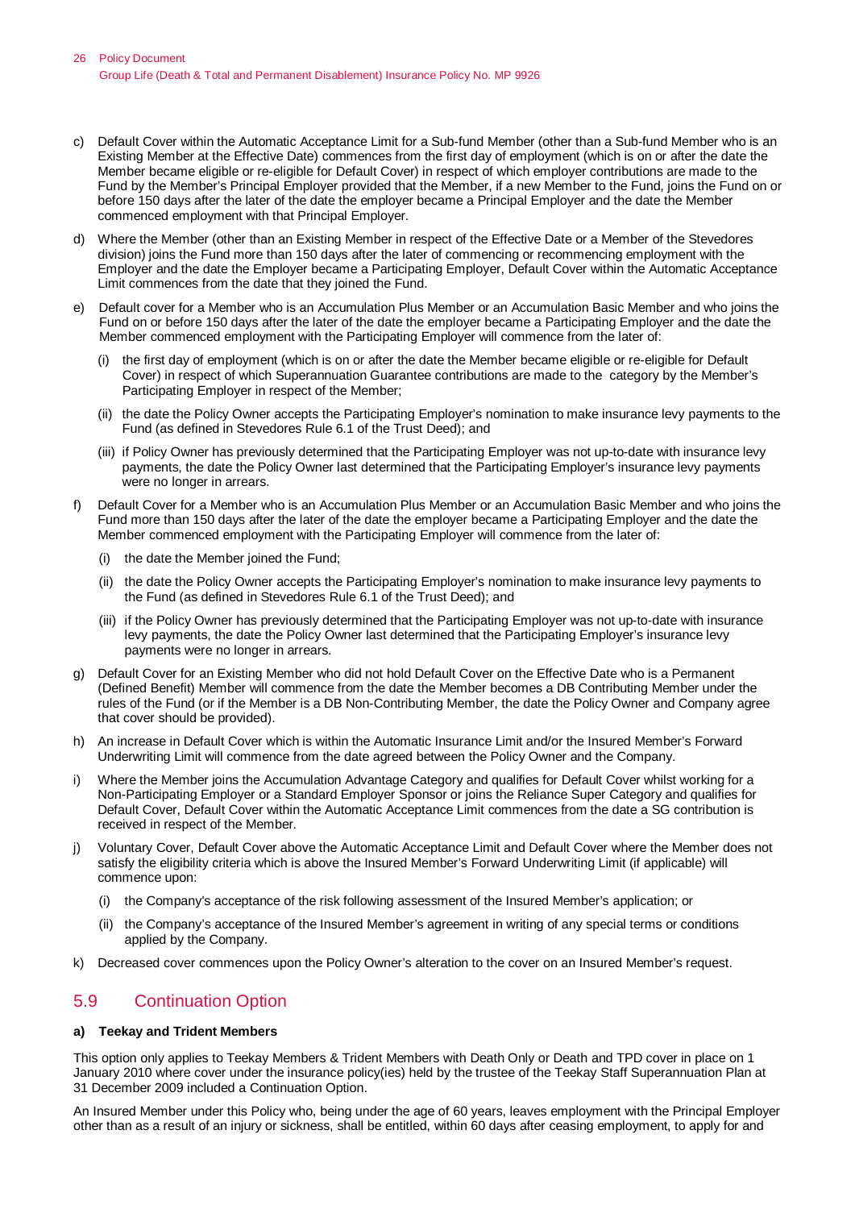c) Default Cover within the Automatic Acceptance Limit for a Sub-fund Member (other than a Sub-fund Member who is an Existing Member at the Effective Date) commences from the first day of employment (which is on or after the date the Member became eligible or re-eligible for Default Cover) in respect of which employer contributions are made to the Fund by the Member's Principal Employer provided that the Member, if a new Member to the Fund, joins the Fund on or before 150 days after the later of the date the employer became a Principal Employer and the date the Member commenced employment with that Principal Employer.

d) Where the Member (other than an Existing Member in respect of the Effective Date or a Member of the Stevedores division) joins the Fund more than 150 days after the later of commencing or recommencing employment with the Employer and the date the Employer became a Participating Employer, Default Cover within the Automatic Acceptance Limit commences from the date that they joined the Fund.

e) Default cover for a Member who is an Accumulation Plus Member or an Accumulation Basic Member and who joins the Fund on or before 150 days after the later of the date the employer became a Participating Employer and the date the Member commenced employment with the Participating Employer will commence from the later of:

   (i) the first day of employment (which is on or after the date the Member became eligible or re-eligible for Default Cover) in respect of which Superannuation Guarantee contributions are made to the category by the Member's Participating Employer in respect of the Member;

   (ii) the date the Policy Owner accepts the Participating Employer's nomination to make insurance levy payments to the Fund (as defined in Stevedores Rule 6.1 of the Trust Deed); and

   (iii) if Policy Owner has previously determined that the Participating Employer was not up-to-date with insurance levy payments, the date the Policy Owner last determined that the Participating Employer's insurance levy payments were no longer in arrears.

f) Default Cover for a Member who is an Accumulation Plus Member or an Accumulation Basic Member and who joins the Fund more than 150 days after the later of the date the employer became a Participating Employer and the date the Member commenced employment with the Participating Employer will commence from the later of:

   (i) the date the Member joined the Fund;

   (ii) the date the Policy Owner accepts the Participating Employer's nomination to make insurance levy payments to the Fund (as defined in Stevedores Rule 6.1 of the Trust Deed); and

   (iii) if the Policy Owner has previously determined that the Participating Employer was not up-to-date with insurance levy payments, the date the Policy Owner last determined that the Participating Employer's insurance levy payments were no longer in arrears.

g) Default Cover for an Existing Member who did not hold Default Cover on the Effective Date who is a Permanent (Defined Benefit) Member will commence from the date the Member becomes a DB Contributing Member under the rules of the Fund (or if the Member is a DB Non-Contributing Member, the date the Policy Owner and Company agree that cover should be provided).

h) An increase in Default Cover which is within the Automatic Insurance Limit and/or the Insured Member's Forward Underwriting Limit will commence from the date agreed between the Policy Owner and the Company.

i) Where the Member joins the Accumulation Advantage Category and qualifies for Default Cover whilst working for a Non-Participating Employer or a Standard Employer Sponsor or joins the Reliance Super Category and qualifies for Default Cover, Default Cover within the Automatic Acceptance Limit commences from the date a SG contribution is received in respect of the Member.

j) Voluntary Cover, Default Cover above the Automatic Acceptance Limit and Default Cover where the Member does not satisfy the eligibility criteria which is above the Insured Member's Forward Underwriting Limit (if applicable) will commence upon:

   (i) the Company's acceptance of the risk following assessment of the Insured Member's application; or

   (ii) the Company's acceptance of the Insured Member's agreement in writing of any special terms or conditions applied by the Company.

k) Decreased cover commences upon the Policy Owner's alteration to the cover on an Insured Member's request.

## 5.9 Continuation Option

**a) Teekay and Trident Members**

This option only applies to Teekay Members & Trident Members with Death Only or Death and TPD cover in place on 1 January 2010 where cover under the insurance policy(ies) held by the trustee of the Teekay Staff Superannuation Plan at 31 December 2009 included a Continuation Option.

An Insured Member under this Policy who, being under the age of 60 years, leaves employment with the Principal Employer other than as a result of an injury or sickness, shall be entitled, within 60 days after ceasing employment, to apply for and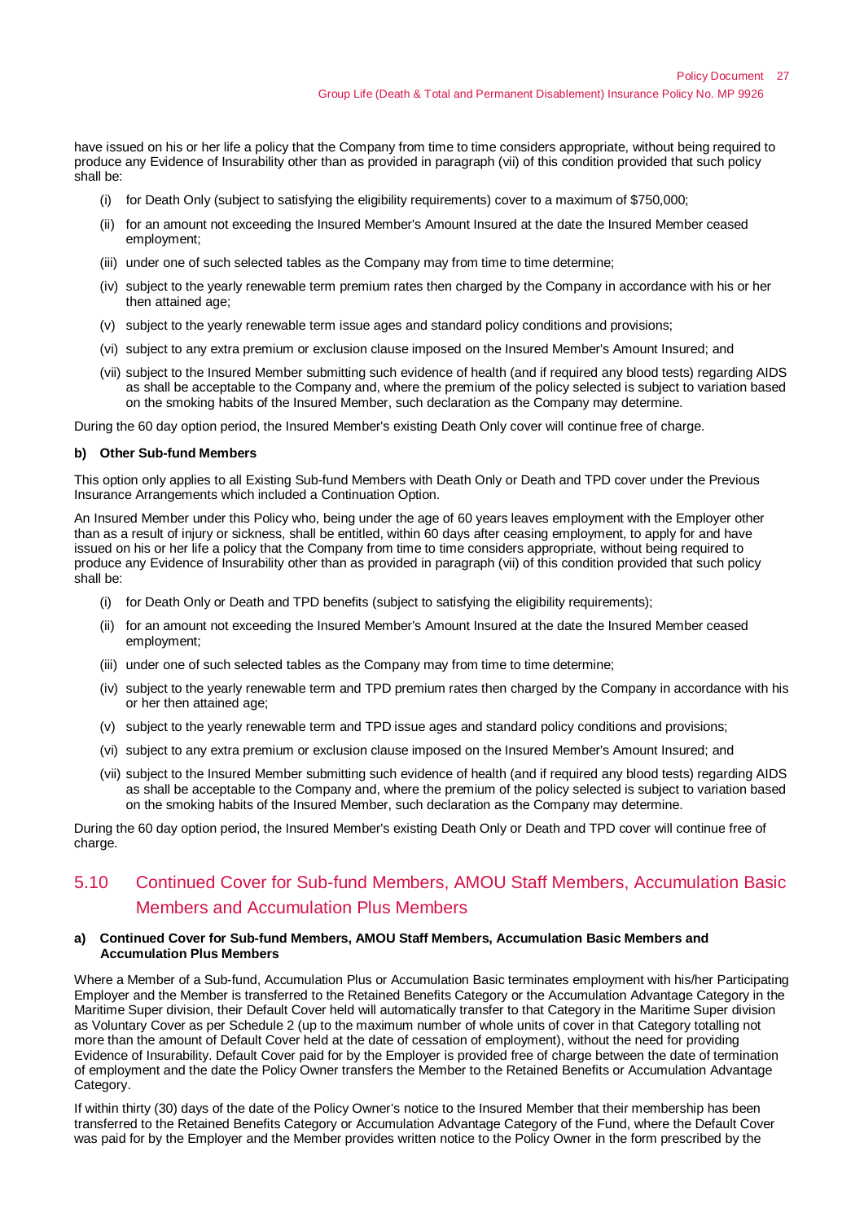have issued on his or her life a policy that the Company from time to time considers appropriate, without being required to produce any Evidence of Insurability other than as provided in paragraph (vii) of this condition provided that such policy shall be:

(i) for Death Only (subject to satisfying the eligibility requirements) cover to a maximum of $750,000;

(ii) for an amount not exceeding the Insured Member's Amount Insured at the date the Insured Member ceased employment;

(iii) under one of such selected tables as the Company may from time to time determine;

(iv) subject to the yearly renewable term premium rates then charged by the Company in accordance with his or her then attained age;

(v) subject to the yearly renewable term issue ages and standard policy conditions and provisions;

(vi) subject to any extra premium or exclusion clause imposed on the Insured Member's Amount Insured; and

(vii) subject to the Insured Member submitting such evidence of health (and if required any blood tests) regarding AIDS as shall be acceptable to the Company and, where the premium of the policy selected is subject to variation based on the smoking habits of the Insured Member, such declaration as the Company may determine.

During the 60 day option period, the Insured Member's existing Death Only cover will continue free of charge.

**b) Other Sub-fund Members**

This option only applies to all Existing Sub-fund Members with Death Only or Death and TPD cover under the Previous Insurance Arrangements which included a Continuation Option.

An Insured Member under this Policy who, being under the age of 60 years leaves employment with the Employer other than as a result of injury or sickness, shall be entitled, within 60 days after ceasing employment, to apply for and have issued on his or her life a policy that the Company from time to time considers appropriate, without being required to produce any Evidence of Insurability other than as provided in paragraph (vii) of this condition provided that such policy shall be:

(i) for Death Only or Death and TPD benefits (subject to satisfying the eligibility requirements);

(ii) for an amount not exceeding the Insured Member's Amount Insured at the date the Insured Member ceased employment;

(iii) under one of such selected tables as the Company may from time to time determine;

(iv) subject to the yearly renewable term and TPD premium rates then charged by the Company in accordance with his or her then attained age;

(v) subject to the yearly renewable term and TPD issue ages and standard policy conditions and provisions;

(vi) subject to any extra premium or exclusion clause imposed on the Insured Member's Amount Insured; and

(vii) subject to the Insured Member submitting such evidence of health (and if required any blood tests) regarding AIDS as shall be acceptable to the Company and, where the premium of the policy selected is subject to variation based on the smoking habits of the Insured Member, such declaration as the Company may determine.

During the 60 day option period, the Insured Member's existing Death Only or Death and TPD cover will continue free of charge.

## 5.10 Continued Cover for Sub-fund Members, AMOU Staff Members, Accumulation Basic Members and Accumulation Plus Members

**a) Continued Cover for Sub-fund Members, AMOU Staff Members, Accumulation Basic Members and Accumulation Plus Members**

Where a Member of a Sub-fund, Accumulation Plus or Accumulation Basic terminates employment with his/her Participating Employer and the Member is transferred to the Retained Benefits Category or the Accumulation Advantage Category in the Maritime Super division, their Default Cover held will automatically transfer to that Category in the Maritime Super division as Voluntary Cover as per Schedule 2 (up to the maximum number of whole units of cover in that Category totalling not more than the amount of Default Cover held at the date of cessation of employment), without the need for providing Evidence of Insurability. Default Cover paid for by the Employer is provided free of charge between the date of termination of employment and the date the Policy Owner transfers the Member to the Retained Benefits or Accumulation Advantage Category.

If within thirty (30) days of the date of the Policy Owner's notice to the Insured Member that their membership has been transferred to the Retained Benefits Category or Accumulation Advantage Category of the Fund, where the Default Cover was paid for by the Employer and the Member provides written notice to the Policy Owner in the form prescribed by the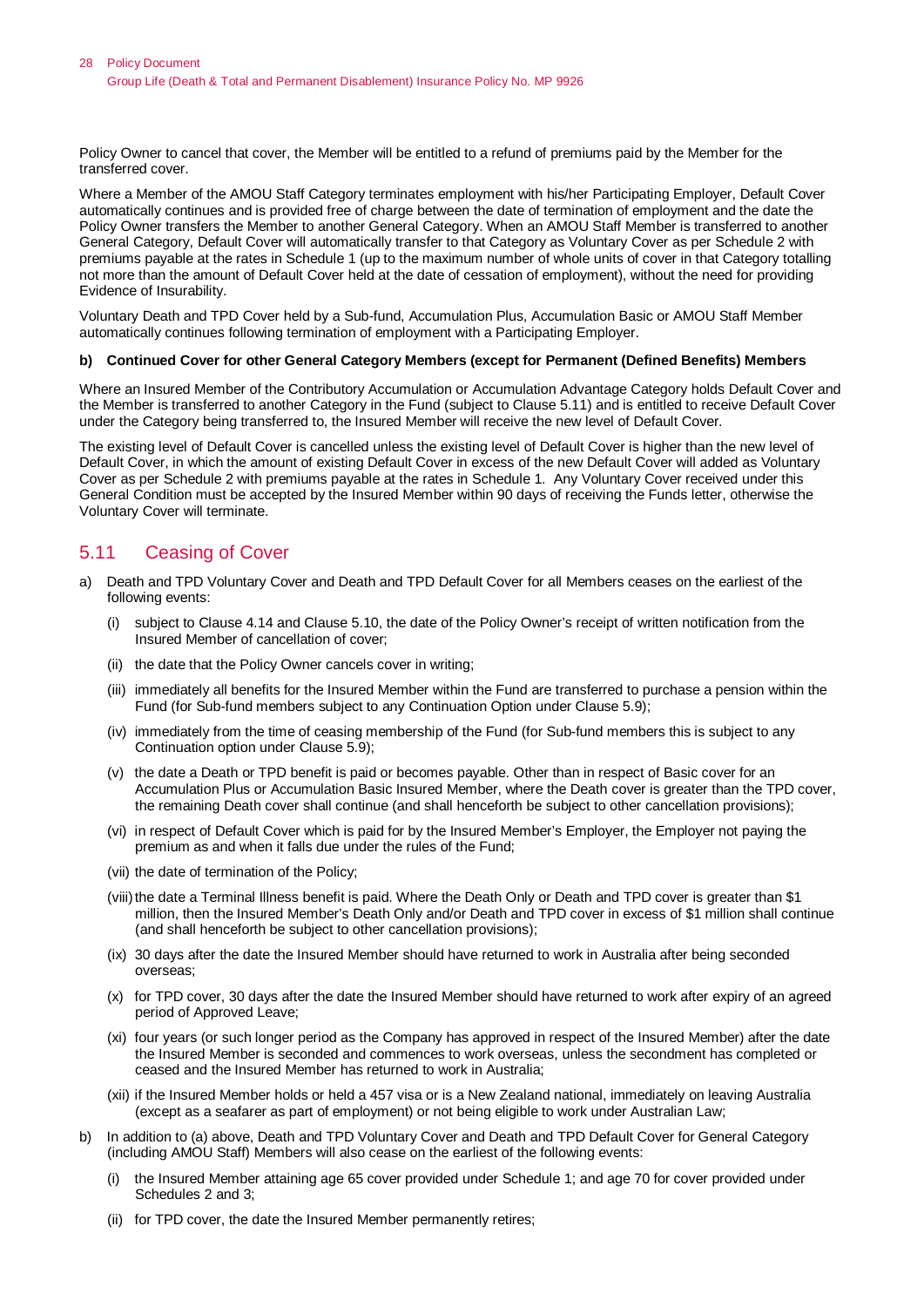Policy Owner to cancel that cover, the Member will be entitled to a refund of premiums paid by the Member for the transferred cover.

Where a Member of the AMOU Staff Category terminates employment with his/her Participating Employer, Default Cover automatically continues and is provided free of charge between the date of termination of employment and the date the Policy Owner transfers the Member to another General Category. When an AMOU Staff Member is transferred to another General Category, Default Cover will automatically transfer to that Category as Voluntary Cover as per Schedule 2 with premiums payable at the rates in Schedule 1 (up to the maximum number of whole units of cover in that Category totalling not more than the amount of Default Cover held at the date of cessation of employment), without the need for providing Evidence of Insurability.

Voluntary Death and TPD Cover held by a Sub-fund, Accumulation Plus, Accumulation Basic or AMOU Staff Member automatically continues following termination of employment with a Participating Employer.

**b) Continued Cover for other General Category Members (except for Permanent (Defined Benefits) Members**

Where an Insured Member of the Contributory Accumulation or Accumulation Advantage Category holds Default Cover and the Member is transferred to another Category in the Fund (subject to Clause 5.11) and is entitled to receive Default Cover under the Category being transferred to, the Insured Member will receive the new level of Default Cover.

The existing level of Default Cover is cancelled unless the existing level of Default Cover is higher than the new level of Default Cover, in which the amount of existing Default Cover in excess of the new Default Cover will added as Voluntary Cover as per Schedule 2 with premiums payable at the rates in Schedule 1. Any Voluntary Cover received under this General Condition must be accepted by the Insured Member within 90 days of receiving the Funds letter, otherwise the Voluntary Cover will terminate.

## 5.11 Ceasing of Cover

a) Death and TPD Voluntary Cover and Death and TPD Default Cover for all Members ceases on the earliest of the following events:

   (i) subject to Clause 4.14 and Clause 5.10, the date of the Policy Owner's receipt of written notification from the Insured Member of cancellation of cover;

   (ii) the date that the Policy Owner cancels cover in writing;

   (iii) immediately all benefits for the Insured Member within the Fund are transferred to purchase a pension within the Fund (for Sub-fund members subject to any Continuation Option under Clause 5.9);

   (iv) immediately from the time of ceasing membership of the Fund (for Sub-fund members this is subject to any Continuation option under Clause 5.9);

   (v) the date a Death or TPD benefit is paid or becomes payable. Other than in respect of Basic cover for an Accumulation Plus or Accumulation Basic Insured Member, where the Death cover is greater than the TPD cover, the remaining Death cover shall continue (and shall henceforth be subject to other cancellation provisions);

   (vi) in respect of Default Cover which is paid for by the Insured Member's Employer, the Employer not paying the premium as and when it falls due under the rules of the Fund;

   (vii) the date of termination of the Policy;

   (viii) the date a Terminal Illness benefit is paid. Where the Death Only or Death and TPD cover is greater than $1 million, then the Insured Member's Death Only and/or Death and TPD cover in excess of $1 million shall continue (and shall henceforth be subject to other cancellation provisions);

   (ix) 30 days after the date the Insured Member should have returned to work in Australia after being seconded overseas;

   (x) for TPD cover, 30 days after the date the Insured Member should have returned to work after expiry of an agreed period of Approved Leave;

   (xi) four years (or such longer period as the Company has approved in respect of the Insured Member) after the date the Insured Member is seconded and commences to work overseas, unless the secondment has completed or ceased and the Insured Member has returned to work in Australia;

   (xii) if the Insured Member holds or held a 457 visa or is a New Zealand national, immediately on leaving Australia (except as a seafarer as part of employment) or not being eligible to work under Australian Law;

b) In addition to (a) above, Death and TPD Voluntary Cover and Death and TPD Default Cover for General Category (including AMOU Staff) Members will also cease on the earliest of the following events:

   (i) the Insured Member attaining age 65 cover provided under Schedule 1; and age 70 for cover provided under Schedules 2 and 3;

   (ii) for TPD cover, the date the Insured Member permanently retires;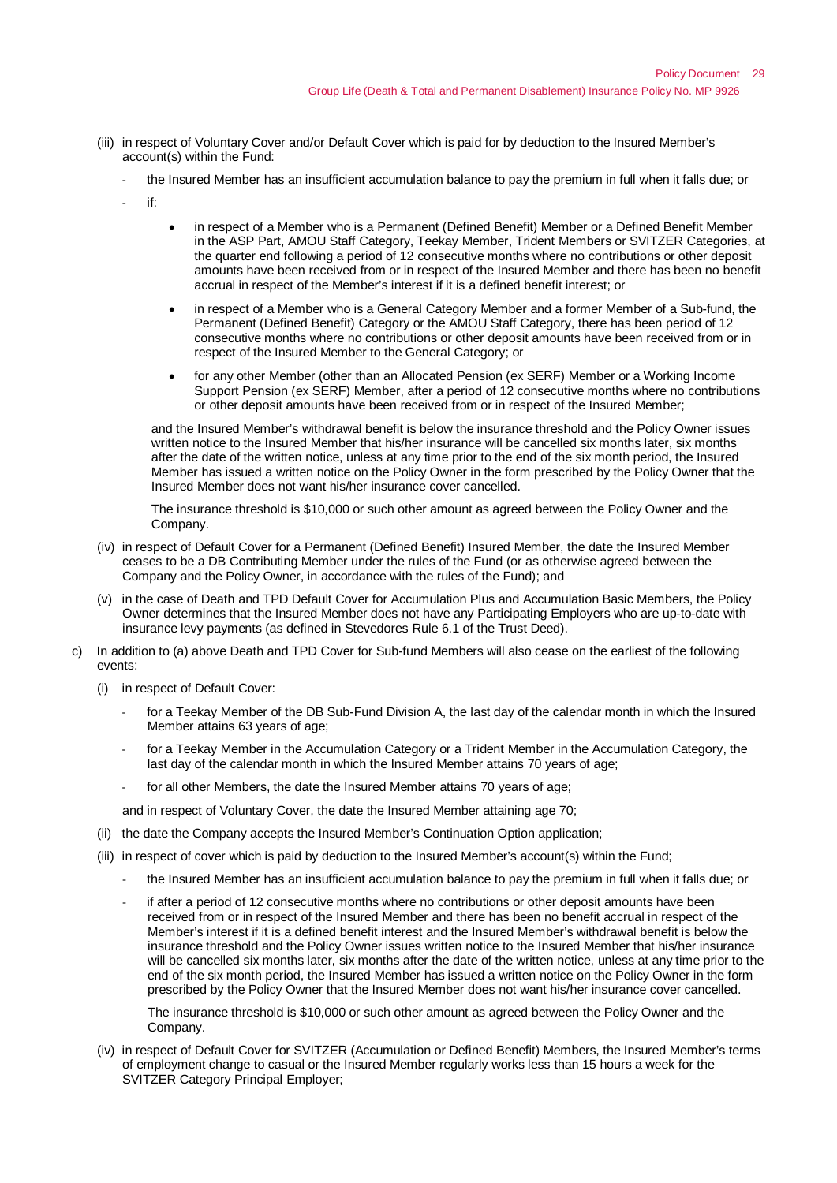(iii) in respect of Voluntary Cover and/or Default Cover which is paid for by deduction to the Insured Member's account(s) within the Fund:

- the Insured Member has an insufficient accumulation balance to pay the premium in full when it falls due; or
- if:
  - in respect of a Member who is a Permanent (Defined Benefit) Member or a Defined Benefit Member in the ASP Part, AMOU Staff Category, Teekay Member, Trident Members or SVITZER Categories, at the quarter end following a period of 12 consecutive months where no contributions or other deposit amounts have been received from or in respect of the Insured Member and there has been no benefit accrual in respect of the Member's interest if it is a defined benefit interest; or
  - in respect of a Member who is a General Category Member and a former Member of a Sub-fund, the Permanent (Defined Benefit) Category or the AMOU Staff Category, there has been period of 12 consecutive months where no contributions or other deposit amounts have been received from or in respect of the Insured Member to the General Category; or
  - for any other Member (other than an Allocated Pension (ex SERF) Member or a Working Income Support Pension (ex SERF) Member, after a period of 12 consecutive months where no contributions or other deposit amounts have been received from or in respect of the Insured Member;

  and the Insured Member's withdrawal benefit is below the insurance threshold and the Policy Owner issues written notice to the Insured Member that his/her insurance will be cancelled six months later, six months after the date of the written notice, unless at any time prior to the end of the six month period, the Insured Member has issued a written notice on the Policy Owner in the form prescribed by the Policy Owner that the Insured Member does not want his/her insurance cover cancelled.

  The insurance threshold is $10,000 or such other amount as agreed between the Policy Owner and the Company.

(iv) in respect of Default Cover for a Permanent (Defined Benefit) Insured Member, the date the Insured Member ceases to be a DB Contributing Member under the rules of the Fund (or as otherwise agreed between the Company and the Policy Owner, in accordance with the rules of the Fund); and

(v) in the case of Death and TPD Default Cover for Accumulation Plus and Accumulation Basic Members, the Policy Owner determines that the Insured Member does not have any Participating Employers who are up-to-date with insurance levy payments (as defined in Stevedores Rule 6.1 of the Trust Deed).

c) In addition to (a) above Death and TPD Cover for Sub-fund Members will also cease on the earliest of the following events:

(i) in respect of Default Cover:

- for a Teekay Member of the DB Sub-Fund Division A, the last day of the calendar month in which the Insured Member attains 63 years of age;
- for a Teekay Member in the Accumulation Category or a Trident Member in the Accumulation Category, the last day of the calendar month in which the Insured Member attains 70 years of age;
- for all other Members, the date the Insured Member attains 70 years of age;

and in respect of Voluntary Cover, the date the Insured Member attaining age 70;

(ii) the date the Company accepts the Insured Member's Continuation Option application;

(iii) in respect of cover which is paid by deduction to the Insured Member's account(s) within the Fund;

- the Insured Member has an insufficient accumulation balance to pay the premium in full when it falls due; or
- if after a period of 12 consecutive months where no contributions or other deposit amounts have been received from or in respect of the Insured Member and there has been no benefit accrual in respect of the Member's interest if it is a defined benefit interest and the Insured Member's withdrawal benefit is below the insurance threshold and the Policy Owner issues written notice to the Insured Member that his/her insurance will be cancelled six months later, six months after the date of the written notice, unless at any time prior to the end of the six month period, the Insured Member has issued a written notice on the Policy Owner in the form prescribed by the Policy Owner that the Insured Member does not want his/her insurance cover cancelled.

  The insurance threshold is $10,000 or such other amount as agreed between the Policy Owner and the Company.

(iv) in respect of Default Cover for SVITZER (Accumulation or Defined Benefit) Members, the Insured Member's terms of employment change to casual or the Insured Member regularly works less than 15 hours a week for the SVITZER Category Principal Employer;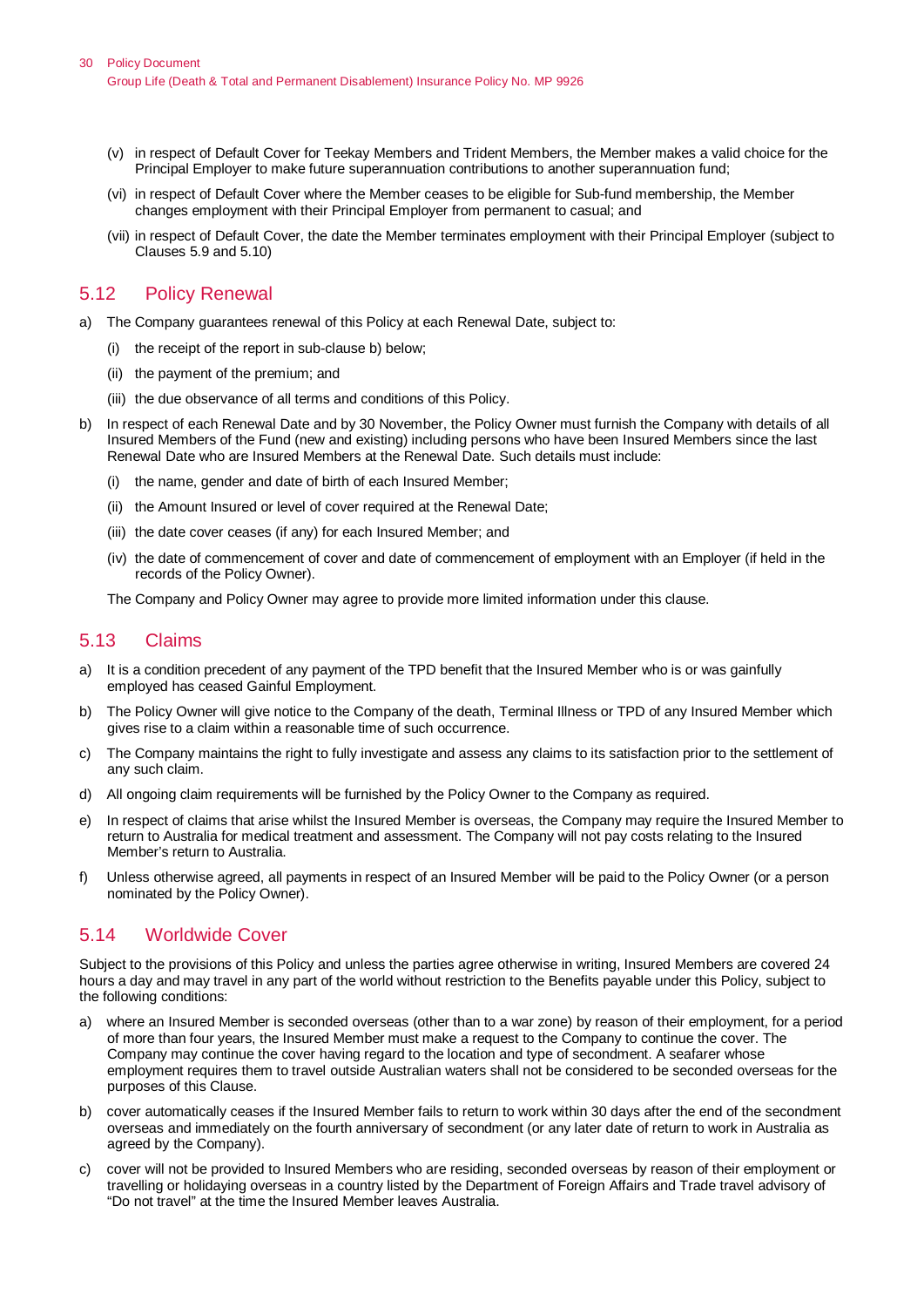- (v) in respect of Default Cover for Teekay Members and Trident Members, the Member makes a valid choice for the Principal Employer to make future superannuation contributions to another superannuation fund;
- (vi) in respect of Default Cover where the Member ceases to be eligible for Sub-fund membership, the Member changes employment with their Principal Employer from permanent to casual; and
- (vii) in respect of Default Cover, the date the Member terminates employment with their Principal Employer (subject to Clauses 5.9 and 5.10)

## 5.12 Policy Renewal

a) The Company guarantees renewal of this Policy at each Renewal Date, subject to:

- (i) the receipt of the report in sub-clause b) below;
- (ii) the payment of the premium; and
- (iii) the due observance of all terms and conditions of this Policy.

b) In respect of each Renewal Date and by 30 November, the Policy Owner must furnish the Company with details of all Insured Members of the Fund (new and existing) including persons who have been Insured Members since the last Renewal Date who are Insured Members at the Renewal Date. Such details must include:

- (i) the name, gender and date of birth of each Insured Member;
- (ii) the Amount Insured or level of cover required at the Renewal Date;
- (iii) the date cover ceases (if any) for each Insured Member; and
- (iv) the date of commencement of cover and date of commencement of employment with an Employer (if held in the records of the Policy Owner).

The Company and Policy Owner may agree to provide more limited information under this clause.

## 5.13 Claims

a) It is a condition precedent of any payment of the TPD benefit that the Insured Member who is or was gainfully employed has ceased Gainful Employment.

b) The Policy Owner will give notice to the Company of the death, Terminal Illness or TPD of any Insured Member which gives rise to a claim within a reasonable time of such occurrence.

c) The Company maintains the right to fully investigate and assess any claims to its satisfaction prior to the settlement of any such claim.

d) All ongoing claim requirements will be furnished by the Policy Owner to the Company as required.

e) In respect of claims that arise whilst the Insured Member is overseas, the Company may require the Insured Member to return to Australia for medical treatment and assessment. The Company will not pay costs relating to the Insured Member's return to Australia.

f) Unless otherwise agreed, all payments in respect of an Insured Member will be paid to the Policy Owner (or a person nominated by the Policy Owner).

## 5.14 Worldwide Cover

Subject to the provisions of this Policy and unless the parties agree otherwise in writing, Insured Members are covered 24 hours a day and may travel in any part of the world without restriction to the Benefits payable under this Policy, subject to the following conditions:

a) where an Insured Member is seconded overseas (other than to a war zone) by reason of their employment, for a period of more than four years, the Insured Member must make a request to the Company to continue the cover. The Company may continue the cover having regard to the location and type of secondment. A seafarer whose employment requires them to travel outside Australian waters shall not be considered to be seconded overseas for the purposes of this Clause.

b) cover automatically ceases if the Insured Member fails to return to work within 30 days after the end of the secondment overseas and immediately on the fourth anniversary of secondment (or any later date of return to work in Australia as agreed by the Company).

c) cover will not be provided to Insured Members who are residing, seconded overseas by reason of their employment or travelling or holidaying overseas in a country listed by the Department of Foreign Affairs and Trade travel advisory of "Do not travel" at the time the Insured Member leaves Australia.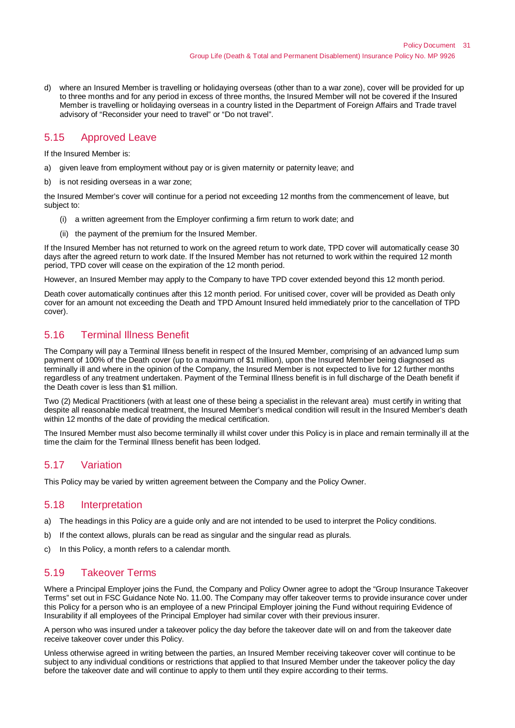d) where an Insured Member is travelling or holidaying overseas (other than to a war zone), cover will be provided for up to three months and for any period in excess of three months, the Insured Member will not be covered if the Insured Member is travelling or holidaying overseas in a country listed in the Department of Foreign Affairs and Trade travel advisory of "Reconsider your need to travel" or "Do not travel".

## 5.15 Approved Leave

If the Insured Member is:

a) given leave from employment without pay or is given maternity or paternity leave; and

b) is not residing overseas in a war zone;

the Insured Member's cover will continue for a period not exceeding 12 months from the commencement of leave, but subject to:

(i) a written agreement from the Employer confirming a firm return to work date; and

(ii) the payment of the premium for the Insured Member.

If the Insured Member has not returned to work on the agreed return to work date, TPD cover will automatically cease 30 days after the agreed return to work date. If the Insured Member has not returned to work within the required 12 month period, TPD cover will cease on the expiration of the 12 month period.

However, an Insured Member may apply to the Company to have TPD cover extended beyond this 12 month period.

Death cover automatically continues after this 12 month period. For unitised cover, cover will be provided as Death only cover for an amount not exceeding the Death and TPD Amount Insured held immediately prior to the cancellation of TPD cover).

## 5.16 Terminal Illness Benefit

The Company will pay a Terminal Illness benefit in respect of the Insured Member, comprising of an advanced lump sum payment of 100% of the Death cover (up to a maximum of $1 million), upon the Insured Member being diagnosed as terminally ill and where in the opinion of the Company, the Insured Member is not expected to live for 12 further months regardless of any treatment undertaken. Payment of the Terminal Illness benefit is in full discharge of the Death benefit if the Death cover is less than $1 million.

Two (2) Medical Practitioners (with at least one of these being a specialist in the relevant area) must certify in writing that despite all reasonable medical treatment, the Insured Member's medical condition will result in the Insured Member's death within 12 months of the date of providing the medical certification.

The Insured Member must also become terminally ill whilst cover under this Policy is in place and remain terminally ill at the time the claim for the Terminal Illness benefit has been lodged.

## 5.17 Variation

This Policy may be varied by written agreement between the Company and the Policy Owner.

## 5.18 Interpretation

a) The headings in this Policy are a guide only and are not intended to be used to interpret the Policy conditions.

b) If the context allows, plurals can be read as singular and the singular read as plurals.

c) In this Policy, a month refers to a calendar month.

## 5.19 Takeover Terms

Where a Principal Employer joins the Fund, the Company and Policy Owner agree to adopt the "Group Insurance Takeover Terms" set out in FSC Guidance Note No. 11.00. The Company may offer takeover terms to provide insurance cover under this Policy for a person who is an employee of a new Principal Employer joining the Fund without requiring Evidence of Insurability if all employees of the Principal Employer had similar cover with their previous insurer.

A person who was insured under a takeover policy the day before the takeover date will on and from the takeover date receive takeover cover under this Policy.

Unless otherwise agreed in writing between the parties, an Insured Member receiving takeover cover will continue to be subject to any individual conditions or restrictions that applied to that Insured Member under the takeover policy the day before the takeover date and will continue to apply to them until they expire according to their terms.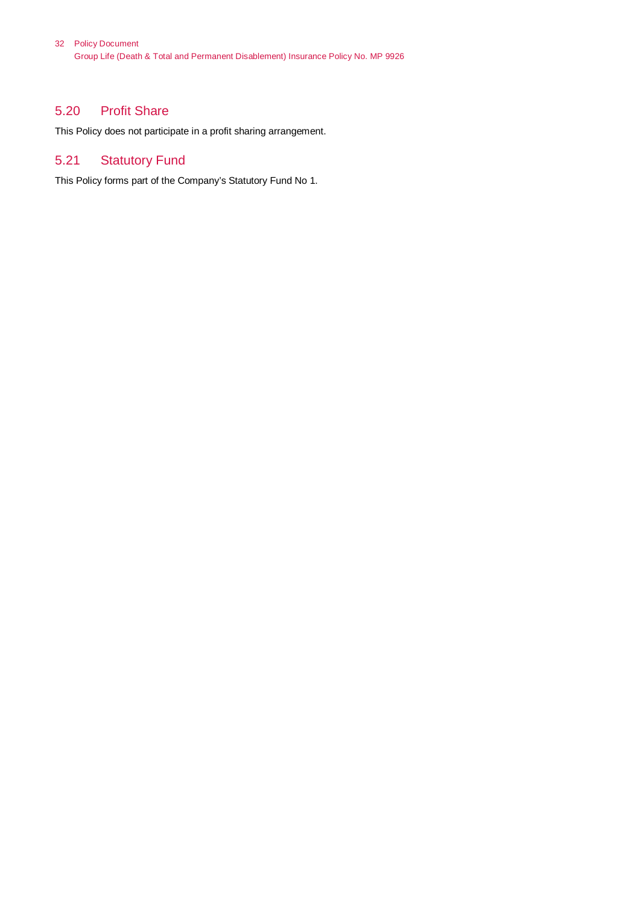## 5.20 Profit Share

This Policy does not participate in a profit sharing arrangement.

## 5.21 Statutory Fund

This Policy forms part of the Company's Statutory Fund No 1.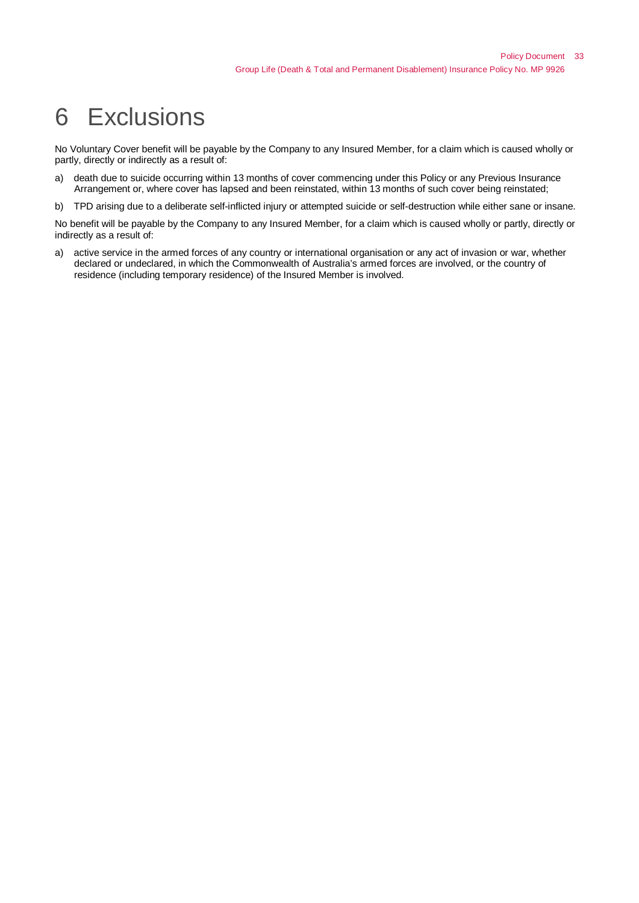# 6 Exclusions

No Voluntary Cover benefit will be payable by the Company to any Insured Member, for a claim which is caused wholly or partly, directly or indirectly as a result of:

a) death due to suicide occurring within 13 months of cover commencing under this Policy or any Previous Insurance Arrangement or, where cover has lapsed and been reinstated, within 13 months of such cover being reinstated;

b) TPD arising due to a deliberate self-inflicted injury or attempted suicide or self-destruction while either sane or insane.

No benefit will be payable by the Company to any Insured Member, for a claim which is caused wholly or partly, directly or indirectly as a result of:

a) active service in the armed forces of any country or international organisation or any act of invasion or war, whether declared or undeclared, in which the Commonwealth of Australia's armed forces are involved, or the country of residence (including temporary residence) of the Insured Member is involved.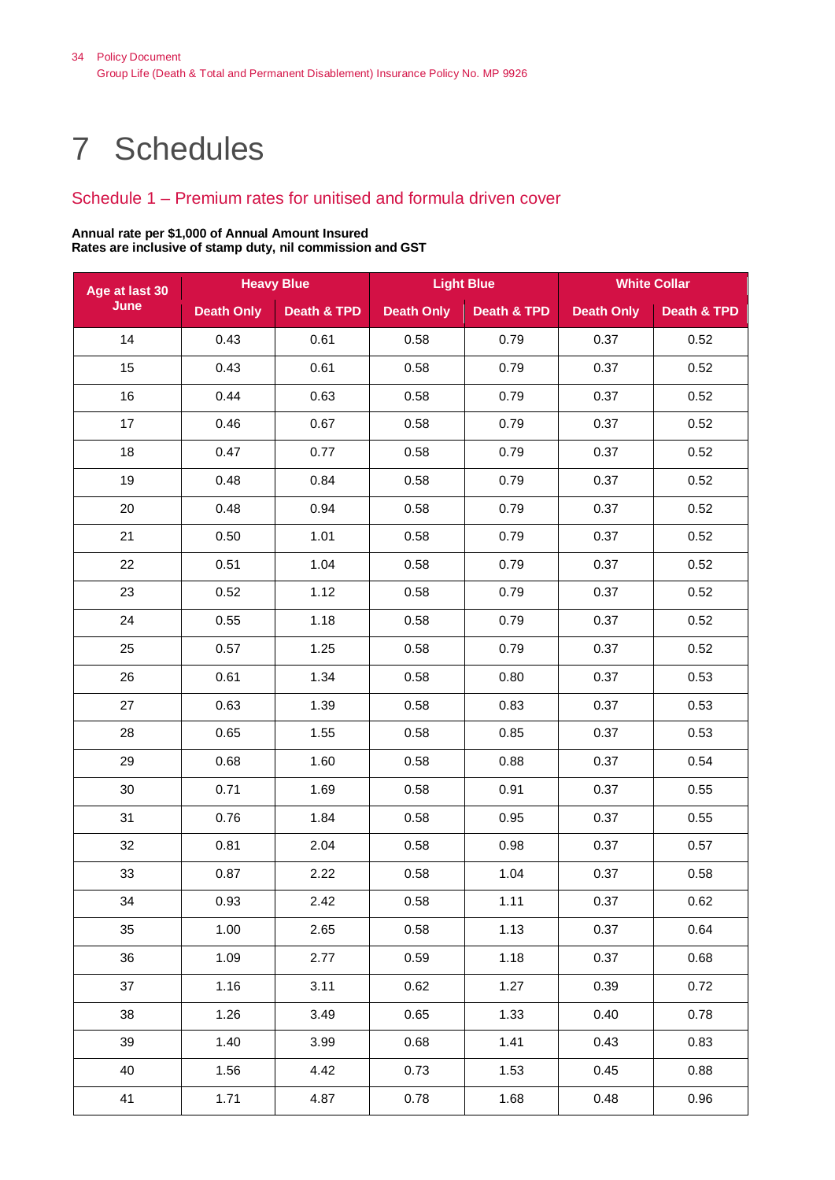# 7 Schedules

## Schedule 1 – Premium rates for unitised and formula driven cover

**Annual rate per $1,000 of Annual Amount Insured**
**Rates are inclusive of stamp duty, nil commission and GST**

| Age at last 30 June | Heavy Blue | | Light Blue | | White Collar | |
|---|---|---|---|---|---|---|
| | Death Only | Death & TPD | Death Only | Death & TPD | Death Only | Death & TPD |
| 14 | 0.43 | 0.61 | 0.58 | 0.79 | 0.37 | 0.52 |
| 15 | 0.43 | 0.61 | 0.58 | 0.79 | 0.37 | 0.52 |
| 16 | 0.44 | 0.63 | 0.58 | 0.79 | 0.37 | 0.52 |
| 17 | 0.46 | 0.67 | 0.58 | 0.79 | 0.37 | 0.52 |
| 18 | 0.47 | 0.77 | 0.58 | 0.79 | 0.37 | 0.52 |
| 19 | 0.48 | 0.84 | 0.58 | 0.79 | 0.37 | 0.52 |
| 20 | 0.48 | 0.94 | 0.58 | 0.79 | 0.37 | 0.52 |
| 21 | 0.50 | 1.01 | 0.58 | 0.79 | 0.37 | 0.52 |
| 22 | 0.51 | 1.04 | 0.58 | 0.79 | 0.37 | 0.52 |
| 23 | 0.52 | 1.12 | 0.58 | 0.79 | 0.37 | 0.52 |
| 24 | 0.55 | 1.18 | 0.58 | 0.79 | 0.37 | 0.52 |
| 25 | 0.57 | 1.25 | 0.58 | 0.79 | 0.37 | 0.52 |
| 26 | 0.61 | 1.34 | 0.58 | 0.80 | 0.37 | 0.53 |
| 27 | 0.63 | 1.39 | 0.58 | 0.83 | 0.37 | 0.53 |
| 28 | 0.65 | 1.55 | 0.58 | 0.85 | 0.37 | 0.53 |
| 29 | 0.68 | 1.60 | 0.58 | 0.88 | 0.37 | 0.54 |
| 30 | 0.71 | 1.69 | 0.58 | 0.91 | 0.37 | 0.55 |
| 31 | 0.76 | 1.84 | 0.58 | 0.95 | 0.37 | 0.55 |
| 32 | 0.81 | 2.04 | 0.58 | 0.98 | 0.37 | 0.57 |
| 33 | 0.87 | 2.22 | 0.58 | 1.04 | 0.37 | 0.58 |
| 34 | 0.93 | 2.42 | 0.58 | 1.11 | 0.37 | 0.62 |
| 35 | 1.00 | 2.65 | 0.58 | 1.13 | 0.37 | 0.64 |
| 36 | 1.09 | 2.77 | 0.59 | 1.18 | 0.37 | 0.68 |
| 37 | 1.16 | 3.11 | 0.62 | 1.27 | 0.39 | 0.72 |
| 38 | 1.26 | 3.49 | 0.65 | 1.33 | 0.40 | 0.78 |
| 39 | 1.40 | 3.99 | 0.68 | 1.41 | 0.43 | 0.83 |
| 40 | 1.56 | 4.42 | 0.73 | 1.53 | 0.45 | 0.88 |
| 41 | 1.71 | 4.87 | 0.78 | 1.68 | 0.48 | 0.96 |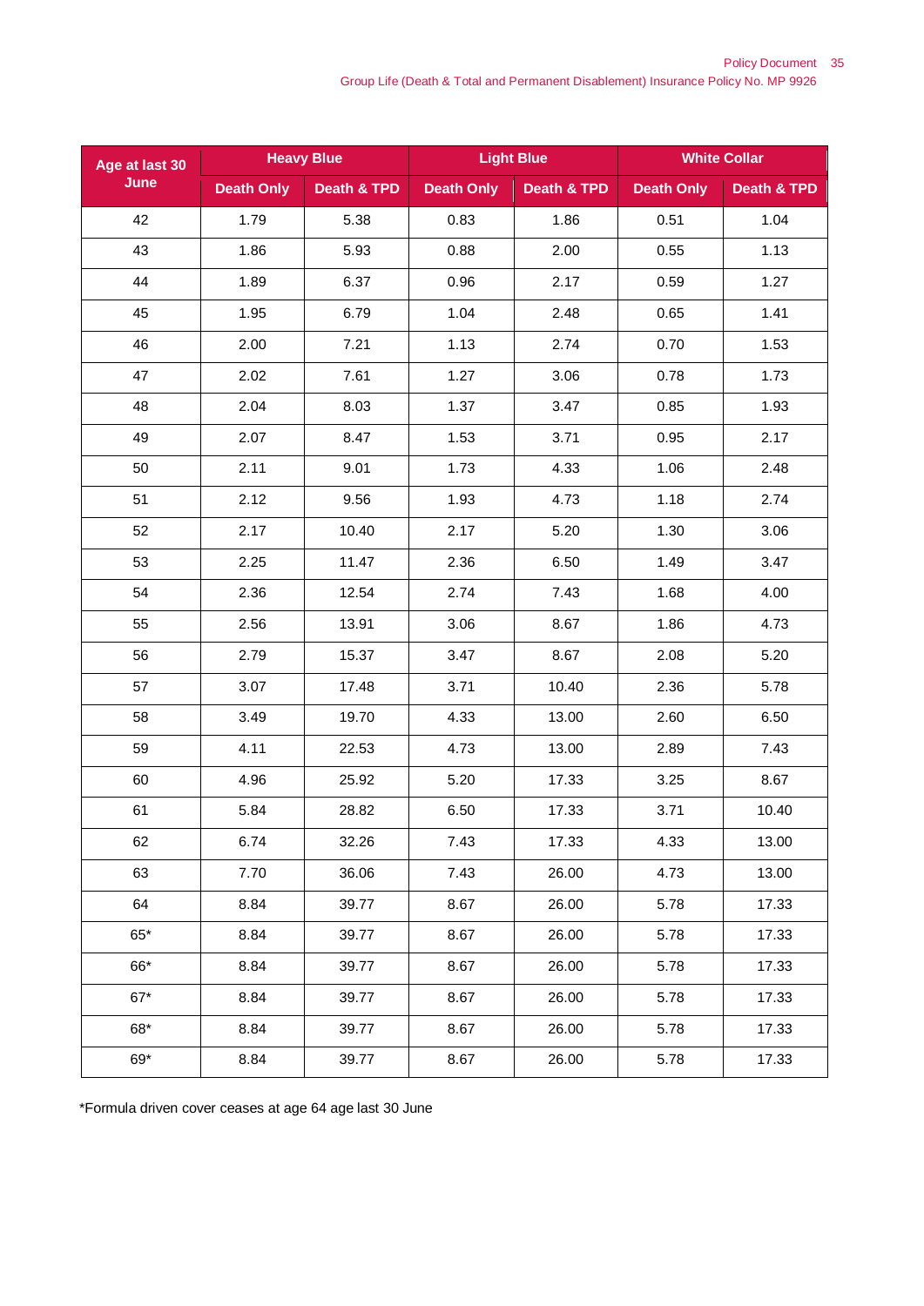| Age at last 30 June | Heavy Blue | | Light Blue | | White Collar | |
|---|---|---|---|---|---|---|
| | Death Only | Death & TPD | Death Only | Death & TPD | Death Only | Death & TPD |
| 42 | 1.79 | 5.38 | 0.83 | 1.86 | 0.51 | 1.04 |
| 43 | 1.86 | 5.93 | 0.88 | 2.00 | 0.55 | 1.13 |
| 44 | 1.89 | 6.37 | 0.96 | 2.17 | 0.59 | 1.27 |
| 45 | 1.95 | 6.79 | 1.04 | 2.48 | 0.65 | 1.41 |
| 46 | 2.00 | 7.21 | 1.13 | 2.74 | 0.70 | 1.53 |
| 47 | 2.02 | 7.61 | 1.27 | 3.06 | 0.78 | 1.73 |
| 48 | 2.04 | 8.03 | 1.37 | 3.47 | 0.85 | 1.93 |
| 49 | 2.07 | 8.47 | 1.53 | 3.71 | 0.95 | 2.17 |
| 50 | 2.11 | 9.01 | 1.73 | 4.33 | 1.06 | 2.48 |
| 51 | 2.12 | 9.56 | 1.93 | 4.73 | 1.18 | 2.74 |
| 52 | 2.17 | 10.40 | 2.17 | 5.20 | 1.30 | 3.06 |
| 53 | 2.25 | 11.47 | 2.36 | 6.50 | 1.49 | 3.47 |
| 54 | 2.36 | 12.54 | 2.74 | 7.43 | 1.68 | 4.00 |
| 55 | 2.56 | 13.91 | 3.06 | 8.67 | 1.86 | 4.73 |
| 56 | 2.79 | 15.37 | 3.47 | 8.67 | 2.08 | 5.20 |
| 57 | 3.07 | 17.48 | 3.71 | 10.40 | 2.36 | 5.78 |
| 58 | 3.49 | 19.70 | 4.33 | 13.00 | 2.60 | 6.50 |
| 59 | 4.11 | 22.53 | 4.73 | 13.00 | 2.89 | 7.43 |
| 60 | 4.96 | 25.92 | 5.20 | 17.33 | 3.25 | 8.67 |
| 61 | 5.84 | 28.82 | 6.50 | 17.33 | 3.71 | 10.40 |
| 62 | 6.74 | 32.26 | 7.43 | 17.33 | 4.33 | 13.00 |
| 63 | 7.70 | 36.06 | 7.43 | 26.00 | 4.73 | 13.00 |
| 64 | 8.84 | 39.77 | 8.67 | 26.00 | 5.78 | 17.33 |
| 65* | 8.84 | 39.77 | 8.67 | 26.00 | 5.78 | 17.33 |
| 66* | 8.84 | 39.77 | 8.67 | 26.00 | 5.78 | 17.33 |
| 67* | 8.84 | 39.77 | 8.67 | 26.00 | 5.78 | 17.33 |
| 68* | 8.84 | 39.77 | 8.67 | 26.00 | 5.78 | 17.33 |
| 69* | 8.84 | 39.77 | 8.67 | 26.00 | 5.78 | 17.33 |

*Formula driven cover ceases at age 64 age last 30 June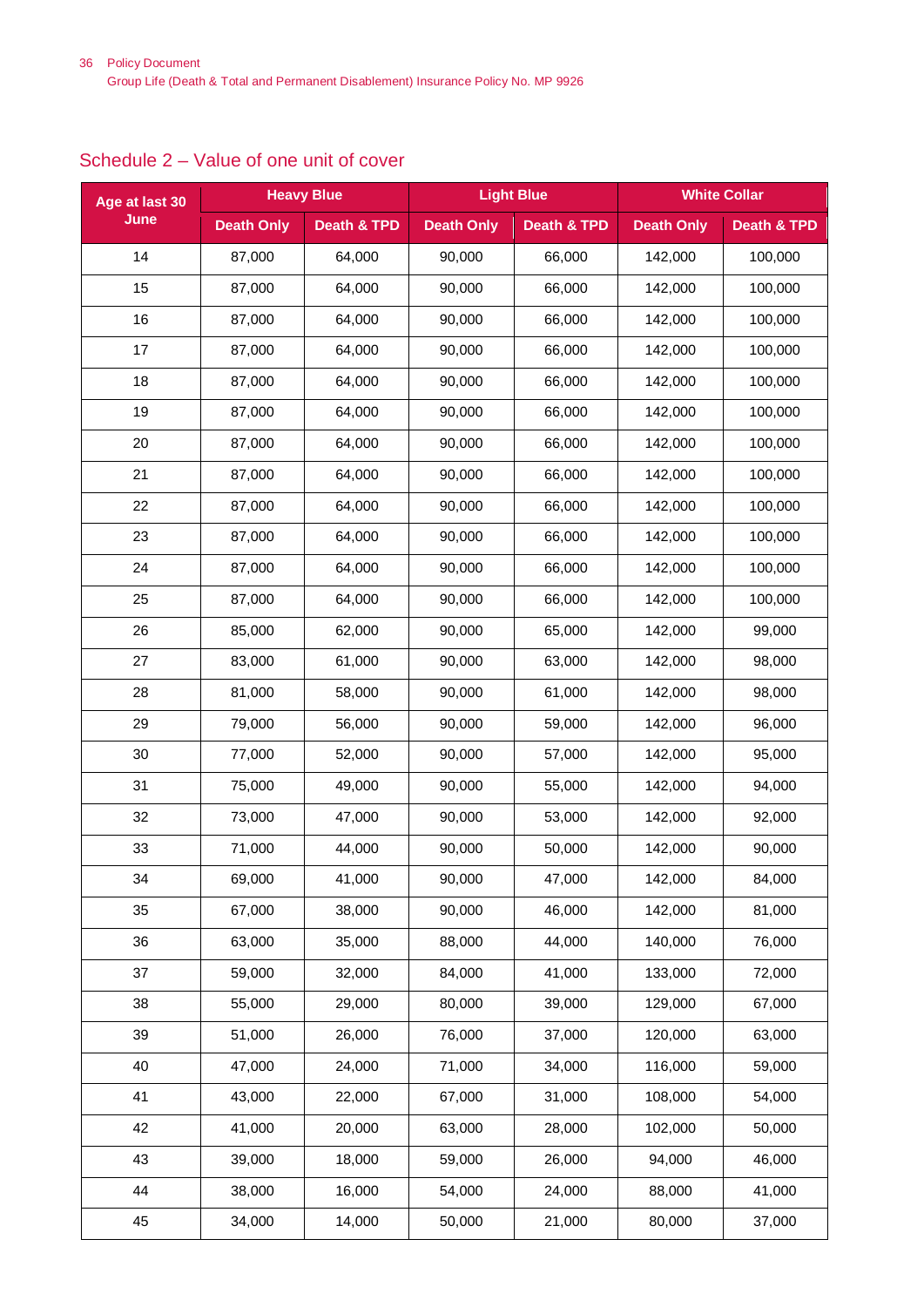## Schedule 2 – Value of one unit of cover

| Age at last 30 June | Heavy Blue | | Light Blue | | White Collar | |
|---|---|---|---|---|---|---|
| | Death Only | Death & TPD | Death Only | Death & TPD | Death Only | Death & TPD |
| 14 | 87,000 | 64,000 | 90,000 | 66,000 | 142,000 | 100,000 |
| 15 | 87,000 | 64,000 | 90,000 | 66,000 | 142,000 | 100,000 |
| 16 | 87,000 | 64,000 | 90,000 | 66,000 | 142,000 | 100,000 |
| 17 | 87,000 | 64,000 | 90,000 | 66,000 | 142,000 | 100,000 |
| 18 | 87,000 | 64,000 | 90,000 | 66,000 | 142,000 | 100,000 |
| 19 | 87,000 | 64,000 | 90,000 | 66,000 | 142,000 | 100,000 |
| 20 | 87,000 | 64,000 | 90,000 | 66,000 | 142,000 | 100,000 |
| 21 | 87,000 | 64,000 | 90,000 | 66,000 | 142,000 | 100,000 |
| 22 | 87,000 | 64,000 | 90,000 | 66,000 | 142,000 | 100,000 |
| 23 | 87,000 | 64,000 | 90,000 | 66,000 | 142,000 | 100,000 |
| 24 | 87,000 | 64,000 | 90,000 | 66,000 | 142,000 | 100,000 |
| 25 | 87,000 | 64,000 | 90,000 | 66,000 | 142,000 | 100,000 |
| 26 | 85,000 | 62,000 | 90,000 | 65,000 | 142,000 | 99,000 |
| 27 | 83,000 | 61,000 | 90,000 | 63,000 | 142,000 | 98,000 |
| 28 | 81,000 | 58,000 | 90,000 | 61,000 | 142,000 | 98,000 |
| 29 | 79,000 | 56,000 | 90,000 | 59,000 | 142,000 | 96,000 |
| 30 | 77,000 | 52,000 | 90,000 | 57,000 | 142,000 | 95,000 |
| 31 | 75,000 | 49,000 | 90,000 | 55,000 | 142,000 | 94,000 |
| 32 | 73,000 | 47,000 | 90,000 | 53,000 | 142,000 | 92,000 |
| 33 | 71,000 | 44,000 | 90,000 | 50,000 | 142,000 | 90,000 |
| 34 | 69,000 | 41,000 | 90,000 | 47,000 | 142,000 | 84,000 |
| 35 | 67,000 | 38,000 | 90,000 | 46,000 | 142,000 | 81,000 |
| 36 | 63,000 | 35,000 | 88,000 | 44,000 | 140,000 | 76,000 |
| 37 | 59,000 | 32,000 | 84,000 | 41,000 | 133,000 | 72,000 |
| 38 | 55,000 | 29,000 | 80,000 | 39,000 | 129,000 | 67,000 |
| 39 | 51,000 | 26,000 | 76,000 | 37,000 | 120,000 | 63,000 |
| 40 | 47,000 | 24,000 | 71,000 | 34,000 | 116,000 | 59,000 |
| 41 | 43,000 | 22,000 | 67,000 | 31,000 | 108,000 | 54,000 |
| 42 | 41,000 | 20,000 | 63,000 | 28,000 | 102,000 | 50,000 |
| 43 | 39,000 | 18,000 | 59,000 | 26,000 | 94,000 | 46,000 |
| 44 | 38,000 | 16,000 | 54,000 | 24,000 | 88,000 | 41,000 |
| 45 | 34,000 | 14,000 | 50,000 | 21,000 | 80,000 | 37,000 |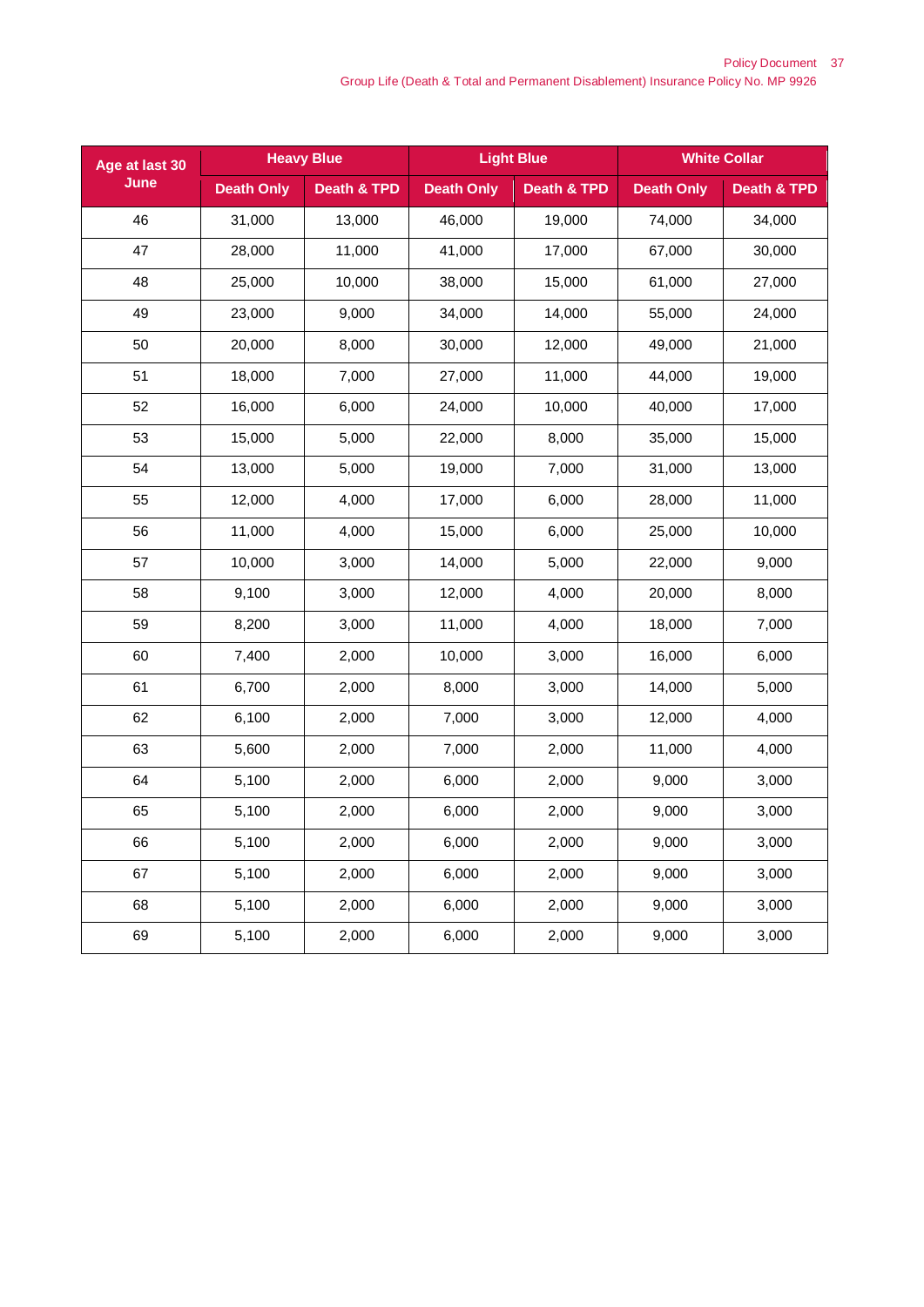| Age at last 30 June | Heavy Blue | | Light Blue | | White Collar | |
|---|---|---|---|---|---|---|
| | Death Only | Death & TPD | Death Only | Death & TPD | Death Only | Death & TPD |
| 46 | 31,000 | 13,000 | 46,000 | 19,000 | 74,000 | 34,000 |
| 47 | 28,000 | 11,000 | 41,000 | 17,000 | 67,000 | 30,000 |
| 48 | 25,000 | 10,000 | 38,000 | 15,000 | 61,000 | 27,000 |
| 49 | 23,000 | 9,000 | 34,000 | 14,000 | 55,000 | 24,000 |
| 50 | 20,000 | 8,000 | 30,000 | 12,000 | 49,000 | 21,000 |
| 51 | 18,000 | 7,000 | 27,000 | 11,000 | 44,000 | 19,000 |
| 52 | 16,000 | 6,000 | 24,000 | 10,000 | 40,000 | 17,000 |
| 53 | 15,000 | 5,000 | 22,000 | 8,000 | 35,000 | 15,000 |
| 54 | 13,000 | 5,000 | 19,000 | 7,000 | 31,000 | 13,000 |
| 55 | 12,000 | 4,000 | 17,000 | 6,000 | 28,000 | 11,000 |
| 56 | 11,000 | 4,000 | 15,000 | 6,000 | 25,000 | 10,000 |
| 57 | 10,000 | 3,000 | 14,000 | 5,000 | 22,000 | 9,000 |
| 58 | 9,100 | 3,000 | 12,000 | 4,000 | 20,000 | 8,000 |
| 59 | 8,200 | 3,000 | 11,000 | 4,000 | 18,000 | 7,000 |
| 60 | 7,400 | 2,000 | 10,000 | 3,000 | 16,000 | 6,000 |
| 61 | 6,700 | 2,000 | 8,000 | 3,000 | 14,000 | 5,000 |
| 62 | 6,100 | 2,000 | 7,000 | 3,000 | 12,000 | 4,000 |
| 63 | 5,600 | 2,000 | 7,000 | 2,000 | 11,000 | 4,000 |
| 64 | 5,100 | 2,000 | 6,000 | 2,000 | 9,000 | 3,000 |
| 65 | 5,100 | 2,000 | 6,000 | 2,000 | 9,000 | 3,000 |
| 66 | 5,100 | 2,000 | 6,000 | 2,000 | 9,000 | 3,000 |
| 67 | 5,100 | 2,000 | 6,000 | 2,000 | 9,000 | 3,000 |
| 68 | 5,100 | 2,000 | 6,000 | 2,000 | 9,000 | 3,000 |
| 69 | 5,100 | 2,000 | 6,000 | 2,000 | 9,000 | 3,000 |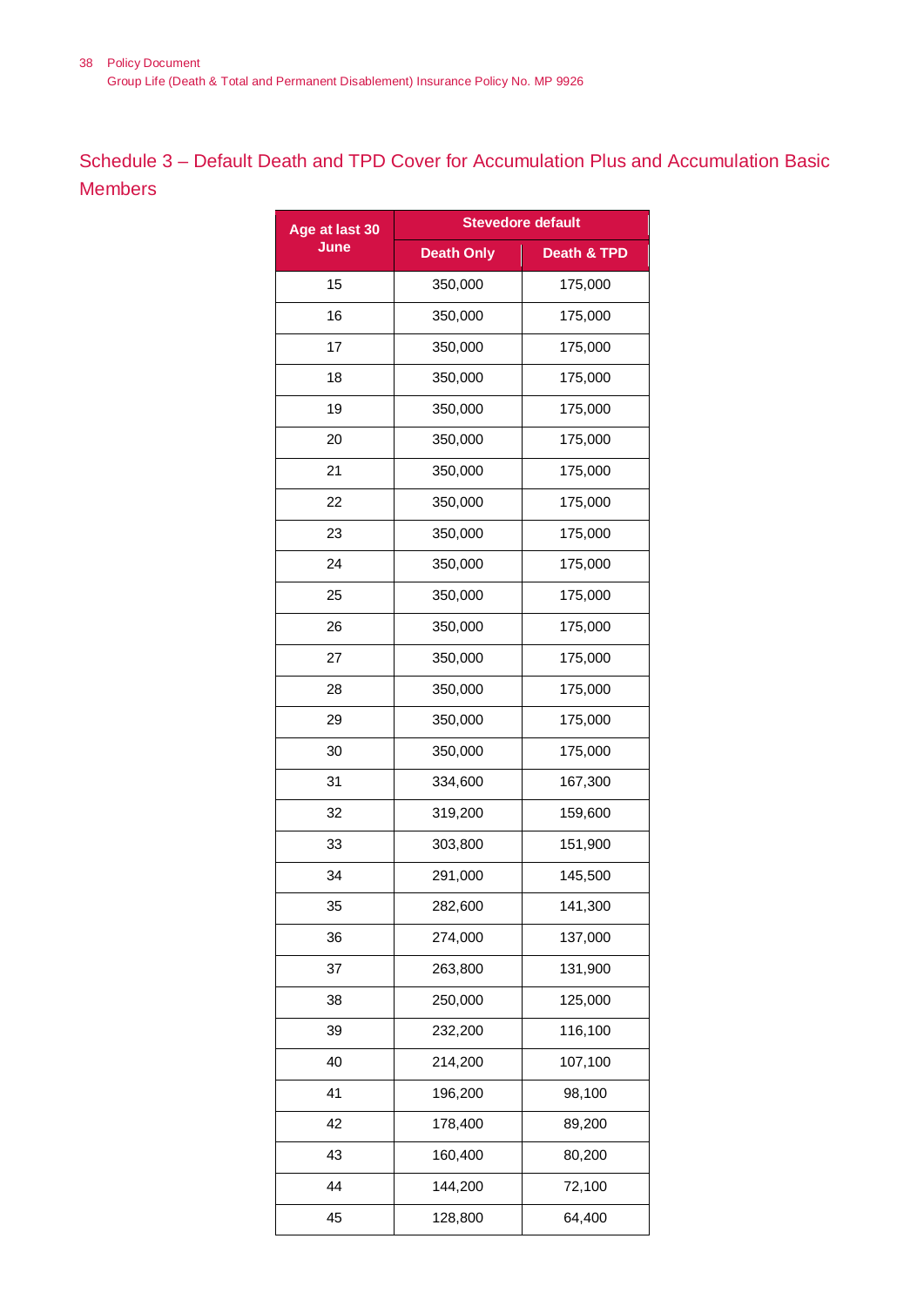## Schedule 3 – Default Death and TPD Cover for Accumulation Plus and Accumulation Basic Members

| Age at last 30 June | Stevedore default | |
|---|---|---|
| | Death Only | Death & TPD |
| 15 | 350,000 | 175,000 |
| 16 | 350,000 | 175,000 |
| 17 | 350,000 | 175,000 |
| 18 | 350,000 | 175,000 |
| 19 | 350,000 | 175,000 |
| 20 | 350,000 | 175,000 |
| 21 | 350,000 | 175,000 |
| 22 | 350,000 | 175,000 |
| 23 | 350,000 | 175,000 |
| 24 | 350,000 | 175,000 |
| 25 | 350,000 | 175,000 |
| 26 | 350,000 | 175,000 |
| 27 | 350,000 | 175,000 |
| 28 | 350,000 | 175,000 |
| 29 | 350,000 | 175,000 |
| 30 | 350,000 | 175,000 |
| 31 | 334,600 | 167,300 |
| 32 | 319,200 | 159,600 |
| 33 | 303,800 | 151,900 |
| 34 | 291,000 | 145,500 |
| 35 | 282,600 | 141,300 |
| 36 | 274,000 | 137,000 |
| 37 | 263,800 | 131,900 |
| 38 | 250,000 | 125,000 |
| 39 | 232,200 | 116,100 |
| 40 | 214,200 | 107,100 |
| 41 | 196,200 | 98,100 |
| 42 | 178,400 | 89,200 |
| 43 | 160,400 | 80,200 |
| 44 | 144,200 | 72,100 |
| 45 | 128,800 | 64,400 |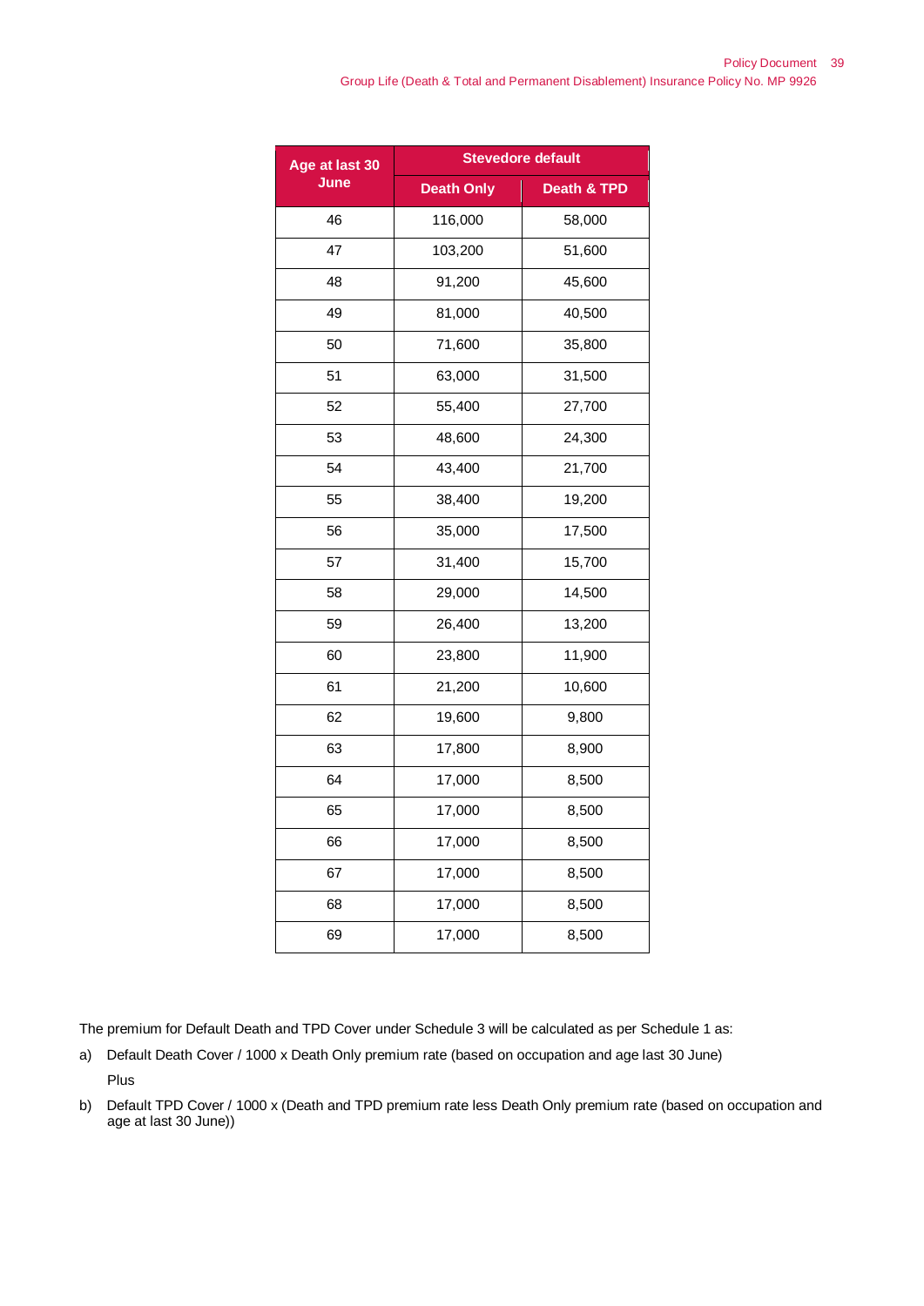| Age at last 30 June | Stevedore default | |
|---|---|---|
| | Death Only | Death & TPD |
| 46 | 116,000 | 58,000 |
| 47 | 103,200 | 51,600 |
| 48 | 91,200 | 45,600 |
| 49 | 81,000 | 40,500 |
| 50 | 71,600 | 35,800 |
| 51 | 63,000 | 31,500 |
| 52 | 55,400 | 27,700 |
| 53 | 48,600 | 24,300 |
| 54 | 43,400 | 21,700 |
| 55 | 38,400 | 19,200 |
| 56 | 35,000 | 17,500 |
| 57 | 31,400 | 15,700 |
| 58 | 29,000 | 14,500 |
| 59 | 26,400 | 13,200 |
| 60 | 23,800 | 11,900 |
| 61 | 21,200 | 10,600 |
| 62 | 19,600 | 9,800 |
| 63 | 17,800 | 8,900 |
| 64 | 17,000 | 8,500 |
| 65 | 17,000 | 8,500 |
| 66 | 17,000 | 8,500 |
| 67 | 17,000 | 8,500 |
| 68 | 17,000 | 8,500 |
| 69 | 17,000 | 8,500 |

The premium for Default Death and TPD Cover under Schedule 3 will be calculated as per Schedule 1 as:

a) Default Death Cover / 1000 x Death Only premium rate (based on occupation and age last 30 June)

   Plus

b) Default TPD Cover / 1000 x (Death and TPD premium rate less Death Only premium rate (based on occupation and age at last 30 June))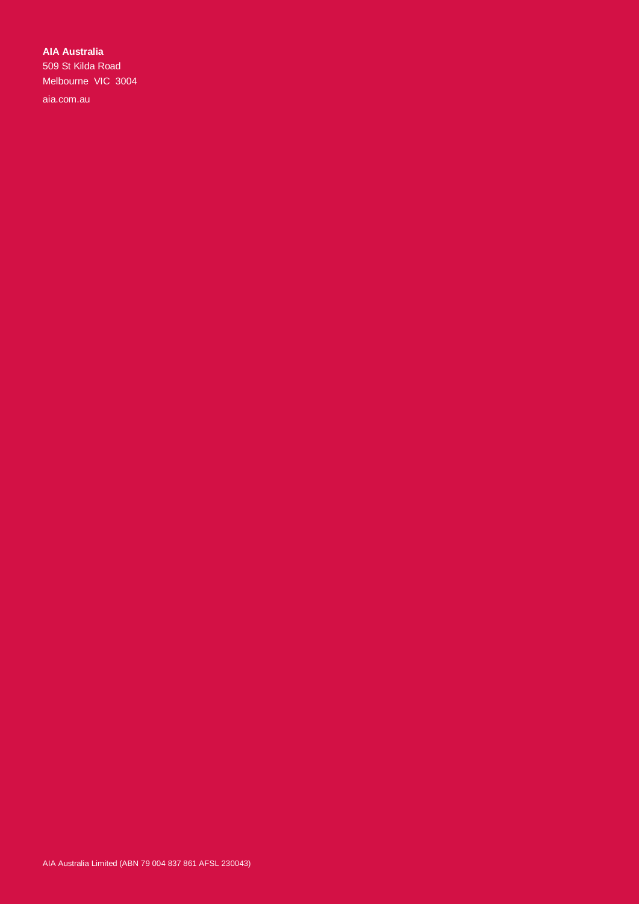**AIA Australia**
509 St Kilda Road
Melbourne VIC 3004

aia.com.au

AIA Australia Limited (ABN 79 004 837 861 AFSL 230043)